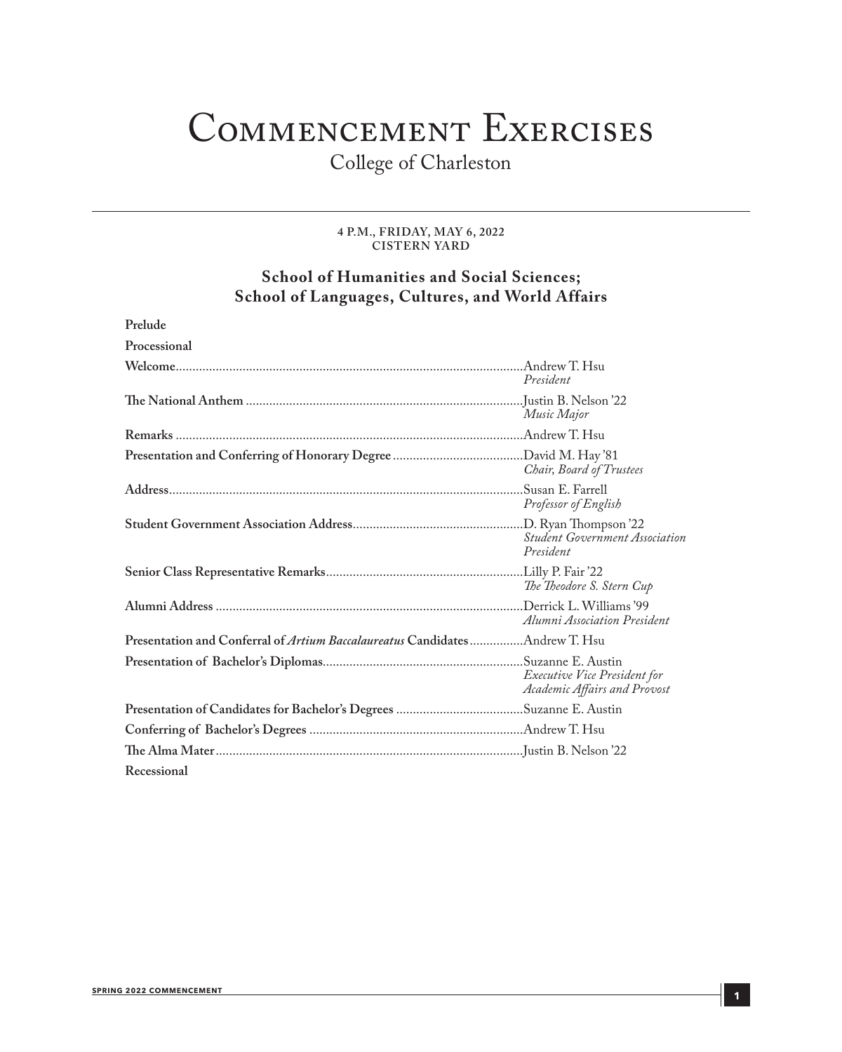# Commencement Exercises

College of Charleston

---

**4 P.M., FRIDAY, MAY 6, 2022**
**CISTERN YARD**

## School of Humanities and Social Sciences; School of Languages, Cultures, and World Affairs

**Prelude**

**Processional**

**Welcome**........................................................................................................Andrew T. Hsu
*President*

**The National Anthem** ..................................................................................Justin B. Nelson '22
*Music Major*

**Remarks** ........................................................................................................Andrew T. Hsu

**Presentation and Conferring of Honorary Degree** .......................................David M. Hay '81
*Chair, Board of Trustees*

**Address**..........................................................................................................Susan E. Farrell
*Professor of English*

**Student Government Association Address**...................................................D. Ryan Thompson '22
*Student Government Association President*

**Senior Class Representative Remarks**...........................................................Lilly P. Fair '22
*The Theodore S. Stern Cup*

**Alumni Address** ............................................................................................Derrick L. Williams '99
*Alumni Association President*

**Presentation and Conferral of *Artium Baccalaureatus* Candidates**................Andrew T. Hsu

**Presentation of Bachelor's Diplomas**............................................................Suzanne E. Austin
*Executive Vice President for Academic Affairs and Provost*

**Presentation of Candidates for Bachelor's Degrees** ......................................Suzanne E. Austin

**Conferring of Bachelor's Degrees** ................................................................Andrew T. Hsu

**The Alma Mater**............................................................................................Justin B. Nelson '22

**Recessional**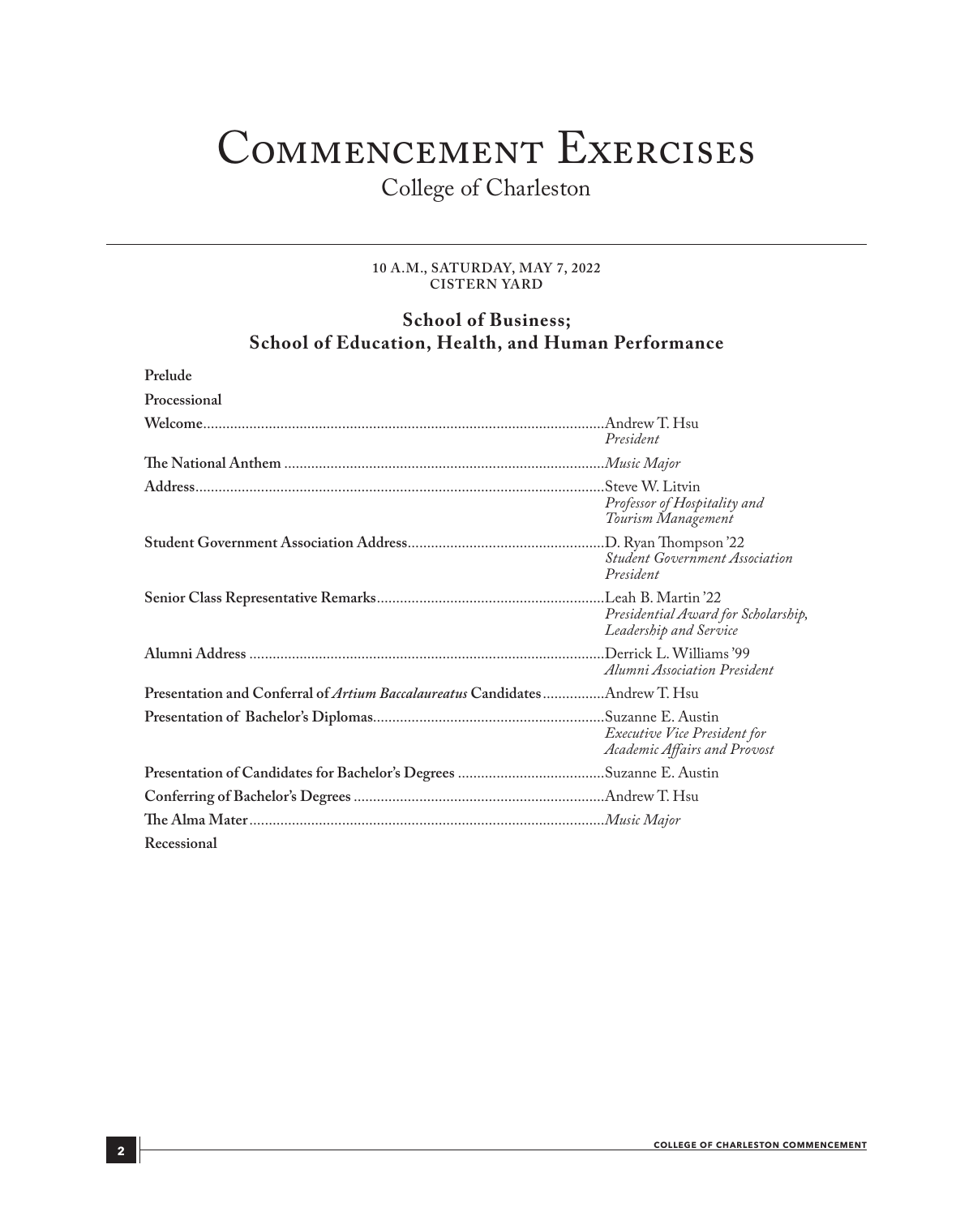# Commencement Exercises

College of Charleston

**10 A.M., SATURDAY, MAY 7, 2022**
**CISTERN YARD**

## School of Business; School of Education, Health, and Human Performance

**Prelude**

**Processional**

**Welcome** ........ Andrew T. Hsu
*President*

**The National Anthem** ........ *Music Major*

**Address** ........ Steve W. Litvin
*Professor of Hospitality and Tourism Management*

**Student Government Association Address** ........ D. Ryan Thompson '22
*Student Government Association President*

**Senior Class Representative Remarks** ........ Leah B. Martin '22
*Presidential Award for Scholarship, Leadership and Service*

**Alumni Address** ........ Derrick L. Williams '99
*Alumni Association President*

**Presentation and Conferral of *Artium Baccalaureatus* Candidates** ........ Andrew T. Hsu

**Presentation of Bachelor's Diplomas** ........ Suzanne E. Austin
*Executive Vice President for Academic Affairs and Provost*

**Presentation of Candidates for Bachelor's Degrees** ........ Suzanne E. Austin

**Conferring of Bachelor's Degrees** ........ Andrew T. Hsu

**The Alma Mater** ........ *Music Major*

**Recessional**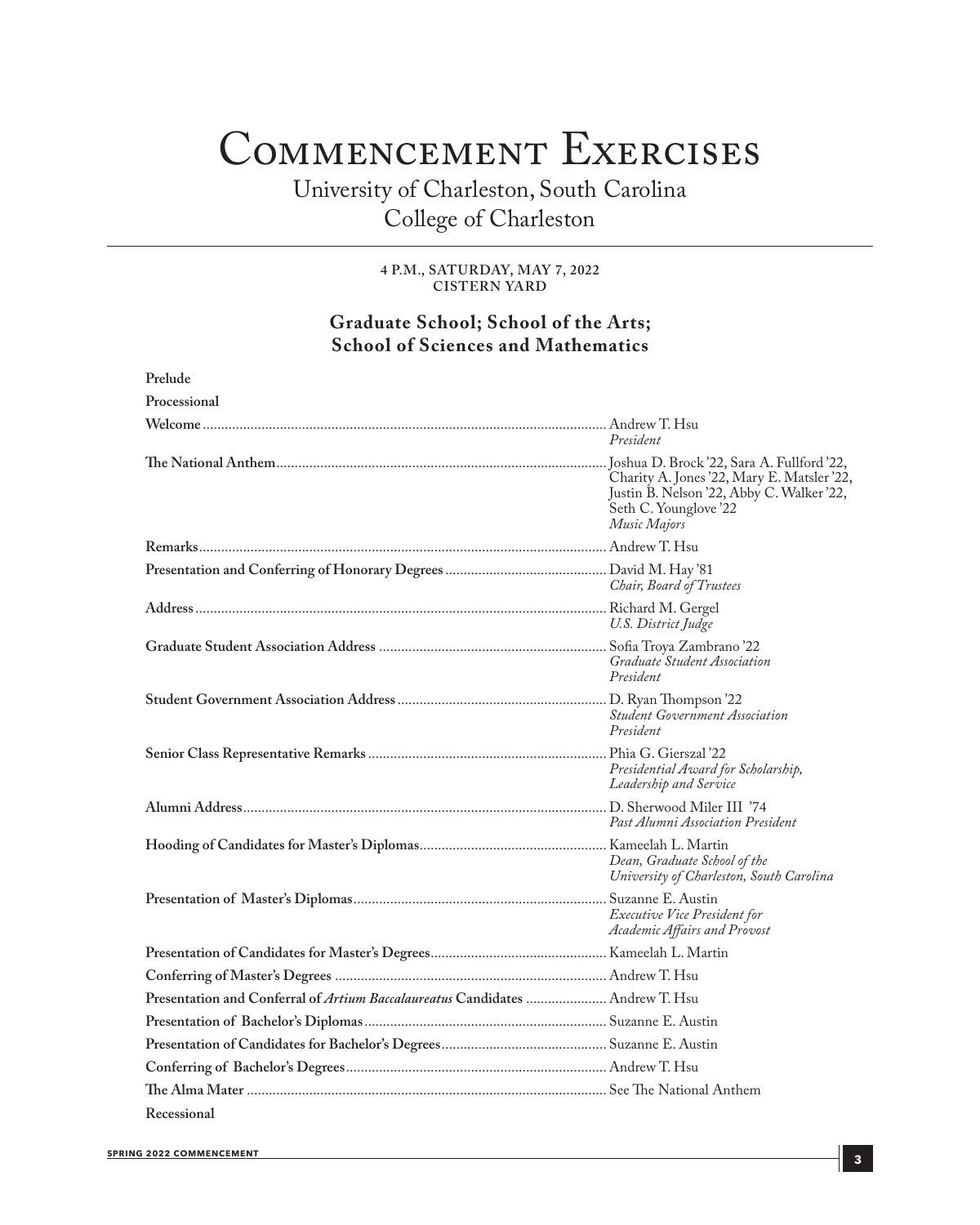# Commencement Exercises

## University of Charleston, South Carolina
## College of Charleston

**4 P.M., SATURDAY, MAY 7, 2022**
**CISTERN YARD**

### Graduate School; School of the Arts; School of Sciences and Mathematics

**Prelude**

**Processional**

**Welcome** ............ Andrew T. Hsu
*President*

**The National Anthem** ............ Joshua D. Brock '22, Sara A. Fullford '22, Charity A. Jones '22, Mary E. Matsler '22, Justin B. Nelson '22, Abby C. Walker '22, Seth C. Younglove '22
*Music Majors*

**Remarks** ............ Andrew T. Hsu

**Presentation and Conferring of Honorary Degrees** ............ David M. Hay '81
*Chair, Board of Trustees*

**Address** ............ Richard M. Gergel
*U.S. District Judge*

**Graduate Student Association Address** ............ Sofia Troya Zambrano '22
*Graduate Student Association President*

**Student Government Association Address** ............ D. Ryan Thompson '22
*Student Government Association President*

**Senior Class Representative Remarks** ............ Phia G. Gierszal '22
*Presidential Award for Scholarship, Leadership and Service*

**Alumni Address** ............ D. Sherwood Miler III '74
*Past Alumni Association President*

**Hooding of Candidates for Master's Diplomas** ............ Kameelah L. Martin
*Dean, Graduate School of the University of Charleston, South Carolina*

**Presentation of Master's Diplomas** ............ Suzanne E. Austin
*Executive Vice President for Academic Affairs and Provost*

**Presentation of Candidates for Master's Degrees** ............ Kameelah L. Martin

**Conferring of Master's Degrees** ............ Andrew T. Hsu

**Presentation and Conferral of *Artium Baccalaureatus* Candidates** ............ Andrew T. Hsu

**Presentation of Bachelor's Diplomas** ............ Suzanne E. Austin

**Presentation of Candidates for Bachelor's Degrees** ............ Suzanne E. Austin

**Conferring of Bachelor's Degrees** ............ Andrew T. Hsu

**The Alma Mater** ............ See The National Anthem

**Recessional**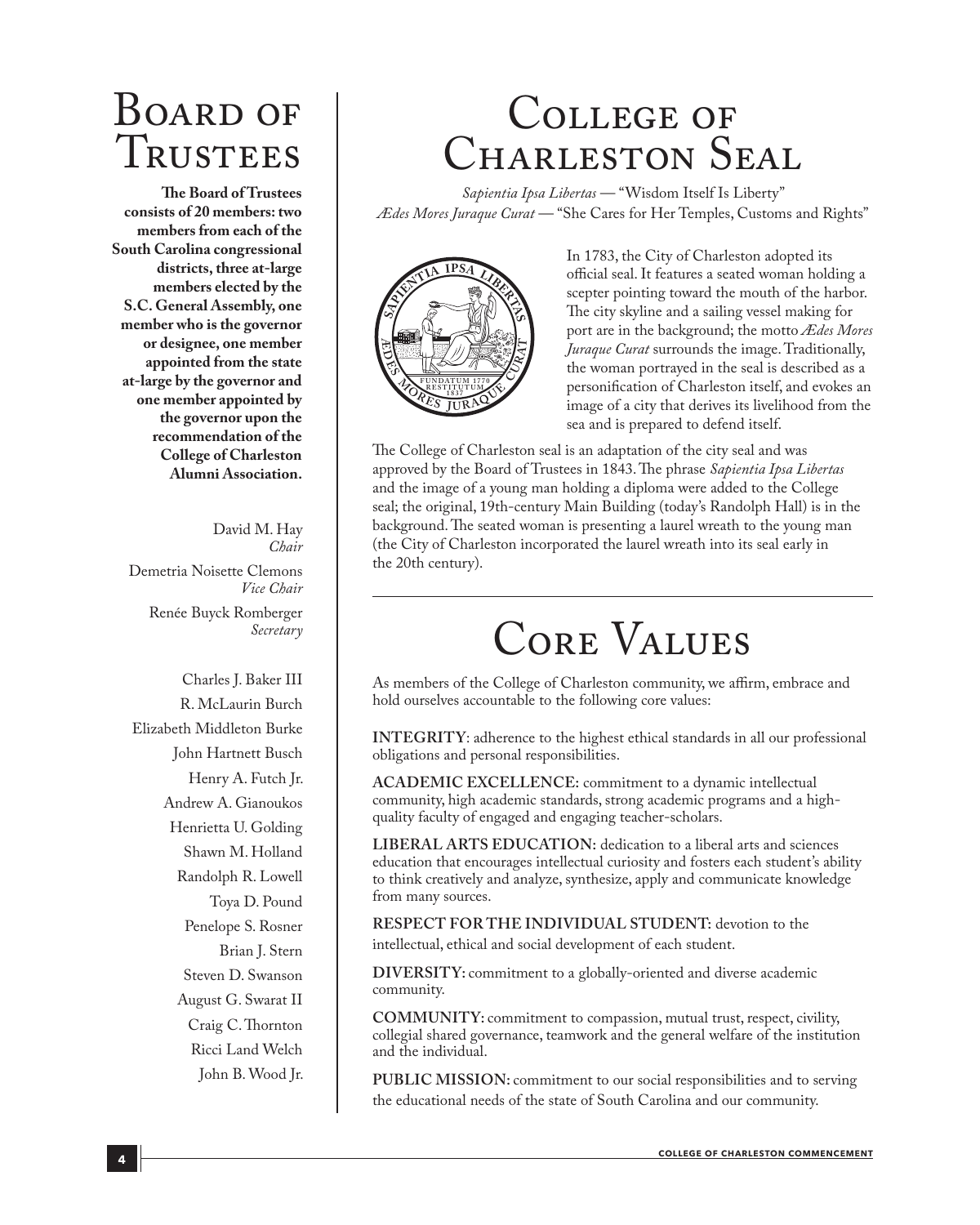# Board of Trustees

**The Board of Trustees consists of 20 members: two members from each of the South Carolina congressional districts, three at-large members elected by the S.C. General Assembly, one member who is the governor or designee, one member appointed from the state at-large by the governor and one member appointed by the governor upon the recommendation of the College of Charleston Alumni Association.**

David M. Hay
*Chair*

Demetria Noisette Clemons
*Vice Chair*

Renée Buyck Romberger
*Secretary*

Charles J. Baker III
R. McLaurin Burch
Elizabeth Middleton Burke
John Hartnett Busch
Henry A. Futch Jr.
Andrew A. Gianoukos
Henrietta U. Golding
Shawn M. Holland
Randolph R. Lowell
Toya D. Pound
Penelope S. Rosner
Brian J. Stern
Steven D. Swanson
August G. Swarat II
Craig C. Thornton
Ricci Land Welch
John B. Wood Jr.

# College of Charleston Seal

*Sapientia Ipsa Libertas* — "Wisdom Itself Is Liberty"
*Ædes Mores Juraque Curat* — "She Cares for Her Temples, Customs and Rights"

In 1783, the City of Charleston adopted its official seal. It features a seated woman holding a scepter pointing toward the mouth of the harbor. The city skyline and a sailing vessel making for port are in the background; the motto *Ædes Mores Juraque Curat* surrounds the image. Traditionally, the woman portrayed in the seal is described as a personification of Charleston itself, and evokes an image of a city that derives its livelihood from the sea and is prepared to defend itself.

The College of Charleston seal is an adaptation of the city seal and was approved by the Board of Trustees in 1843. The phrase *Sapientia Ipsa Libertas* and the image of a young man holding a diploma were added to the College seal; the original, 19th-century Main Building (today's Randolph Hall) is in the background. The seated woman is presenting a laurel wreath to the young man (the City of Charleston incorporated the laurel wreath into its seal early in the 20th century).

# Core Values

As members of the College of Charleston community, we affirm, embrace and hold ourselves accountable to the following core values:

**INTEGRITY**: adherence to the highest ethical standards in all our professional obligations and personal responsibilities.

**ACADEMIC EXCELLENCE:** commitment to a dynamic intellectual community, high academic standards, strong academic programs and a high-quality faculty of engaged and engaging teacher-scholars.

**LIBERAL ARTS EDUCATION:** dedication to a liberal arts and sciences education that encourages intellectual curiosity and fosters each student's ability to think creatively and analyze, synthesize, apply and communicate knowledge from many sources.

**RESPECT FOR THE INDIVIDUAL STUDENT:** devotion to the intellectual, ethical and social development of each student.

**DIVERSITY:** commitment to a globally-oriented and diverse academic community.

**COMMUNITY:** commitment to compassion, mutual trust, respect, civility, collegial shared governance, teamwork and the general welfare of the institution and the individual.

**PUBLIC MISSION:** commitment to our social responsibilities and to serving the educational needs of the state of South Carolina and our community.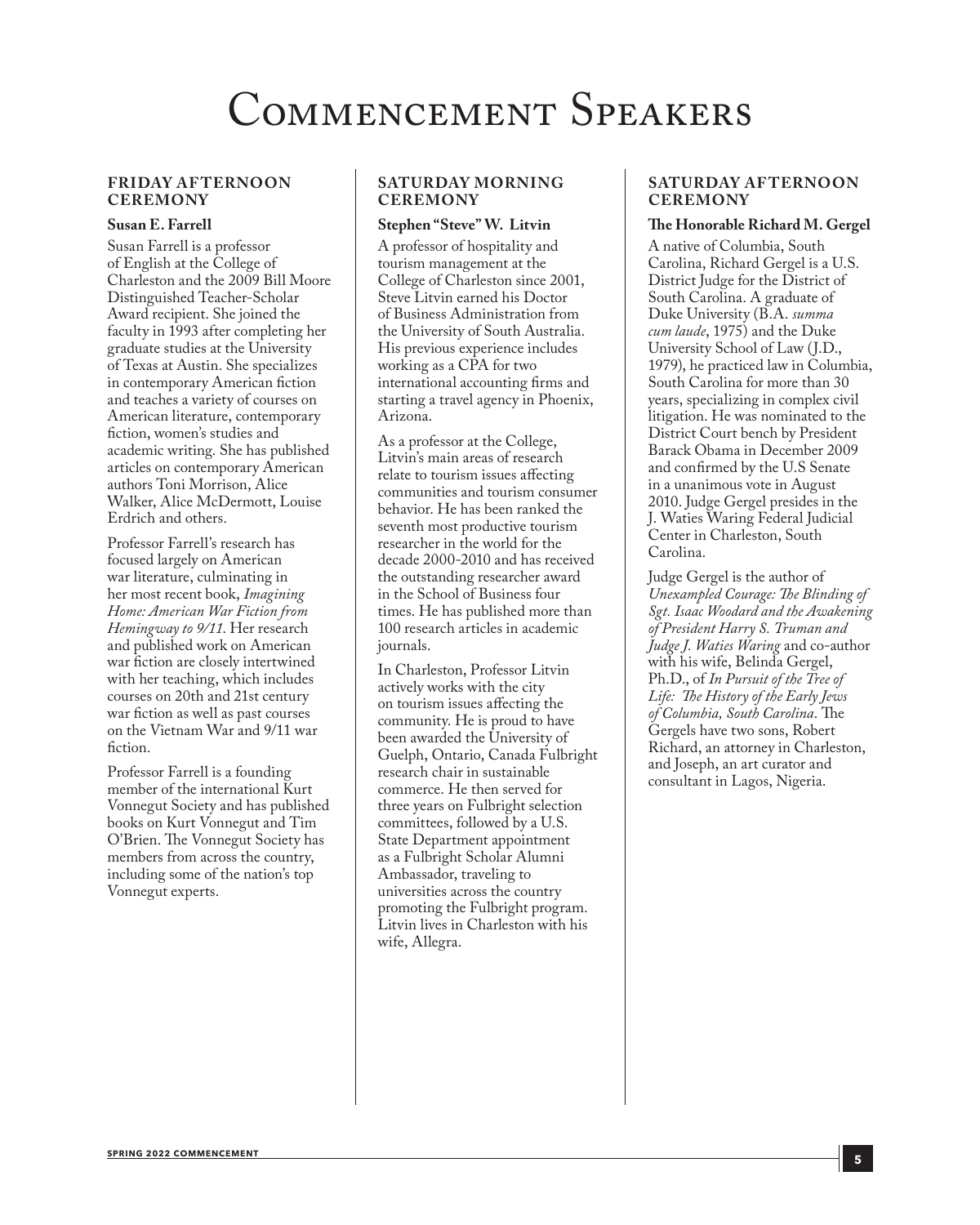# Commencement Speakers

## FRIDAY AFTERNOON CEREMONY

### Susan E. Farrell

Susan Farrell is a professor of English at the College of Charleston and the 2009 Bill Moore Distinguished Teacher-Scholar Award recipient. She joined the faculty in 1993 after completing her graduate studies at the University of Texas at Austin. She specializes in contemporary American fiction and teaches a variety of courses on American literature, contemporary fiction, women's studies and academic writing. She has published articles on contemporary American authors Toni Morrison, Alice Walker, Alice McDermott, Louise Erdrich and others.

Professor Farrell's research has focused largely on American war literature, culminating in her most recent book, *Imagining Home: American War Fiction from Hemingway to 9/11*. Her research and published work on American war fiction are closely intertwined with her teaching, which includes courses on 20th and 21st century war fiction as well as past courses on the Vietnam War and 9/11 war fiction.

Professor Farrell is a founding member of the international Kurt Vonnegut Society and has published books on Kurt Vonnegut and Tim O'Brien. The Vonnegut Society has members from across the country, including some of the nation's top Vonnegut experts.

## SATURDAY MORNING CEREMONY

### Stephen "Steve" W. Litvin

A professor of hospitality and tourism management at the College of Charleston since 2001, Steve Litvin earned his Doctor of Business Administration from the University of South Australia. His previous experience includes working as a CPA for two international accounting firms and starting a travel agency in Phoenix, Arizona.

As a professor at the College, Litvin's main areas of research relate to tourism issues affecting communities and tourism consumer behavior. He has been ranked the seventh most productive tourism researcher in the world for the decade 2000-2010 and has received the outstanding researcher award in the School of Business four times. He has published more than 100 research articles in academic journals.

In Charleston, Professor Litvin actively works with the city on tourism issues affecting the community. He is proud to have been awarded the University of Guelph, Ontario, Canada Fulbright research chair in sustainable commerce. He then served for three years on Fulbright selection committees, followed by a U.S. State Department appointment as a Fulbright Scholar Alumni Ambassador, traveling to universities across the country promoting the Fulbright program. Litvin lives in Charleston with his wife, Allegra.

## SATURDAY AFTERNOON CEREMONY

### The Honorable Richard M. Gergel

A native of Columbia, South Carolina, Richard Gergel is a U.S. District Judge for the District of South Carolina. A graduate of Duke University (B.A. *summa cum laude*, 1975) and the Duke University School of Law (J.D., 1979), he practiced law in Columbia, South Carolina for more than 30 years, specializing in complex civil litigation. He was nominated to the District Court bench by President Barack Obama in December 2009 and confirmed by the U.S Senate in a unanimous vote in August 2010. Judge Gergel presides in the J. Waties Waring Federal Judicial Center in Charleston, South Carolina.

Judge Gergel is the author of *Unexampled Courage: The Blinding of Sgt. Isaac Woodard and the Awakening of President Harry S. Truman and Judge J. Waties Waring* and co-author with his wife, Belinda Gergel, Ph.D., of *In Pursuit of the Tree of Life: The History of the Early Jews of Columbia, South Carolina*. The Gergels have two sons, Robert Richard, an attorney in Charleston, and Joseph, an art curator and consultant in Lagos, Nigeria.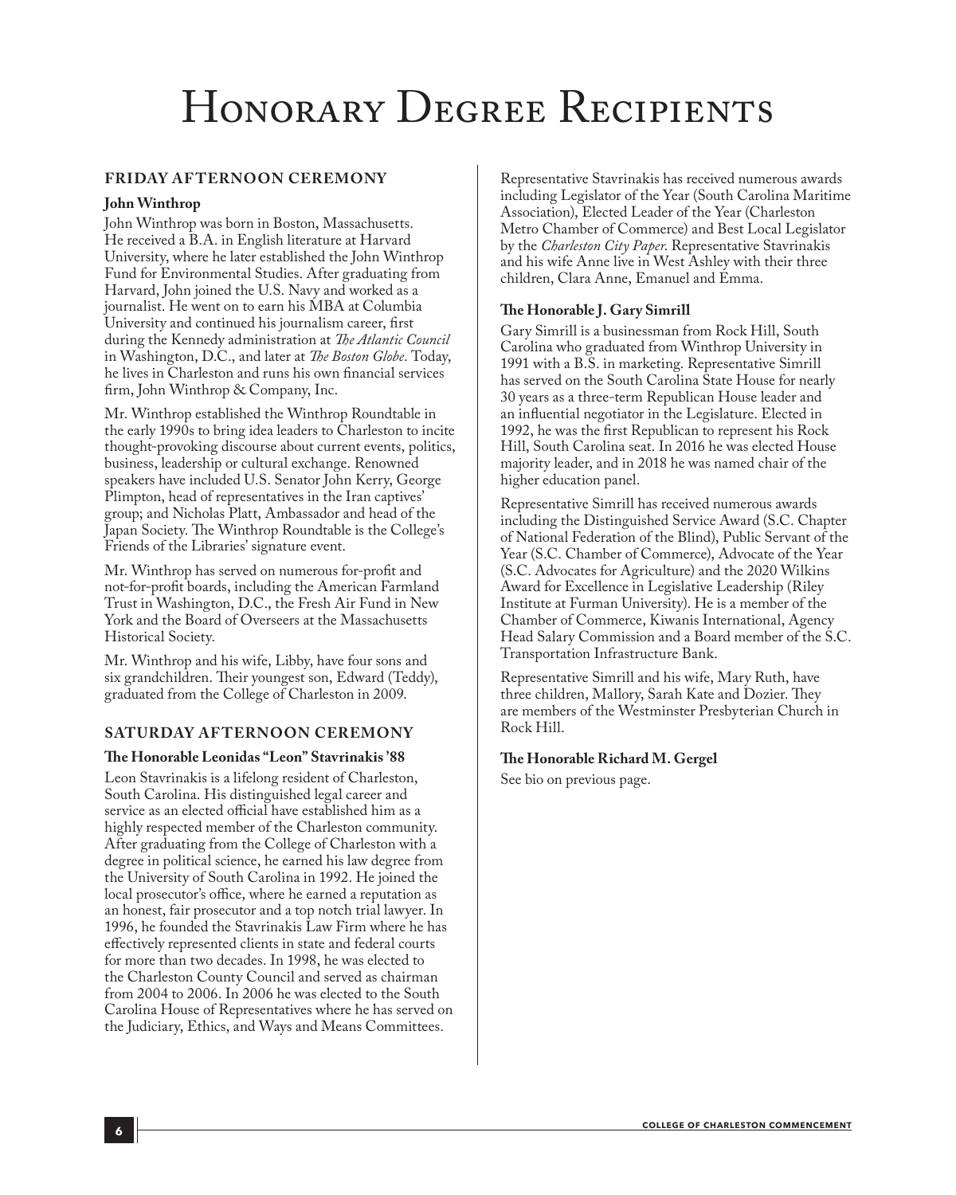# Honorary Degree Recipients

## FRIDAY AFTERNOON CEREMONY

### John Winthrop

John Winthrop was born in Boston, Massachusetts. He received a B.A. in English literature at Harvard University, where he later established the John Winthrop Fund for Environmental Studies. After graduating from Harvard, John joined the U.S. Navy and worked as a journalist. He went on to earn his MBA at Columbia University and continued his journalism career, first during the Kennedy administration at *The Atlantic Council* in Washington, D.C., and later at *The Boston Globe*. Today, he lives in Charleston and runs his own financial services firm, John Winthrop & Company, Inc.

Mr. Winthrop established the Winthrop Roundtable in the early 1990s to bring idea leaders to Charleston to incite thought-provoking discourse about current events, politics, business, leadership or cultural exchange. Renowned speakers have included U.S. Senator John Kerry, George Plimpton, head of representatives in the Iran captives' group; and Nicholas Platt, Ambassador and head of the Japan Society. The Winthrop Roundtable is the College's Friends of the Libraries' signature event.

Mr. Winthrop has served on numerous for-profit and not-for-profit boards, including the American Farmland Trust in Washington, D.C., the Fresh Air Fund in New York and the Board of Overseers at the Massachusetts Historical Society.

Mr. Winthrop and his wife, Libby, have four sons and six grandchildren. Their youngest son, Edward (Teddy), graduated from the College of Charleston in 2009.

## SATURDAY AFTERNOON CEREMONY

### The Honorable Leonidas "Leon" Stavrinakis '88

Leon Stavrinakis is a lifelong resident of Charleston, South Carolina. His distinguished legal career and service as an elected official have established him as a highly respected member of the Charleston community. After graduating from the College of Charleston with a degree in political science, he earned his law degree from the University of South Carolina in 1992. He joined the local prosecutor's office, where he earned a reputation as an honest, fair prosecutor and a top notch trial lawyer. In 1996, he founded the Stavrinakis Law Firm where he has effectively represented clients in state and federal courts for more than two decades. In 1998, he was elected to the Charleston County Council and served as chairman from 2004 to 2006. In 2006 he was elected to the South Carolina House of Representatives where he has served on the Judiciary, Ethics, and Ways and Means Committees.

Representative Stavrinakis has received numerous awards including Legislator of the Year (South Carolina Maritime Association), Elected Leader of the Year (Charleston Metro Chamber of Commerce) and Best Local Legislator by the *Charleston City Paper*. Representative Stavrinakis and his wife Anne live in West Ashley with their three children, Clara Anne, Emanuel and Emma.

### The Honorable J. Gary Simrill

Gary Simrill is a businessman from Rock Hill, South Carolina who graduated from Winthrop University in 1991 with a B.S. in marketing. Representative Simrill has served on the South Carolina State House for nearly 30 years as a three-term Republican House leader and an influential negotiator in the Legislature. Elected in 1992, he was the first Republican to represent his Rock Hill, South Carolina seat. In 2016 he was elected House majority leader, and in 2018 he was named chair of the higher education panel.

Representative Simrill has received numerous awards including the Distinguished Service Award (S.C. Chapter of National Federation of the Blind), Public Servant of the Year (S.C. Chamber of Commerce), Advocate of the Year (S.C. Advocates for Agriculture) and the 2020 Wilkins Award for Excellence in Legislative Leadership (Riley Institute at Furman University). He is a member of the Chamber of Commerce, Kiwanis International, Agency Head Salary Commission and a Board member of the S.C. Transportation Infrastructure Bank.

Representative Simrill and his wife, Mary Ruth, have three children, Mallory, Sarah Kate and Dozier. They are members of the Westminster Presbyterian Church in Rock Hill.

### The Honorable Richard M. Gergel

See bio on previous page.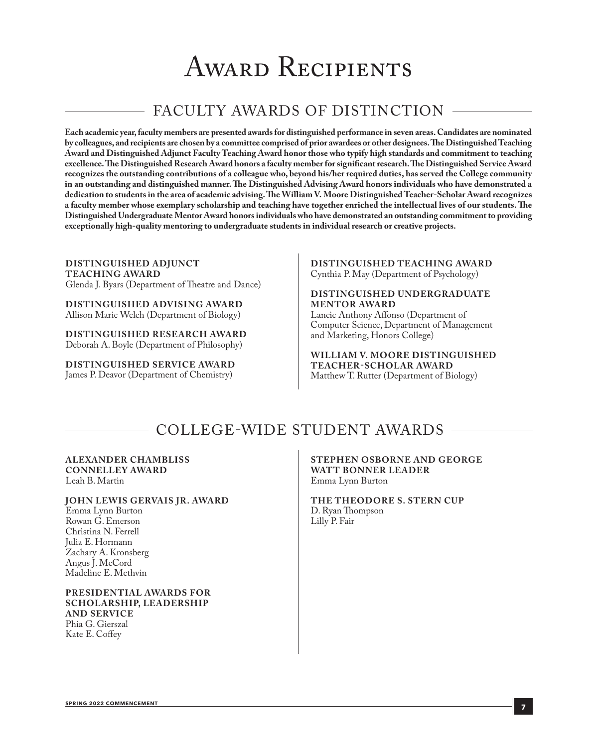# Award Recipients

## FACULTY AWARDS OF DISTINCTION

**Each academic year, faculty members are presented awards for distinguished performance in seven areas. Candidates are nominated by colleagues, and recipients are chosen by a committee comprised of prior awardees or other designees. The Distinguished Teaching Award and Distinguished Adjunct Faculty Teaching Award honor those who typify high standards and commitment to teaching excellence. The Distinguished Research Award honors a faculty member for significant research. The Distinguished Service Award recognizes the outstanding contributions of a colleague who, beyond his/her required duties, has served the College community in an outstanding and distinguished manner. The Distinguished Advising Award honors individuals who have demonstrated a dedication to students in the area of academic advising. The William V. Moore Distinguished Teacher-Scholar Award recognizes a faculty member whose exemplary scholarship and teaching have together enriched the intellectual lives of our students. The Distinguished Undergraduate Mentor Award honors individuals who have demonstrated an outstanding commitment to providing exceptionally high-quality mentoring to undergraduate students in individual research or creative projects.**

**DISTINGUISHED ADJUNCT TEACHING AWARD**
Glenda J. Byars (Department of Theatre and Dance)

**DISTINGUISHED ADVISING AWARD**
Allison Marie Welch (Department of Biology)

**DISTINGUISHED RESEARCH AWARD**
Deborah A. Boyle (Department of Philosophy)

**DISTINGUISHED SERVICE AWARD**
James P. Deavor (Department of Chemistry)

**DISTINGUISHED TEACHING AWARD**
Cynthia P. May (Department of Psychology)

**DISTINGUISHED UNDERGRADUATE MENTOR AWARD**
Lancie Anthony Affonso (Department of Computer Science, Department of Management and Marketing, Honors College)

**WILLIAM V. MOORE DISTINGUISHED TEACHER-SCHOLAR AWARD**
Matthew T. Rutter (Department of Biology)

## COLLEGE-WIDE STUDENT AWARDS

**ALEXANDER CHAMBLISS CONNELLEY AWARD**
Leah B. Martin

**JOHN LEWIS GERVAIS JR. AWARD**
Emma Lynn Burton
Rowan G. Emerson
Christina N. Ferrell
Julia E. Hormann
Zachary A. Kronsberg
Angus J. McCord
Madeline E. Methvin

**PRESIDENTIAL AWARDS FOR SCHOLARSHIP, LEADERSHIP AND SERVICE**
Phia G. Gierszal
Kate E. Coffey

**STEPHEN OSBORNE AND GEORGE WATT BONNER LEADER**
Emma Lynn Burton

**THE THEODORE S. STERN CUP**
D. Ryan Thompson
Lilly P. Fair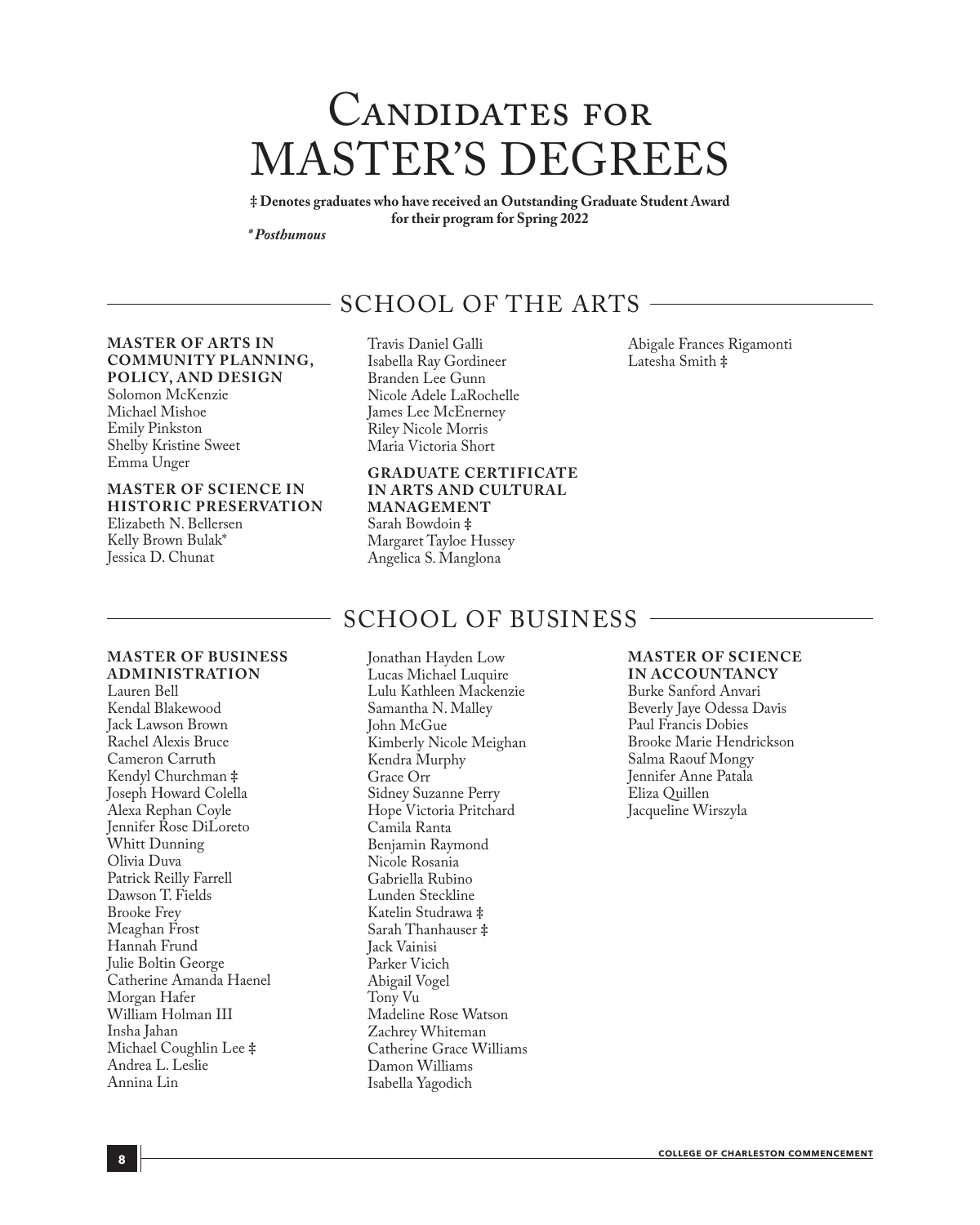# Candidates for MASTER'S DEGREES

**‡ Denotes graduates who have received an Outstanding Graduate Student Award for their program for Spring 2022**

***Posthumous***

## SCHOOL OF THE ARTS

**MASTER OF ARTS IN COMMUNITY PLANNING, POLICY, AND DESIGN**

Solomon McKenzie
Michael Mishoe
Emily Pinkston
Shelby Kristine Sweet
Emma Unger

**MASTER OF SCIENCE IN HISTORIC PRESERVATION**

Elizabeth N. Bellersen
Kelly Brown Bulak*
Jessica D. Chunat
Travis Daniel Galli
Isabella Ray Gordineer
Branden Lee Gunn
Nicole Adele LaRochelle
James Lee McEnerney
Riley Nicole Morris
Maria Victoria Short

**GRADUATE CERTIFICATE IN ARTS AND CULTURAL MANAGEMENT**

Sarah Bowdoin ‡
Margaret Tayloe Hussey
Angelica S. Manglona
Abigale Frances Rigamonti
Latesha Smith ‡

## SCHOOL OF BUSINESS

**MASTER OF BUSINESS ADMINISTRATION**

Lauren Bell
Kendal Blakewood
Jack Lawson Brown
Rachel Alexis Bruce
Cameron Carruth
Kendyl Churchman ‡
Joseph Howard Colella
Alexa Rephan Coyle
Jennifer Rose DiLoreto
Whitt Dunning
Olivia Duva
Patrick Reilly Farrell
Dawson T. Fields
Brooke Frey
Meaghan Frost
Hannah Frund
Julie Boltin George
Catherine Amanda Haenel
Morgan Hafer
William Holman III
Insha Jahan
Michael Coughlin Lee ‡
Andrea L. Leslie
Annina Lin
Jonathan Hayden Low
Lucas Michael Luquire
Lulu Kathleen Mackenzie
Samantha N. Malley
John McGue
Kimberly Nicole Meighan
Kendra Murphy
Grace Orr
Sidney Suzanne Perry
Hope Victoria Pritchard
Camila Ranta
Benjamin Raymond
Nicole Rosania
Gabriella Rubino
Lunden Steckline
Katelin Studrawa ‡
Sarah Thanhauser ‡
Jack Vainisi
Parker Vicich
Abigail Vogel
Tony Vu
Madeline Rose Watson
Zachrey Whiteman
Catherine Grace Williams
Damon Williams
Isabella Yagodich

**MASTER OF SCIENCE IN ACCOUNTANCY**

Burke Sanford Anvari
Beverly Jaye Odessa Davis
Paul Francis Dobies
Brooke Marie Hendrickson
Salma Raouf Mongy
Jennifer Anne Patala
Eliza Quillen
Jacqueline Wirszyla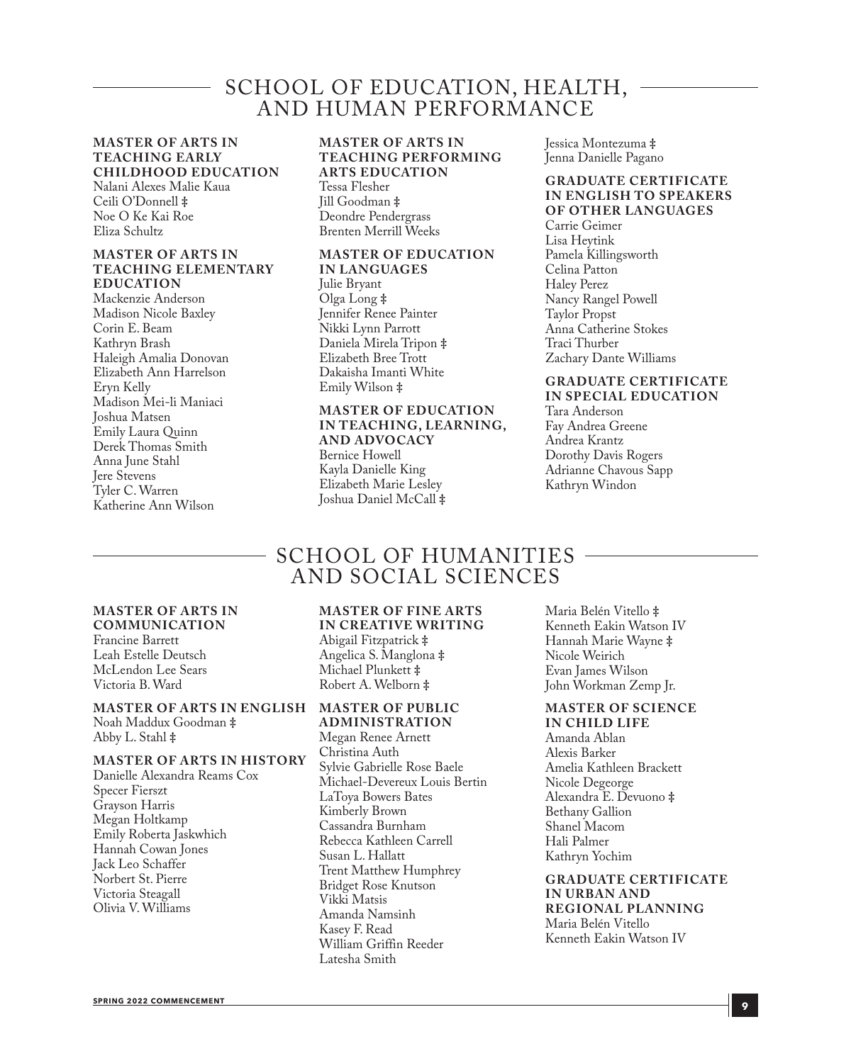# SCHOOL OF EDUCATION, HEALTH, AND HUMAN PERFORMANCE

### MASTER OF ARTS IN TEACHING EARLY CHILDHOOD EDUCATION

Nalani Alexes Malie Kaua
Ceili O'Donnell ‡
Noe O Ke Kai Roe
Eliza Schultz

### MASTER OF ARTS IN TEACHING ELEMENTARY EDUCATION

Mackenzie Anderson
Madison Nicole Baxley
Corin E. Beam
Kathryn Brash
Haleigh Amalia Donovan
Elizabeth Ann Harrelson
Eryn Kelly
Madison Mei-li Maniaci
Joshua Matsen
Emily Laura Quinn
Derek Thomas Smith
Anna June Stahl
Jere Stevens
Tyler C. Warren
Katherine Ann Wilson

### MASTER OF ARTS IN TEACHING PERFORMING ARTS EDUCATION

Tessa Flesher
Jill Goodman ‡
Deondre Pendergrass
Brenten Merrill Weeks

### MASTER OF EDUCATION IN LANGUAGES

Julie Bryant
Olga Long ‡
Jennifer Renee Painter
Nikki Lynn Parrott
Daniela Mirela Tripon ‡
Elizabeth Bree Trott
Dakaisha Imanti White
Emily Wilson ‡

### MASTER OF EDUCATION IN TEACHING, LEARNING, AND ADVOCACY

Bernice Howell
Kayla Danielle King
Elizabeth Marie Lesley
Joshua Daniel McCall ‡
Jessica Montezuma ‡
Jenna Danielle Pagano

### GRADUATE CERTIFICATE IN ENGLISH TO SPEAKERS OF OTHER LANGUAGES

Carrie Geimer
Lisa Heytink
Pamela Killingsworth
Celina Patton
Haley Perez
Nancy Rangel Powell
Taylor Propst
Anna Catherine Stokes
Traci Thurber
Zachary Dante Williams

### GRADUATE CERTIFICATE IN SPECIAL EDUCATION

Tara Anderson
Fay Andrea Greene
Andrea Krantz
Dorothy Davis Rogers
Adrianne Chavous Sapp
Kathryn Windon

# SCHOOL OF HUMANITIES AND SOCIAL SCIENCES

### MASTER OF ARTS IN COMMUNICATION

Francine Barrett
Leah Estelle Deutsch
McLendon Lee Sears
Victoria B. Ward

### MASTER OF ARTS IN ENGLISH

Noah Maddux Goodman ‡
Abby L. Stahl ‡

### MASTER OF ARTS IN HISTORY

Danielle Alexandra Reams Cox
Specer Fierszt
Grayson Harris
Megan Holtkamp
Emily Roberta Jaskwhich
Hannah Cowan Jones
Jack Leo Schaffer
Norbert St. Pierre
Victoria Steagall
Olivia V. Williams

### MASTER OF FINE ARTS IN CREATIVE WRITING

Abigail Fitzpatrick ‡
Angelica S. Manglona ‡
Michael Plunkett ‡
Robert A. Welborn ‡

### MASTER OF PUBLIC ADMINISTRATION

Megan Renee Arnett
Christina Auth
Sylvie Gabrielle Rose Baele
Michael-Devereux Louis Bertin
LaToya Bowers Bates
Kimberly Brown
Cassandra Burnham
Rebecca Kathleen Carrell
Susan L. Hallatt
Trent Matthew Humphrey
Bridget Rose Knutson
Vikki Matsis
Amanda Namsinh
Kasey F. Read
William Griffin Reeder
Latesha Smith
Maria Belén Vitello ‡
Kenneth Eakin Watson IV
Hannah Marie Wayne ‡
Nicole Weirich
Evan James Wilson
John Workman Zemp Jr.

### MASTER OF SCIENCE IN CHILD LIFE

Amanda Ablan
Alexis Barker
Amelia Kathleen Brackett
Nicole Degeorge
Alexandra E. Devuono ‡
Bethany Gallion
Shanel Macom
Hali Palmer
Kathryn Yochim

### GRADUATE CERTIFICATE IN URBAN AND REGIONAL PLANNING

Maria Belén Vitello
Kenneth Eakin Watson IV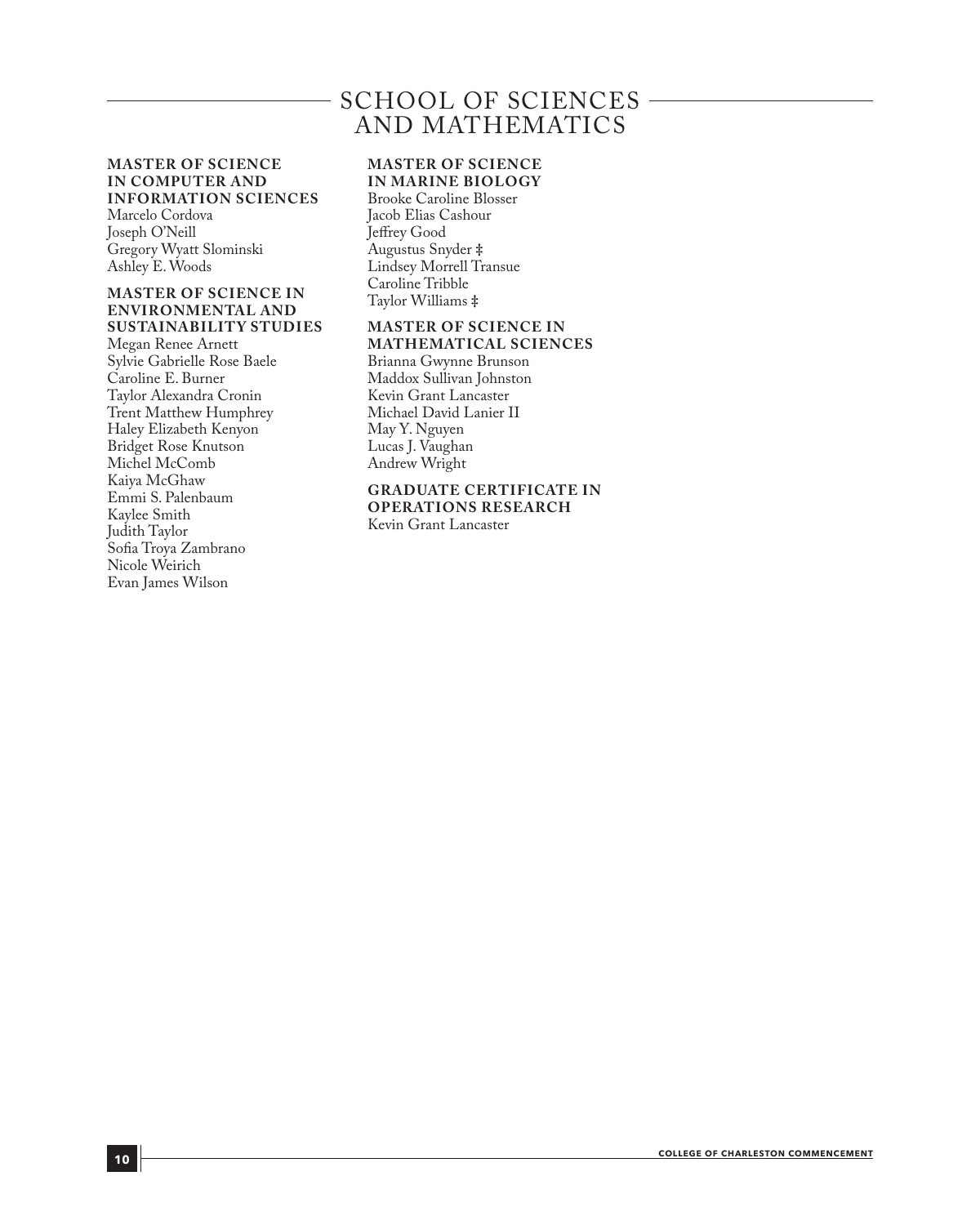# SCHOOL OF SCIENCES AND MATHEMATICS

### MASTER OF SCIENCE IN COMPUTER AND INFORMATION SCIENCES

Marcelo Cordova
Joseph O'Neill
Gregory Wyatt Slominski
Ashley E. Woods

### MASTER OF SCIENCE IN ENVIRONMENTAL AND SUSTAINABILITY STUDIES

Megan Renee Arnett
Sylvie Gabrielle Rose Baele
Caroline E. Burner
Taylor Alexandra Cronin
Trent Matthew Humphrey
Haley Elizabeth Kenyon
Bridget Rose Knutson
Michel McComb
Kaiya McGhaw
Emmi S. Palenbaum
Kaylee Smith
Judith Taylor
Sofia Troya Zambrano
Nicole Weirich
Evan James Wilson

### MASTER OF SCIENCE IN MARINE BIOLOGY

Brooke Caroline Blosser
Jacob Elias Cashour
Jeffrey Good
Augustus Snyder ‡
Lindsey Morrell Transue
Caroline Tribble
Taylor Williams ‡

### MASTER OF SCIENCE IN MATHEMATICAL SCIENCES

Brianna Gwynne Brunson
Maddox Sullivan Johnston
Kevin Grant Lancaster
Michael David Lanier II
May Y. Nguyen
Lucas J. Vaughan
Andrew Wright

### GRADUATE CERTIFICATE IN OPERATIONS RESEARCH

Kevin Grant Lancaster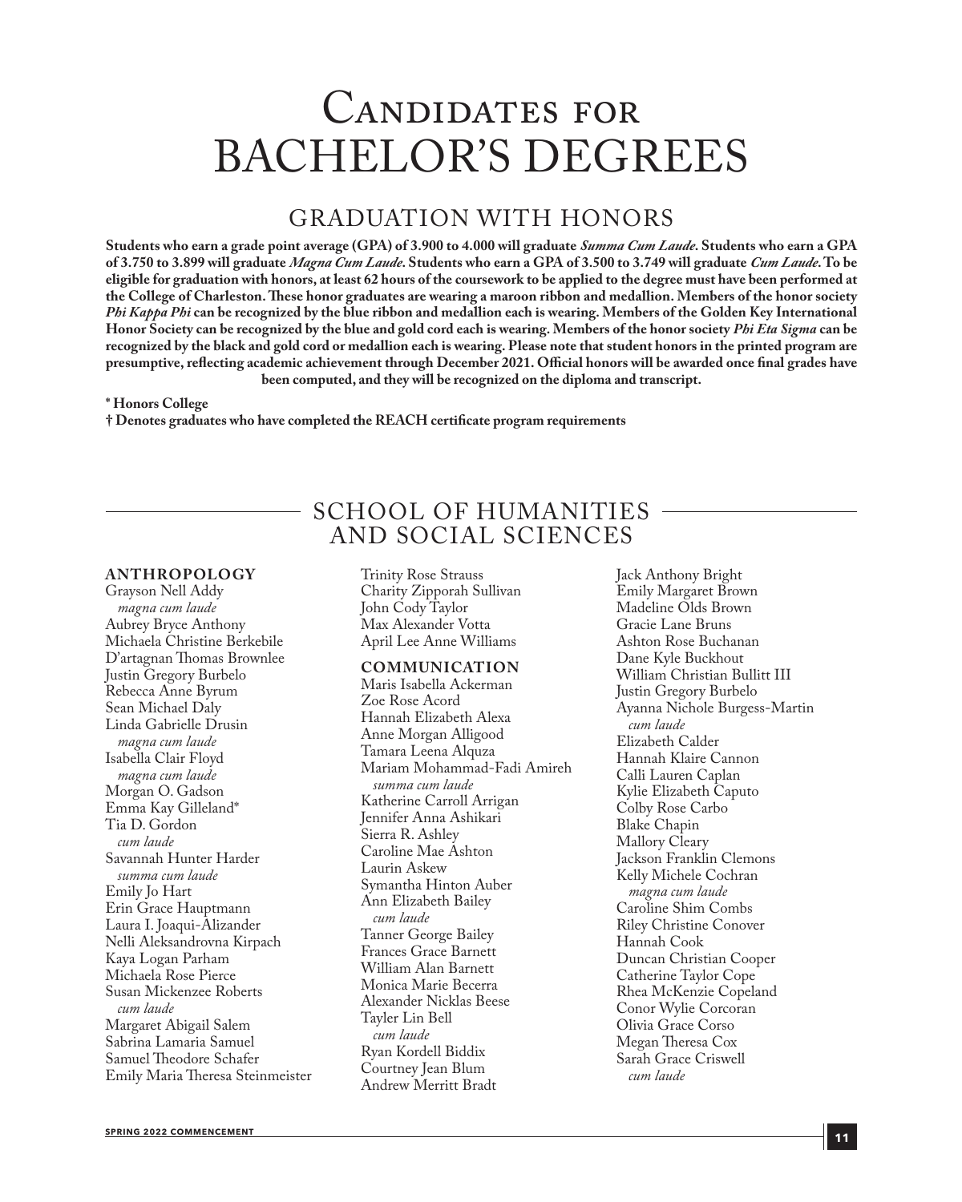# Candidates for BACHELOR'S DEGREES

## GRADUATION WITH HONORS

**Students who earn a grade point average (GPA) of 3.900 to 4.000 will graduate *Summa Cum Laude*. Students who earn a GPA of 3.750 to 3.899 will graduate *Magna Cum Laude*. Students who earn a GPA of 3.500 to 3.749 will graduate *Cum Laude*. To be eligible for graduation with honors, at least 62 hours of the coursework to be applied to the degree must have been performed at the College of Charleston. These honor graduates are wearing a maroon ribbon and medallion. Members of the honor society *Phi Kappa Phi* can be recognized by the blue ribbon and medallion each is wearing. Members of the Golden Key International Honor Society can be recognized by the blue and gold cord each is wearing. Members of the honor society *Phi Eta Sigma* can be recognized by the black and gold cord or medallion each is wearing. Please note that student honors in the printed program are presumptive, reflecting academic achievement through December 2021. Official honors will be awarded once final grades have been computed, and they will be recognized on the diploma and transcript.**

**\* Honors College**
**† Denotes graduates who have completed the REACH certificate program requirements**

## SCHOOL OF HUMANITIES AND SOCIAL SCIENCES

### ANTHROPOLOGY

Grayson Nell Addy
*magna cum laude*
Aubrey Bryce Anthony
Michaela Christine Berkebile
D'artagnan Thomas Brownlee
Justin Gregory Burbelo
Rebecca Anne Byrum
Sean Michael Daly
Linda Gabrielle Drusin
*magna cum laude*
Isabella Clair Floyd
*magna cum laude*
Morgan O. Gadson
Emma Kay Gilleland*
Tia D. Gordon
*cum laude*
Savannah Hunter Harder
*summa cum laude*
Emily Jo Hart
Erin Grace Hauptmann
Laura I. Joaqui-Alizander
Nelli Aleksandrovna Kirpach
Kaya Logan Parham
Michaela Rose Pierce
Susan Mickenzee Roberts
*cum laude*
Margaret Abigail Salem
Sabrina Lamaria Samuel
Samuel Theodore Schafer
Emily Maria Theresa Steinmeister
Trinity Rose Strauss
Charity Zipporah Sullivan
John Cody Taylor
Max Alexander Votta
April Lee Anne Williams

### COMMUNICATION

Maris Isabella Ackerman
Zoe Rose Acord
Hannah Elizabeth Alexa
Anne Morgan Alligood
Tamara Leena Alquza
Mariam Mohammad-Fadi Amireh
*summa cum laude*
Katherine Carroll Arrigan
Jennifer Anna Ashikari
Sierra R. Ashley
Caroline Mae Ashton
Laurin Askew
Symantha Hinton Auber
Ann Elizabeth Bailey
*cum laude*
Tanner George Bailey
Frances Grace Barnett
William Alan Barnett
Monica Marie Becerra
Alexander Nicklas Beese
Tayler Lin Bell
*cum laude*
Ryan Kordell Biddix
Courtney Jean Blum
Andrew Merritt Bradt
Jack Anthony Bright
Emily Margaret Brown
Madeline Olds Brown
Gracie Lane Bruns
Ashton Rose Buchanan
Dane Kyle Buckhout
William Christian Bullitt III
Justin Gregory Burbelo
Ayanna Nichole Burgess-Martin
*cum laude*
Elizabeth Calder
Hannah Klaire Cannon
Calli Lauren Caplan
Kylie Elizabeth Caputo
Colby Rose Carbo
Blake Chapin
Mallory Cleary
Jackson Franklin Clemons
Kelly Michele Cochran
*magna cum laude*
Caroline Shim Combs
Riley Christine Conover
Hannah Cook
Duncan Christian Cooper
Catherine Taylor Cope
Rhea McKenzie Copeland
Conor Wylie Corcoran
Olivia Grace Corso
Megan Theresa Cox
Sarah Grace Criswell
*cum laude*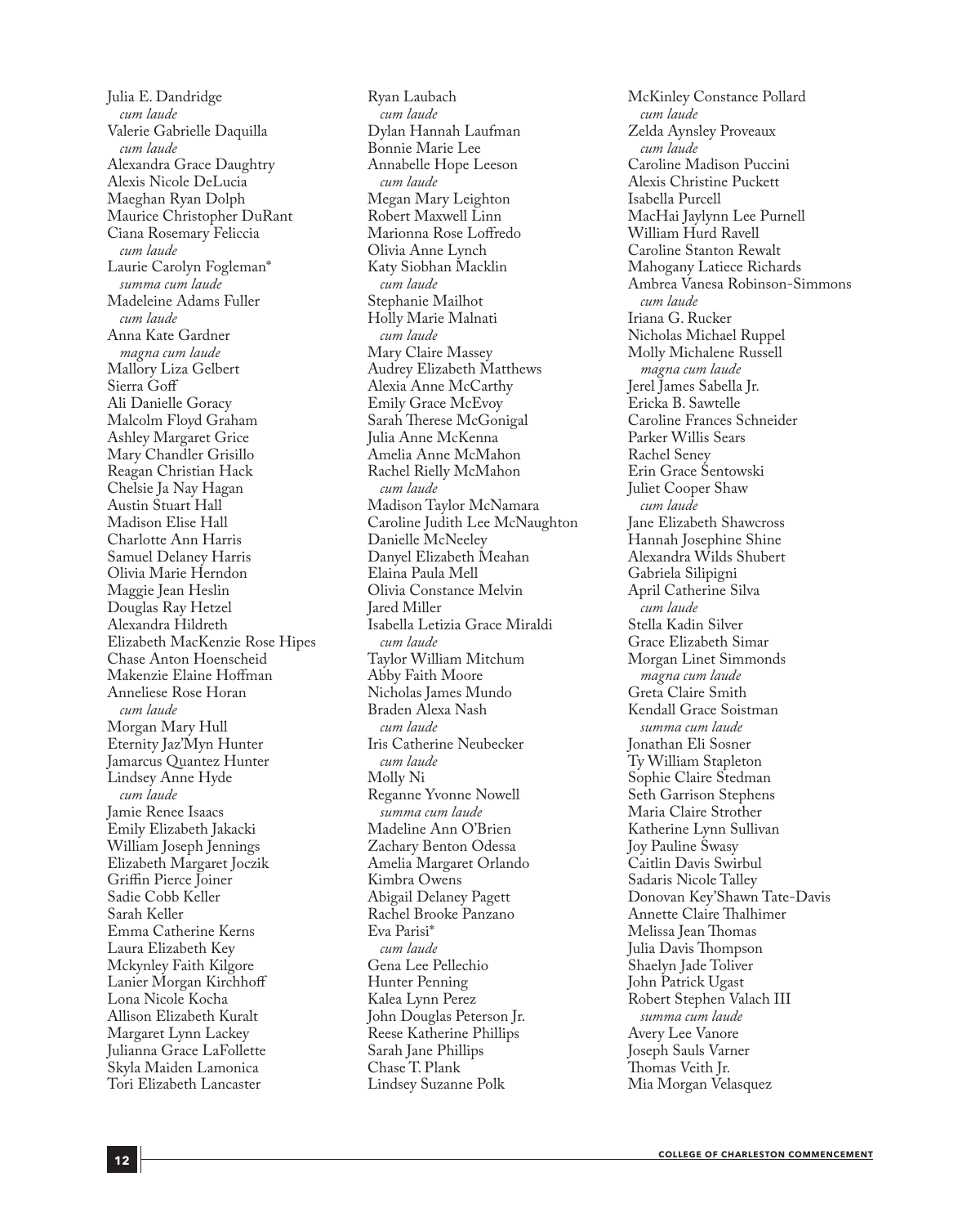Julia E. Dandridge
*cum laude*
Valerie Gabrielle Daquilla
*cum laude*
Alexandra Grace Daughtry
Alexis Nicole DeLucia
Maeghan Ryan Dolph
Maurice Christopher DuRant
Ciana Rosemary Feliccia
*cum laude*
Laurie Carolyn Fogleman*
*summa cum laude*
Madeleine Adams Fuller
*cum laude*
Anna Kate Gardner
*magna cum laude*
Mallory Liza Gelbert
Sierra Goff
Ali Danielle Goracy
Malcolm Floyd Graham
Ashley Margaret Grice
Mary Chandler Grisillo
Reagan Christian Hack
Chelsie Ja Nay Hagan
Austin Stuart Hall
Madison Elise Hall
Charlotte Ann Harris
Samuel Delaney Harris
Olivia Marie Herndon
Maggie Jean Heslin
Douglas Ray Hetzel
Alexandra Hildreth
Elizabeth MacKenzie Rose Hipes
Chase Anton Hoenscheid
Makenzie Elaine Hoffman
Anneliese Rose Horan
*cum laude*
Morgan Mary Hull
Eternity Jaz'Myn Hunter
Jamarcus Quantez Hunter
Lindsey Anne Hyde
*cum laude*
Jamie Renee Isaacs
Emily Elizabeth Jakacki
William Joseph Jennings
Elizabeth Margaret Joczik
Griffin Pierce Joiner
Sadie Cobb Keller
Sarah Keller
Emma Catherine Kerns
Laura Elizabeth Key
Mckynley Faith Kilgore
Lanier Morgan Kirchhoff
Lona Nicole Kocha
Allison Elizabeth Kuralt
Margaret Lynn Lackey
Julianna Grace LaFollette
Skyla Maiden Lamonica
Tori Elizabeth Lancaster
Ryan Laubach
*cum laude*
Dylan Hannah Laufman
Bonnie Marie Lee
Annabelle Hope Leeson
*cum laude*
Megan Mary Leighton
Robert Maxwell Linn
Marionna Rose Loffredo
Olivia Anne Lynch
Katy Siobhan Macklin
*cum laude*
Stephanie Mailhot
Holly Marie Malnati
*cum laude*
Mary Claire Massey
Audrey Elizabeth Matthews
Alexia Anne McCarthy
Emily Grace McEvoy
Sarah Therese McGonigal
Julia Anne McKenna
Amelia Anne McMahon
Rachel Rielly McMahon
*cum laude*
Madison Taylor McNamara
Caroline Judith Lee McNaughton
Danielle McNeeley
Danyel Elizabeth Meahan
Elaina Paula Mell
Olivia Constance Melvin
Jared Miller
Isabella Letizia Grace Miraldi
*cum laude*
Taylor William Mitchum
Abby Faith Moore
Nicholas James Mundo
Braden Alexa Nash
*cum laude*
Iris Catherine Neubecker
*cum laude*
Molly Ni
Reganne Yvonne Nowell
*summa cum laude*
Madeline Ann O'Brien
Zachary Benton Odessa
Amelia Margaret Orlando
Kimbra Owens
Abigail Delaney Pagett
Rachel Brooke Panzano
Eva Parisi*
*cum laude*
Gena Lee Pellechio
Hunter Penning
Kalea Lynn Perez
John Douglas Peterson Jr.
Reese Katherine Phillips
Sarah Jane Phillips
Chase T. Plank
Lindsey Suzanne Polk
McKinley Constance Pollard
*cum laude*
Zelda Aynsley Proveaux
*cum laude*
Caroline Madison Puccini
Alexis Christine Puckett
Isabella Purcell
MacHai Jaylynn Lee Purnell
William Hurd Ravell
Caroline Stanton Rewalt
Mahogany Latiece Richards
Ambrea Vanesa Robinson-Simmons
*cum laude*
Iriana G. Rucker
Nicholas Michael Ruppel
Molly Michalene Russell
*magna cum laude*
Jerel James Sabella Jr.
Ericka B. Sawtelle
Caroline Frances Schneider
Parker Willis Sears
Rachel Seney
Erin Grace Sentowski
Juliet Cooper Shaw
*cum laude*
Jane Elizabeth Shawcross
Hannah Josephine Shine
Alexandra Wilds Shubert
Gabriela Silipigni
April Catherine Silva
*cum laude*
Stella Kadin Silver
Grace Elizabeth Simar
Morgan Linet Simmonds
*magna cum laude*
Greta Claire Smith
Kendall Grace Soistman
*summa cum laude*
Jonathan Eli Sosner
Ty William Stapleton
Sophie Claire Stedman
Seth Garrison Stephens
Maria Claire Strother
Katherine Lynn Sullivan
Joy Pauline Swasy
Caitlin Davis Swirbul
Sadaris Nicole Talley
Donovan Key'Shawn Tate-Davis
Annette Claire Thalhimer
Melissa Jean Thomas
Julia Davis Thompson
Shaelyn Jade Toliver
John Patrick Ugast
Robert Stephen Valach III
*summa cum laude*
Avery Lee Vanore
Joseph Sauls Varner
Thomas Veith Jr.
Mia Morgan Velasquez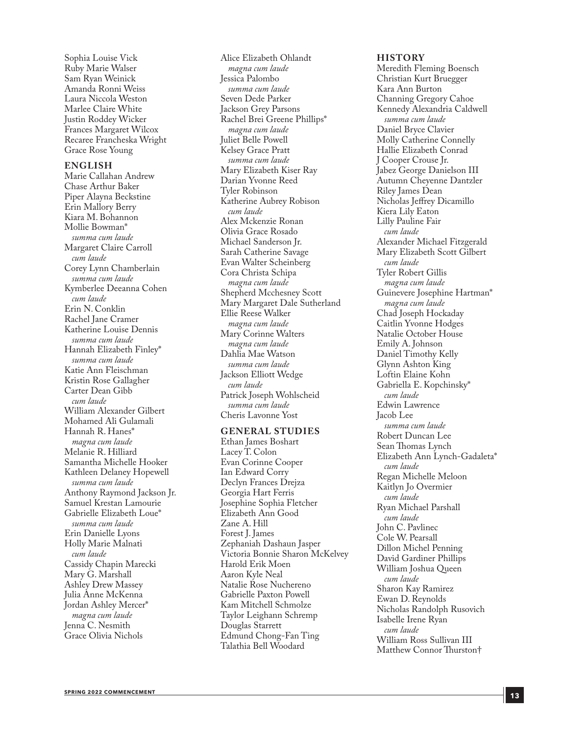Sophia Louise Vick
Ruby Marie Walser
Sam Ryan Weinick
Amanda Ronni Weiss
Laura Niccola Weston
Marlee Claire White
Justin Roddey Wicker
Frances Margaret Wilcox
Recaree Francheska Wright
Grace Rose Young

### ENGLISH

Marie Callahan Andrew
Chase Arthur Baker
Piper Alayna Beckstine
Erin Mallory Berry
Kiara M. Bohannon
Mollie Bowman*
*summa cum laude*
Margaret Claire Carroll
*cum laude*
Corey Lynn Chamberlain
*summa cum laude*
Kymberlee Deeanna Cohen
*cum laude*
Erin N. Conklin
Rachel Jane Cramer
Katherine Louise Dennis
*summa cum laude*
Hannah Elizabeth Finley*
*summa cum laude*
Katie Ann Fleischman
Kristin Rose Gallagher
Carter Dean Gibb
*cum laude*
William Alexander Gilbert
Mohamed Ali Gulamali
Hannah R. Hanes*
*magna cum laude*
Melanie R. Hilliard
Samantha Michelle Hooker
Kathleen Delaney Hopewell
*summa cum laude*
Anthony Raymond Jackson Jr.
Samuel Krestan Lamourie
Gabrielle Elizabeth Loue*
*summa cum laude*
Erin Danielle Lyons
Holly Marie Malnati
*cum laude*
Cassidy Chapin Marecki
Mary G. Marshall
Ashley Drew Massey
Julia Anne McKenna
Jordan Ashley Mercer*
*magna cum laude*
Jenna C. Nesmith
Grace Olivia Nichols
Alice Elizabeth Ohlandt
*magna cum laude*
Jessica Palombo
*summa cum laude*
Seven Dede Parker
Jackson Grey Parsons
Rachel Brei Greene Phillips*
*magna cum laude*
Juliet Belle Powell
Kelsey Grace Pratt
*summa cum laude*
Mary Elizabeth Kiser Ray
Darian Yvonne Reed
Tyler Robinson
Katherine Aubrey Robison
*cum laude*
Alex Mckenzie Ronan
Olivia Grace Rosado
Michael Sanderson Jr.
Sarah Catherine Savage
Evan Walter Scheinberg
Cora Christa Schipa
*magna cum laude*
Shepherd Mcchesney Scott
Mary Margaret Dale Sutherland
Ellie Reese Walker
*magna cum laude*
Mary Corinne Walters
*magna cum laude*
Dahlia Mae Watson
*summa cum laude*
Jackson Elliott Wedge
*cum laude*
Patrick Joseph Wohlscheid
*summa cum laude*
Cheris Lavonne Yost

### GENERAL STUDIES

Ethan James Boshart
Lacey T. Colon
Evan Corinne Cooper
Ian Edward Corry
Declyn Frances Drejza
Georgia Hart Ferris
Josephine Sophia Fletcher
Elizabeth Ann Good
Zane A. Hill
Forest J. James
Zephaniah Dashaun Jasper
Victoria Bonnie Sharon McKelvey
Harold Erik Moen
Aaron Kyle Neal
Natalie Rose Nuchereno
Gabrielle Paxton Powell
Kam Mitchell Schmolze
Taylor Leighann Schremp
Douglas Starrett
Edmund Chong-Fan Ting
Talathia Bell Woodard

### HISTORY

Meredith Fleming Boensch
Christian Kurt Bruegger
Kara Ann Burton
Channing Gregory Cahoe
Kennedy Alexandria Caldwell
*summa cum laude*
Daniel Bryce Clavier
Molly Catherine Connelly
Hallie Elizabeth Conrad
J Cooper Crouse Jr.
Jabez George Danielson III
Autumn Cheyenne Dantzler
Riley James Dean
Nicholas Jeffrey Dicamillo
Kiera Lily Eaton
Lilly Pauline Fair
*cum laude*
Alexander Michael Fitzgerald
Mary Elizabeth Scott Gilbert
*cum laude*
Tyler Robert Gillis
*magna cum laude*
Guinevere Josephine Hartman*
*magna cum laude*
Chad Joseph Hockaday
Caitlin Yvonne Hodges
Natalie October House
Emily A. Johnson
Daniel Timothy Kelly
Glynn Ashton King
Loftin Elaine Kohn
Gabriella E. Kopchinsky*
*cum laude*
Edwin Lawrence
Jacob Lee
*summa cum laude*
Robert Duncan Lee
Sean Thomas Lynch
Elizabeth Ann Lynch-Gadaleta*
*cum laude*
Regan Michelle Meloon
Kaitlyn Jo Overmier
*cum laude*
Ryan Michael Parshall
*cum laude*
John C. Pavlinec
Cole W. Pearsall
Dillon Michel Penning
David Gardiner Phillips
William Joshua Queen
*cum laude*
Sharon Kay Ramirez
Ewan D. Reynolds
Nicholas Randolph Rusovich
Isabelle Irene Ryan
*cum laude*
William Ross Sullivan III
Matthew Connor Thurston†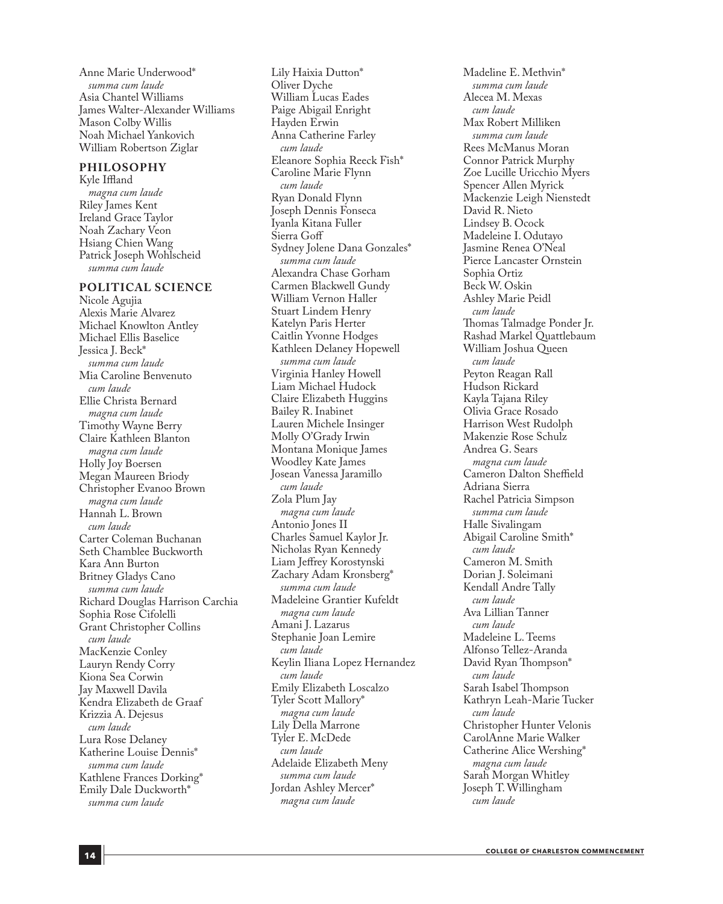Anne Marie Underwood*
*summa cum laude*
Asia Chantel Williams
James Walter-Alexander Williams
Mason Colby Willis
Noah Michael Yankovich
William Robertson Ziglar

## PHILOSOPHY

Kyle Iffland
*magna cum laude*
Riley James Kent
Ireland Grace Taylor
Noah Zachary Veon
Hsiang Chien Wang
Patrick Joseph Wohlscheid
*summa cum laude*

## POLITICAL SCIENCE

Nicole Agujia
Alexis Marie Alvarez
Michael Knowlton Antley
Michael Ellis Baselice
Jessica J. Beck*
*summa cum laude*
Mia Caroline Benvenuto
*cum laude*
Ellie Christa Bernard
*magna cum laude*
Timothy Wayne Berry
Claire Kathleen Blanton
*magna cum laude*
Holly Joy Boersen
Megan Maureen Briody
Christopher Evanoo Brown
*magna cum laude*
Hannah L. Brown
*cum laude*
Carter Coleman Buchanan
Seth Chamblee Buckworth
Kara Ann Burton
Britney Gladys Cano
*summa cum laude*
Richard Douglas Harrison Carchia
Sophia Rose Cifolelli
Grant Christopher Collins
*cum laude*
MacKenzie Conley
Lauryn Rendy Corry
Kiona Sea Corwin
Jay Maxwell Davila
Kendra Elizabeth de Graaf
Krizzia A. Dejesus
*cum laude*
Lura Rose Delaney
Katherine Louise Dennis*
*summa cum laude*
Kathlene Frances Dorking*
Emily Dale Duckworth*
*summa cum laude*
Lily Haixia Dutton*
Oliver Dyche
William Lucas Eades
Paige Abigail Enright
Hayden Erwin
Anna Catherine Farley
*cum laude*
Eleanore Sophia Reeck Fish*
Caroline Marie Flynn
*cum laude*
Ryan Donald Flynn
Joseph Dennis Fonseca
Iyanla Kitana Fuller
Sierra Goff
Sydney Jolene Dana Gonzales*
*summa cum laude*
Alexandra Chase Gorham
Carmen Blackwell Gundy
William Vernon Haller
Stuart Lindem Henry
Katelyn Paris Herter
Caitlin Yvonne Hodges
Kathleen Delaney Hopewell
*summa cum laude*
Virginia Hanley Howell
Liam Michael Hudock
Claire Elizabeth Huggins
Bailey R. Inabinet
Lauren Michele Insinger
Molly O'Grady Irwin
Montana Monique James
Woodley Kate James
Josean Vanessa Jaramillo
*cum laude*
Zola Plum Jay
*magna cum laude*
Antonio Jones II
Charles Samuel Kaylor Jr.
Nicholas Ryan Kennedy
Liam Jeffrey Korostynski
Zachary Adam Kronsberg*
*summa cum laude*
Madeleine Grantier Kufeldt
*magna cum laude*
Amani J. Lazarus
Stephanie Joan Lemire
*cum laude*
Keylin Iliana Lopez Hernandez
*cum laude*
Emily Elizabeth Loscalzo
Tyler Scott Mallory*
*magna cum laude*
Lily Della Marrone
Tyler E. McDede
*cum laude*
Adelaide Elizabeth Meny
*summa cum laude*
Jordan Ashley Mercer*
*magna cum laude*
Madeline E. Methvin*
*summa cum laude*
Alecea M. Mexas
*cum laude*
Max Robert Milliken
*summa cum laude*
Rees McManus Moran
Connor Patrick Murphy
Zoe Lucille Uricchio Myers
Spencer Allen Myrick
Mackenzie Leigh Nienstedt
David R. Nieto
Lindsey B. Ocock
Madeleine I. Odutayo
Jasmine Renea O'Neal
Pierce Lancaster Ornstein
Sophia Ortiz
Beck W. Oskin
Ashley Marie Peidl
*cum laude*
Thomas Talmadge Ponder Jr.
Rashad Markel Quattlebaum
William Joshua Queen
*cum laude*
Peyton Reagan Rall
Hudson Rickard
Kayla Tajana Riley
Olivia Grace Rosado
Harrison West Rudolph
Makenzie Rose Schulz
Andrea G. Sears
*magna cum laude*
Cameron Dalton Sheffield
Adriana Sierra
Rachel Patricia Simpson
*summa cum laude*
Halle Sivalingam
Abigail Caroline Smith*
*cum laude*
Cameron M. Smith
Dorian J. Soleimani
Kendall Andre Tally
*cum laude*
Ava Lillian Tanner
*cum laude*
Madeleine L. Teems
Alfonso Tellez-Aranda
David Ryan Thompson*
*cum laude*
Sarah Isabel Thompson
Kathryn Leah-Marie Tucker
*cum laude*
Christopher Hunter Velonis
CarolAnne Marie Walker
Catherine Alice Wershing*
*magna cum laude*
Sarah Morgan Whitley
Joseph T. Willingham
*cum laude*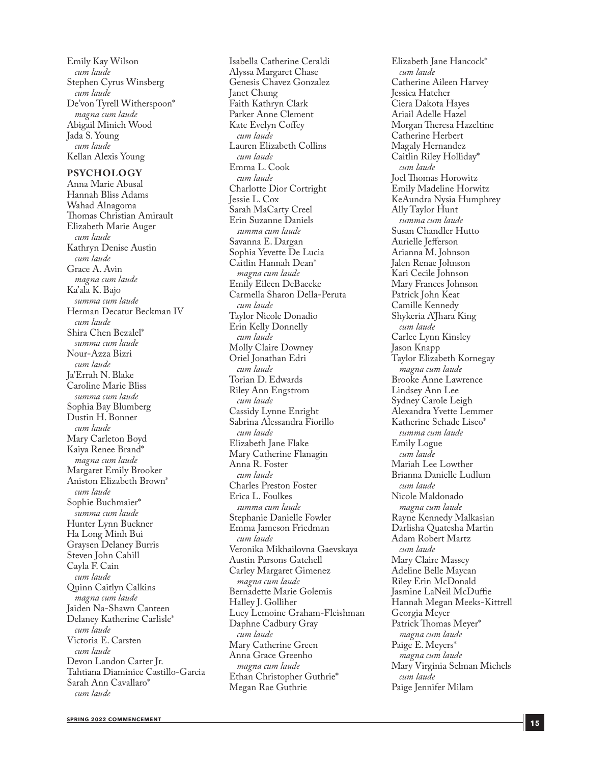Emily Kay Wilson
*cum laude*
Stephen Cyrus Winsberg
*cum laude*
De'von Tyrell Witherspoon*
*magna cum laude*
Abigail Minich Wood
Jada S. Young
*cum laude*
Kellan Alexis Young

**PSYCHOLOGY**

Anna Marie Abusal
Hannah Bliss Adams
Wahad Alnagoma
Thomas Christian Amirault
Elizabeth Marie Auger
*cum laude*
Kathryn Denise Austin
*cum laude*
Grace A. Avin
*magna cum laude*
Ka'ala K. Bajo
*summa cum laude*
Herman Decatur Beckman IV
*cum laude*
Shira Chen Bezalel*
*summa cum laude*
Nour-Azza Bizri
*cum laude*
Ja'Errah N. Blake
Caroline Marie Bliss
*summa cum laude*
Sophia Bay Blumberg
Dustin H. Bonner
*cum laude*
Mary Carleton Boyd
Kaiya Renee Brand*
*magna cum laude*
Margaret Emily Brooker
Aniston Elizabeth Brown*
*cum laude*
Sophie Buchmaier*
*summa cum laude*
Hunter Lynn Buckner
Ha Long Minh Bui
Graysen Delaney Burris
Steven John Cahill
Cayla F. Cain
*cum laude*
Quinn Caitlyn Calkins
*magna cum laude*
Jaiden Na-Shawn Canteen
Delaney Katherine Carlisle*
*cum laude*
Victoria E. Carsten
*cum laude*
Devon Landon Carter Jr.
Tahtiana Diaminice Castillo-Garcia
Sarah Ann Cavallaro*
*cum laude*
Isabella Catherine Ceraldi
Alyssa Margaret Chase
Genesis Chavez Gonzalez
Janet Chung
Faith Kathryn Clark
Parker Anne Clement
Kate Evelyn Coffey
*cum laude*
Lauren Elizabeth Collins
*cum laude*
Emma L. Cook
*cum laude*
Charlotte Dior Cortright
Jessie L. Cox
Sarah MaCarty Creel
Erin Suzanne Daniels
*summa cum laude*
Savanna E. Dargan
Sophia Yevette De Lucia
Caitlin Hannah Dean*
*magna cum laude*
Emily Eileen DeBaecke
Carmella Sharon Della-Peruta
*cum laude*
Taylor Nicole Donadio
Erin Kelly Donnelly
*cum laude*
Molly Claire Downey
Oriel Jonathan Edri
*cum laude*
Torian D. Edwards
Riley Ann Engstrom
*cum laude*
Cassidy Lynne Enright
Sabrina Alessandra Fiorillo
*cum laude*
Elizabeth Jane Flake
Mary Catherine Flanagin
Anna R. Foster
*cum laude*
Charles Preston Foster
Erica L. Foulkes
*summa cum laude*
Stephanie Danielle Fowler
Emma Jameson Friedman
*cum laude*
Veronika Mikhailovna Gaevskaya
Austin Parsons Gatchell
Carley Margaret Gimenez
*magna cum laude*
Bernadette Marie Golemis
Halley J. Golliher
Lucy Lemoine Graham-Fleishman
Daphne Cadbury Gray
*cum laude*
Mary Catherine Green
Anna Grace Greenho
*magna cum laude*
Ethan Christopher Guthrie*
Megan Rae Guthrie
Elizabeth Jane Hancock*
*cum laude*
Catherine Aileen Harvey
Jessica Hatcher
Ciera Dakota Hayes
Ariail Adelle Hazel
Morgan Theresa Hazeltine
Catherine Herbert
Magaly Hernandez
Caitlin Riley Holliday*
*cum laude*
Joel Thomas Horowitz
Emily Madeline Horwitz
KeAundra Nysia Humphrey
Ally Taylor Hunt
*summa cum laude*
Susan Chandler Hutto
Aurielle Jefferson
Arianna M. Johnson
Jalen Renae Johnson
Kari Cecile Johnson
Mary Frances Johnson
Patrick John Keat
Camille Kennedy
Shykeria A'Jhara King
*cum laude*
Carlee Lynn Kinsley
Jason Knapp
Taylor Elizabeth Kornegay
*magna cum laude*
Brooke Anne Lawrence
Lindsey Ann Lee
Sydney Carole Leigh
Alexandra Yvette Lemmer
Katherine Schade Liseo*
*summa cum laude*
Emily Logue
*cum laude*
Mariah Lee Lowther
Brianna Danielle Ludlum
*cum laude*
Nicole Maldonado
*magna cum laude*
Rayne Kennedy Malkasian
Darlisha Quatesha Martin
Adam Robert Martz
*cum laude*
Mary Claire Massey
Adeline Belle Maycan
Riley Erin McDonald
Jasmine LaNeil McDuffie
Hannah Megan Meeks-Kittrell
Georgia Meyer
Patrick Thomas Meyer*
*magna cum laude*
Paige E. Meyers*
*magna cum laude*
Mary Virginia Selman Michels
*cum laude*
Paige Jennifer Milam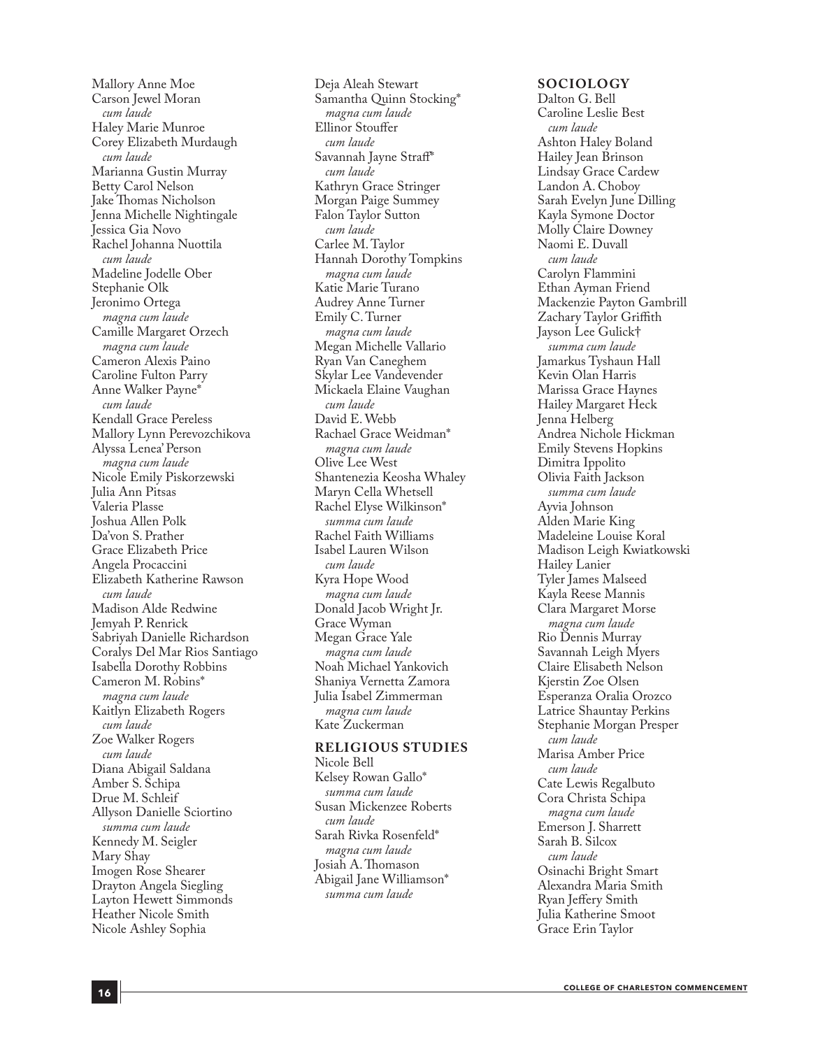Mallory Anne Moe
Carson Jewel Moran
*cum laude*
Haley Marie Munroe
Corey Elizabeth Murdaugh
*cum laude*
Marianna Gustin Murray
Betty Carol Nelson
Jake Thomas Nicholson
Jenna Michelle Nightingale
Jessica Gia Novo
Rachel Johanna Nuottila
*cum laude*
Madeline Jodelle Ober
Stephanie Olk
Jeronimo Ortega
*magna cum laude*
Camille Margaret Orzech
*magna cum laude*
Cameron Alexis Paino
Caroline Fulton Parry
Anne Walker Payne*
*cum laude*
Kendall Grace Pereless
Mallory Lynn Perevozchikova
Alyssa Lenea' Person
*magna cum laude*
Nicole Emily Piskorzewski
Julia Ann Pitsas
Valeria Plasse
Joshua Allen Polk
Da'von S. Prather
Grace Elizabeth Price
Angela Procaccini
Elizabeth Katherine Rawson
*cum laude*
Madison Alde Redwine
Jemyah P. Renrick
Sabriyah Danielle Richardson
Coralys Del Mar Rios Santiago
Isabella Dorothy Robbins
Cameron M. Robins*
*magna cum laude*
Kaitlyn Elizabeth Rogers
*cum laude*
Zoe Walker Rogers
*cum laude*
Diana Abigail Saldana
Amber S. Schipa
Drue M. Schleif
Allyson Danielle Sciortino
*summa cum laude*
Kennedy M. Seigler
Mary Shay
Imogen Rose Shearer
Drayton Angela Siegling
Layton Hewett Simmonds
Heather Nicole Smith
Nicole Ashley Sophia
Deja Aleah Stewart
Samantha Quinn Stocking*
*magna cum laude*
Ellinor Stouffer
*cum laude*
Savannah Jayne Straff*
*cum laude*
Kathryn Grace Stringer
Morgan Paige Summey
Falon Taylor Sutton
*cum laude*
Carlee M. Taylor
Hannah Dorothy Tompkins
*magna cum laude*
Katie Marie Turano
Audrey Anne Turner
Emily C. Turner
*magna cum laude*
Megan Michelle Vallario
Ryan Van Caneghem
Skylar Lee Vandevender
Mickaela Elaine Vaughan
*cum laude*
David E. Webb
Rachael Grace Weidman*
*magna cum laude*
Olive Lee West
Shantenezia Keosha Whaley
Maryn Cella Whetsell
Rachel Elyse Wilkinson*
*summa cum laude*
Rachel Faith Williams
Isabel Lauren Wilson
*cum laude*
Kyra Hope Wood
*magna cum laude*
Donald Jacob Wright Jr.
Grace Wyman
Megan Grace Yale
*magna cum laude*
Noah Michael Yankovich
Shaniya Vernetta Zamora
Julia Isabel Zimmerman
*magna cum laude*
Kate Zuckerman

## RELIGIOUS STUDIES

Nicole Bell
Kelsey Rowan Gallo*
*summa cum laude*
Susan Mickenzee Roberts
*cum laude*
Sarah Rivka Rosenfeld*
*magna cum laude*
Josiah A. Thomason
Abigail Jane Williamson*
*summa cum laude*

## SOCIOLOGY

Dalton G. Bell
Caroline Leslie Best
*cum laude*
Ashton Haley Boland
Hailey Jean Brinson
Lindsay Grace Cardew
Landon A. Choboy
Sarah Evelyn June Dilling
Kayla Symone Doctor
Molly Claire Downey
Naomi E. Duvall
*cum laude*
Carolyn Flammini
Ethan Ayman Friend
Mackenzie Payton Gambrill
Zachary Taylor Griffith
Jayson Lee Gulick†
*summa cum laude*
Jamarkus Tyshaun Hall
Kevin Olan Harris
Marissa Grace Haynes
Hailey Margaret Heck
Jenna Helberg
Andrea Nichole Hickman
Emily Stevens Hopkins
Dimitra Ippolito
Olivia Faith Jackson
*summa cum laude*
Ayvia Johnson
Alden Marie King
Madeleine Louise Koral
Madison Leigh Kwiatkowski
Hailey Lanier
Tyler James Malseed
Kayla Reese Mannis
Clara Margaret Morse
*magna cum laude*
Rio Dennis Murray
Savannah Leigh Myers
Claire Elisabeth Nelson
Kjerstin Zoe Olsen
Esperanza Oralia Orozco
Latrice Shauntay Perkins
Stephanie Morgan Presper
*cum laude*
Marisa Amber Price
*cum laude*
Cate Lewis Regalbuto
Cora Christa Schipa
*magna cum laude*
Emerson J. Sharrett
Sarah B. Silcox
*cum laude*
Osinachi Bright Smart
Alexandra Maria Smith
Ryan Jeffery Smith
Julia Katherine Smoot
Grace Erin Taylor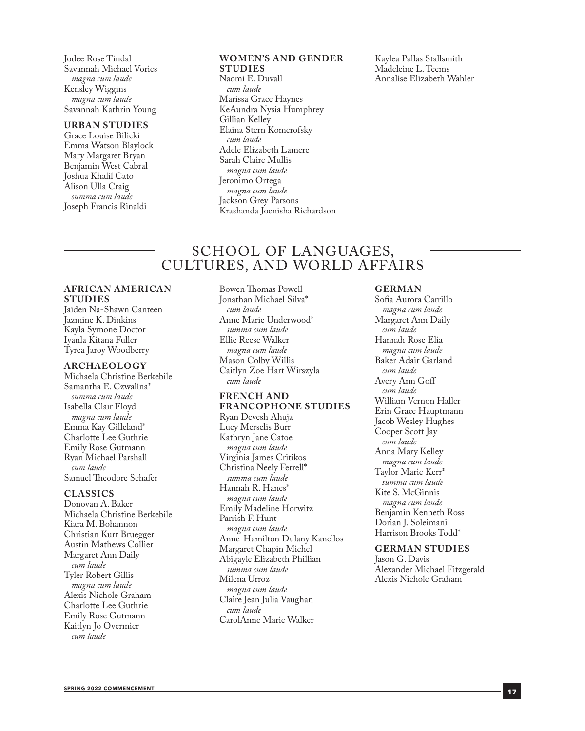Jodee Rose Tindal
Savannah Michael Vories
*magna cum laude*
Kensley Wiggins
*magna cum laude*
Savannah Kathrin Young

### URBAN STUDIES

Grace Louise Bilicki
Emma Watson Blaylock
Mary Margaret Bryan
Benjamin West Cabral
Joshua Khalil Cato
Alison Ulla Craig
*summa cum laude*
Joseph Francis Rinaldi

### WOMEN'S AND GENDER STUDIES

Naomi E. Duvall
*cum laude*
Marissa Grace Haynes
KeAundra Nysia Humphrey
Gillian Kelley
Elaina Stern Komerofsky
*cum laude*
Adele Elizabeth Lamere
Sarah Claire Mullis
*magna cum laude*
Jeronimo Ortega
*magna cum laude*
Jackson Grey Parsons
Krashanda Joenisha Richardson
Kaylea Pallas Stallsmith
Madeleine L. Teems
Annalise Elizabeth Wahler

## SCHOOL OF LANGUAGES, CULTURES, AND WORLD AFFAIRS

### AFRICAN AMERICAN STUDIES

Jaiden Na-Shawn Canteen
Jazmine K. Dinkins
Kayla Symone Doctor
Iyanla Kitana Fuller
Tyrea Jaroy Woodberry

### ARCHAEOLOGY

Michaela Christine Berkebile
Samantha E. Czwalina*
*summa cum laude*
Isabella Clair Floyd
*magna cum laude*
Emma Kay Gilleland*
Charlotte Lee Guthrie
Emily Rose Gutmann
Ryan Michael Parshall
*cum laude*
Samuel Theodore Schafer

### CLASSICS

Donovan A. Baker
Michaela Christine Berkebile
Kiara M. Bohannon
Christian Kurt Bruegger
Austin Mathews Collier
Margaret Ann Daily
*cum laude*
Tyler Robert Gillis
*magna cum laude*
Alexis Nichole Graham
Charlotte Lee Guthrie
Emily Rose Gutmann
Kaitlyn Jo Overmier
*cum laude*
Bowen Thomas Powell
Jonathan Michael Silva*
*cum laude*
Anne Marie Underwood*
*summa cum laude*
Ellie Reese Walker
*magna cum laude*
Mason Colby Willis
Caitlyn Zoe Hart Wirszyla
*cum laude*

### FRENCH AND FRANCOPHONE STUDIES

Ryan Devesh Ahuja
Lucy Merselis Burr
Kathryn Jane Catoe
*magna cum laude*
Virginia James Critikos
Christina Neely Ferrell*
*summa cum laude*
Hannah R. Hanes*
*magna cum laude*
Emily Madeline Horwitz
Parrish F. Hunt
*magna cum laude*
Anne-Hamilton Dulany Kanellos
Margaret Chapin Michel
Abigayle Elizabeth Phillian
*summa cum laude*
Milena Urroz
*magna cum laude*
Claire Jean Julia Vaughan
*cum laude*
CarolAnne Marie Walker

### GERMAN

Sofia Aurora Carrillo
*magna cum laude*
Margaret Ann Daily
*cum laude*
Hannah Rose Elia
*magna cum laude*
Baker Adair Garland
*cum laude*
Avery Ann Goff
*cum laude*
William Vernon Haller
Erin Grace Hauptmann
Jacob Wesley Hughes
Cooper Scott Jay
*cum laude*
Anna Mary Kelley
*magna cum laude*
Taylor Marie Kerr*
*summa cum laude*
Kite S. McGinnis
*magna cum laude*
Benjamin Kenneth Ross
Dorian J. Soleimani
Harrison Brooks Todd*

### GERMAN STUDIES

Jason G. Davis
Alexander Michael Fitzgerald
Alexis Nichole Graham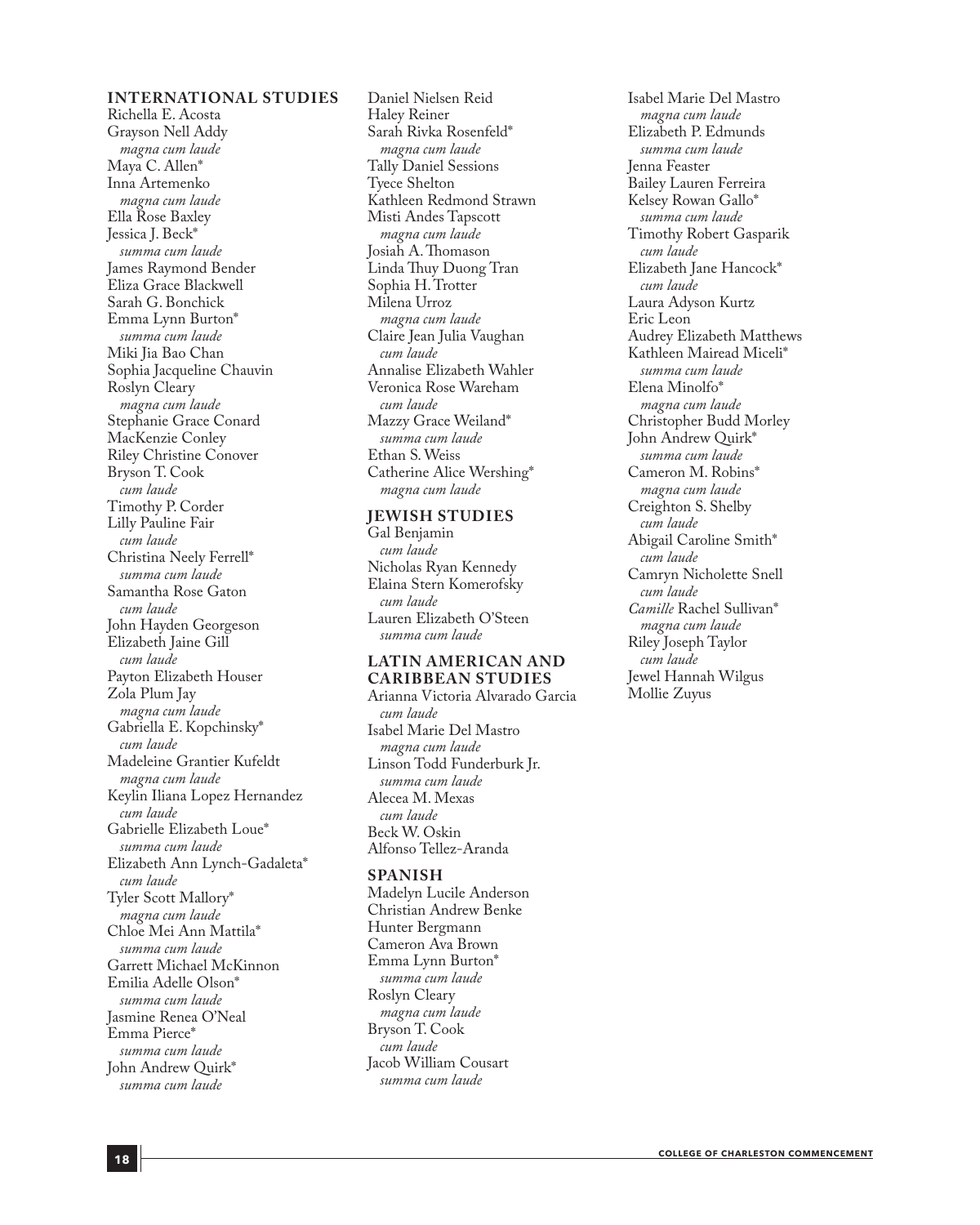## INTERNATIONAL STUDIES

Richella E. Acosta
Grayson Nell Addy
*magna cum laude*
Maya C. Allen*
Inna Artemenko
*magna cum laude*
Ella Rose Baxley
Jessica J. Beck*
*summa cum laude*
James Raymond Bender
Eliza Grace Blackwell
Sarah G. Bonchick
Emma Lynn Burton*
*summa cum laude*
Miki Jia Bao Chan
Sophia Jacqueline Chauvin
Roslyn Cleary
*magna cum laude*
Stephanie Grace Conard
MacKenzie Conley
Riley Christine Conover
Bryson T. Cook
*cum laude*
Timothy P. Corder
Lilly Pauline Fair
*cum laude*
Christina Neely Ferrell*
*summa cum laude*
Samantha Rose Gaton
*cum laude*
John Hayden Georgeson
Elizabeth Jaine Gill
*cum laude*
Payton Elizabeth Houser
Zola Plum Jay
*magna cum laude*
Gabriella E. Kopchinsky*
*cum laude*
Madeleine Grantier Kufeldt
*magna cum laude*
Keylin Iliana Lopez Hernandez
*cum laude*
Gabrielle Elizabeth Loue*
*summa cum laude*
Elizabeth Ann Lynch-Gadaleta*
*cum laude*
Tyler Scott Mallory*
*magna cum laude*
Chloe Mei Ann Mattila*
*summa cum laude*
Garrett Michael McKinnon
Emilia Adelle Olson*
*summa cum laude*
Jasmine Renea O'Neal
Emma Pierce*
*summa cum laude*
John Andrew Quirk*
*summa cum laude*
Daniel Nielsen Reid
Haley Reiner
Sarah Rivka Rosenfeld*
*magna cum laude*
Tally Daniel Sessions
Tyece Shelton
Kathleen Redmond Strawn
Misti Andes Tapscott
*magna cum laude*
Josiah A. Thomason
Linda Thuy Duong Tran
Sophia H. Trotter
Milena Urroz
*magna cum laude*
Claire Jean Julia Vaughan
*cum laude*
Annalise Elizabeth Wahler
Veronica Rose Wareham
*cum laude*
Mazzy Grace Weiland*
*summa cum laude*
Ethan S. Weiss
Catherine Alice Wershing*
*magna cum laude*

## JEWISH STUDIES

Gal Benjamin
*cum laude*
Nicholas Ryan Kennedy
Elaina Stern Komerofsky
*cum laude*
Lauren Elizabeth O'Steen
*summa cum laude*

## LATIN AMERICAN AND CARIBBEAN STUDIES

Arianna Victoria Alvarado Garcia
*cum laude*
Isabel Marie Del Mastro
*magna cum laude*
Linson Todd Funderburk Jr.
*summa cum laude*
Alecea M. Mexas
*cum laude*
Beck W. Oskin
Alfonso Tellez-Aranda

## SPANISH

Madelyn Lucile Anderson
Christian Andrew Benke
Hunter Bergmann
Cameron Ava Brown
Emma Lynn Burton*
*summa cum laude*
Roslyn Cleary
*magna cum laude*
Bryson T. Cook
*cum laude*
Jacob William Cousart
*summa cum laude*
Isabel Marie Del Mastro
*magna cum laude*
Elizabeth P. Edmunds
*summa cum laude*
Jenna Feaster
Bailey Lauren Ferreira
Kelsey Rowan Gallo*
*summa cum laude*
Timothy Robert Gasparik
*cum laude*
Elizabeth Jane Hancock*
*cum laude*
Laura Adyson Kurtz
Eric Leon
Audrey Elizabeth Matthews
Kathleen Mairead Miceli*
*summa cum laude*
Elena Minolfo*
*magna cum laude*
Christopher Budd Morley
John Andrew Quirk*
*summa cum laude*
Cameron M. Robins*
*magna cum laude*
Creighton S. Shelby
*cum laude*
Abigail Caroline Smith*
*cum laude*
Camryn Nicholette Snell
*cum laude*
*Camille* Rachel Sullivan*
*magna cum laude*
Riley Joseph Taylor
*cum laude*
Jewel Hannah Wilgus
Mollie Zuyus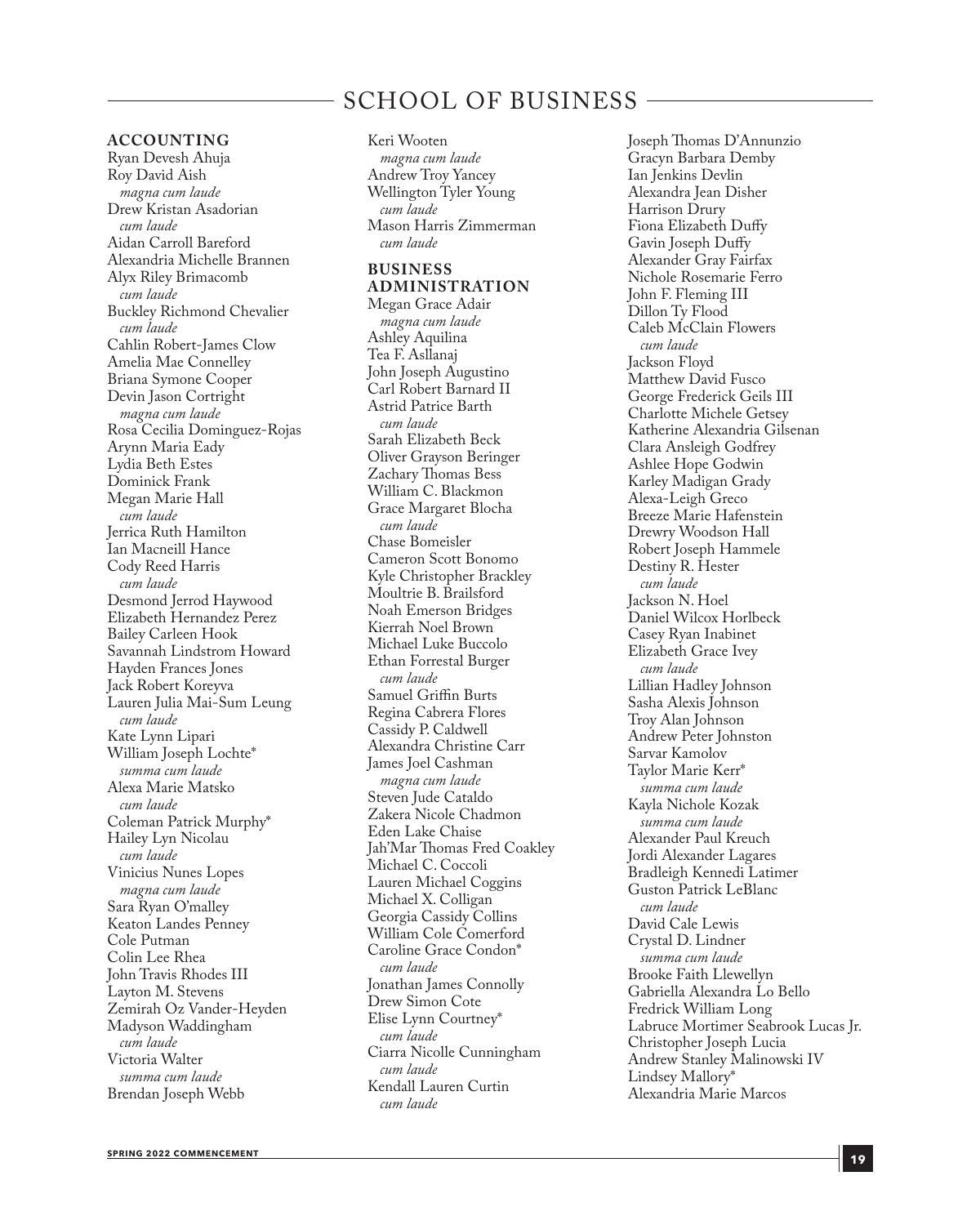# SCHOOL OF BUSINESS

## ACCOUNTING

Ryan Devesh Ahuja
Roy David Aish
*magna cum laude*
Drew Kristan Asadorian
*cum laude*
Aidan Carroll Bareford
Alexandria Michelle Brannen
Alyx Riley Brimacomb
*cum laude*
Buckley Richmond Chevalier
*cum laude*
Cahlin Robert-James Clow
Amelia Mae Connelley
Briana Symone Cooper
Devin Jason Cortright
*magna cum laude*
Rosa Cecilia Dominguez-Rojas
Arynn Maria Eady
Lydia Beth Estes
Dominick Frank
Megan Marie Hall
*cum laude*
Jerrica Ruth Hamilton
Ian Macneill Hance
Cody Reed Harris
*cum laude*
Desmond Jerrod Haywood
Elizabeth Hernandez Perez
Bailey Carleen Hook
Savannah Lindstrom Howard
Hayden Frances Jones
Jack Robert Koreyva
Lauren Julia Mai-Sum Leung
*cum laude*
Kate Lynn Lipari
William Joseph Lochte*
*summa cum laude*
Alexa Marie Matsko
*cum laude*
Coleman Patrick Murphy*
Hailey Lyn Nicolau
*cum laude*
Vinicius Nunes Lopes
*magna cum laude*
Sara Ryan O'malley
Keaton Landes Penney
Cole Putman
Colin Lee Rhea
John Travis Rhodes III
Layton M. Stevens
Zemirah Oz Vander-Heyden
Madyson Waddingham
*cum laude*
Victoria Walter
*summa cum laude*
Brendan Joseph Webb
Keri Wooten
*magna cum laude*
Andrew Troy Yancey
Wellington Tyler Young
*cum laude*
Mason Harris Zimmerman
*cum laude*

## BUSINESS ADMINISTRATION

Megan Grace Adair
*magna cum laude*
Ashley Aquilina
Tea F. Asllanaj
John Joseph Augustino
Carl Robert Barnard II
Astrid Patrice Barth
*cum laude*
Sarah Elizabeth Beck
Oliver Grayson Beringer
Zachary Thomas Bess
William C. Blackmon
Grace Margaret Blocha
*cum laude*
Chase Bomeisler
Cameron Scott Bonomo
Kyle Christopher Brackley
Moultrie B. Brailsford
Noah Emerson Bridges
Kierrah Noel Brown
Michael Luke Buccolo
Ethan Forrestal Burger
*cum laude*
Samuel Griffin Burts
Regina Cabrera Flores
Cassidy P. Caldwell
Alexandra Christine Carr
James Joel Cashman
*magna cum laude*
Steven Jude Cataldo
Zakera Nicole Chadmon
Eden Lake Chaise
Jah'Mar Thomas Fred Coakley
Michael C. Coccoli
Lauren Michael Coggins
Michael X. Colligan
Georgia Cassidy Collins
William Cole Comerford
Caroline Grace Condon*
*cum laude*
Jonathan James Connolly
Drew Simon Cote
Elise Lynn Courtney*
*cum laude*
Ciarra Nicolle Cunningham
*cum laude*
Kendall Lauren Curtin
*cum laude*
Joseph Thomas D'Annunzio
Gracyn Barbara Demby
Ian Jenkins Devlin
Alexandra Jean Disher
Harrison Drury
Fiona Elizabeth Duffy
Gavin Joseph Duffy
Alexander Gray Fairfax
Nichole Rosemarie Ferro
John F. Fleming III
Dillon Ty Flood
Caleb McClain Flowers
*cum laude*
Jackson Floyd
Matthew David Fusco
George Frederick Geils III
Charlotte Michele Getsey
Katherine Alexandria Gilsenan
Clara Ansleigh Godfrey
Ashlee Hope Godwin
Karley Madigan Grady
Alexa-Leigh Greco
Breeze Marie Hafenstein
Drewry Woodson Hall
Robert Joseph Hammele
Destiny R. Hester
*cum laude*
Jackson N. Hoel
Daniel Wilcox Horlbeck
Casey Ryan Inabinet
Elizabeth Grace Ivey
*cum laude*
Lillian Hadley Johnson
Sasha Alexis Johnson
Troy Alan Johnson
Andrew Peter Johnston
Sarvar Kamolov
Taylor Marie Kerr*
*summa cum laude*
Kayla Nichole Kozak
*summa cum laude*
Alexander Paul Kreuch
Jordi Alexander Lagares
Bradleigh Kennedi Latimer
Guston Patrick LeBlanc
*cum laude*
David Cale Lewis
Crystal D. Lindner
*summa cum laude*
Brooke Faith Llewellyn
Gabriella Alexandra Lo Bello
Fredrick William Long
Labruce Mortimer Seabrook Lucas Jr.
Christopher Joseph Lucia
Andrew Stanley Malinowski IV
Lindsey Mallory*
Alexandria Marie Marcos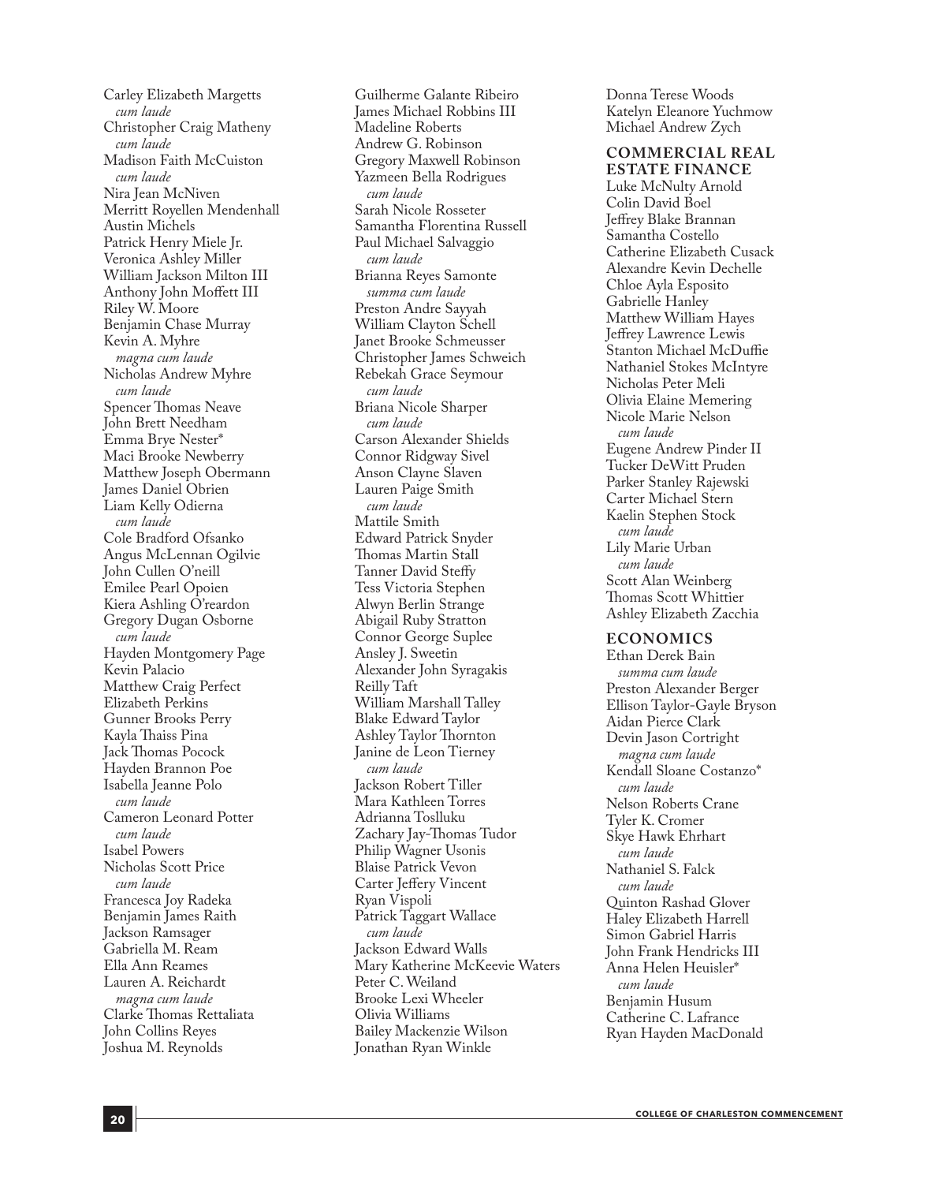Carley Elizabeth Margetts
*cum laude*
Christopher Craig Matheny
*cum laude*
Madison Faith McCuiston
*cum laude*
Nira Jean McNiven
Merritt Royellen Mendenhall
Austin Michels
Patrick Henry Miele Jr.
Veronica Ashley Miller
William Jackson Milton III
Anthony John Moffett III
Riley W. Moore
Benjamin Chase Murray
Kevin A. Myhre
*magna cum laude*
Nicholas Andrew Myhre
*cum laude*
Spencer Thomas Neave
John Brett Needham
Emma Brye Nester*
Maci Brooke Newberry
Matthew Joseph Obermann
James Daniel Obrien
Liam Kelly Odierna
*cum laude*
Cole Bradford Ofsanko
Angus McLennan Ogilvie
John Cullen O'neill
Emilee Pearl Opoien
Kiera Ashling O'reardon
Gregory Dugan Osborne
*cum laude*
Hayden Montgomery Page
Kevin Palacio
Matthew Craig Perfect
Elizabeth Perkins
Gunner Brooks Perry
Kayla Thaiss Pina
Jack Thomas Pocock
Hayden Brannon Poe
Isabella Jeanne Polo
*cum laude*
Cameron Leonard Potter
*cum laude*
Isabel Powers
Nicholas Scott Price
*cum laude*
Francesca Joy Radeka
Benjamin James Raith
Jackson Ramsager
Gabriella M. Ream
Ella Ann Reames
Lauren A. Reichardt
*magna cum laude*
Clarke Thomas Rettaliata
John Collins Reyes
Joshua M. Reynolds
Guilherme Galante Ribeiro
James Michael Robbins III
Madeline Roberts
Andrew G. Robinson
Gregory Maxwell Robinson
Yazmeen Bella Rodrigues
*cum laude*
Sarah Nicole Rosseter
Samantha Florentina Russell
Paul Michael Salvaggio
*cum laude*
Brianna Reyes Samonte
*summa cum laude*
Preston Andre Sayyah
William Clayton Schell
Janet Brooke Schmeusser
Christopher James Schweich
Rebekah Grace Seymour
*cum laude*
Briana Nicole Sharper
*cum laude*
Carson Alexander Shields
Connor Ridgway Sivel
Anson Clayne Slaven
Lauren Paige Smith
*cum laude*
Mattile Smith
Edward Patrick Snyder
Thomas Martin Stall
Tanner David Steffy
Tess Victoria Stephen
Alwyn Berlin Strange
Abigail Ruby Stratton
Connor George Suplee
Ansley J. Sweetin
Alexander John Syragakis
Reilly Taft
William Marshall Talley
Blake Edward Taylor
Ashley Taylor Thornton
Janine de Leon Tierney
*cum laude*
Jackson Robert Tiller
Mara Kathleen Torres
Adrianna Toslluku
Zachary Jay-Thomas Tudor
Philip Wagner Usonis
Blaise Patrick Vevon
Carter Jeffery Vincent
Ryan Vispoli
Patrick Taggart Wallace
*cum laude*
Jackson Edward Walls
Mary Katherine McKeevie Waters
Peter C. Weiland
Brooke Lexi Wheeler
Olivia Williams
Bailey Mackenzie Wilson
Jonathan Ryan Winkle
Donna Terese Woods
Katelyn Eleanore Yuchmow
Michael Andrew Zych

## COMMERCIAL REAL ESTATE FINANCE

Luke McNulty Arnold
Colin David Boel
Jeffrey Blake Brannan
Samantha Costello
Catherine Elizabeth Cusack
Alexandre Kevin Dechelle
Chloe Ayla Esposito
Gabrielle Hanley
Matthew William Hayes
Jeffrey Lawrence Lewis
Stanton Michael McDuffie
Nathaniel Stokes McIntyre
Nicholas Peter Meli
Olivia Elaine Memering
Nicole Marie Nelson
*cum laude*
Eugene Andrew Pinder II
Tucker DeWitt Pruden
Parker Stanley Rajewski
Carter Michael Stern
Kaelin Stephen Stock
*cum laude*
Lily Marie Urban
*cum laude*
Scott Alan Weinberg
Thomas Scott Whittier
Ashley Elizabeth Zacchia

## ECONOMICS

Ethan Derek Bain
*summa cum laude*
Preston Alexander Berger
Ellison Taylor-Gayle Bryson
Aidan Pierce Clark
Devin Jason Cortright
*magna cum laude*
Kendall Sloane Costanzo*
*cum laude*
Nelson Roberts Crane
Tyler K. Cromer
Skye Hawk Ehrhart
*cum laude*
Nathaniel S. Falck
*cum laude*
Quinton Rashad Glover
Haley Elizabeth Harrell
Simon Gabriel Harris
John Frank Hendricks III
Anna Helen Heuisler*
*cum laude*
Benjamin Husum
Catherine C. Lafrance
Ryan Hayden MacDonald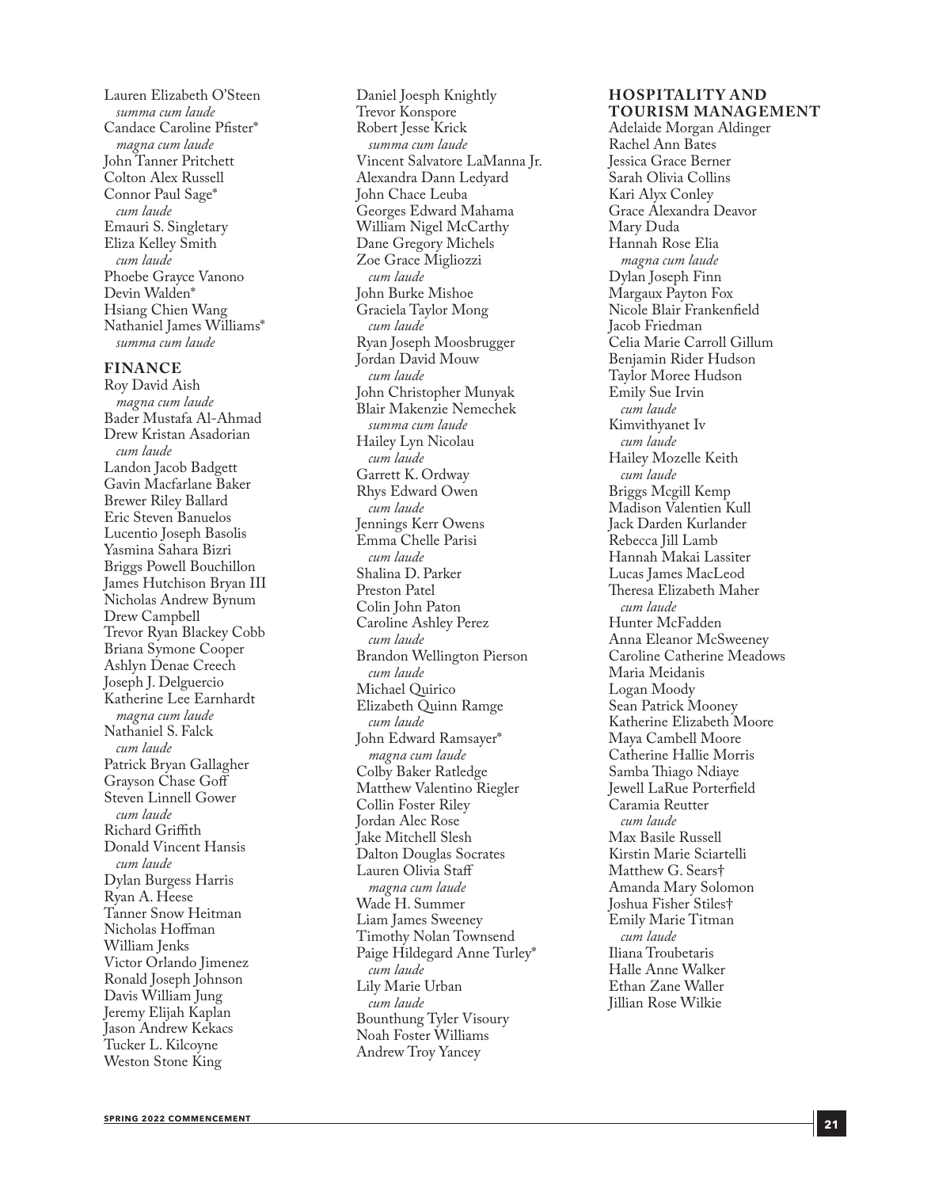Lauren Elizabeth O'Steen
*summa cum laude*
Candace Caroline Pfister*
*magna cum laude*
John Tanner Pritchett
Colton Alex Russell
Connor Paul Sage*
*cum laude*
Emauri S. Singletary
Eliza Kelley Smith
*cum laude*
Phoebe Grayce Vanono
Devin Walden*
Hsiang Chien Wang
Nathaniel James Williams*
*summa cum laude*

### FINANCE

Roy David Aish
*magna cum laude*
Bader Mustafa Al-Ahmad
Drew Kristan Asadorian
*cum laude*
Landon Jacob Badgett
Gavin Macfarlane Baker
Brewer Riley Ballard
Eric Steven Banuelos
Lucentio Joseph Basolis
Yasmina Sahara Bizri
Briggs Powell Bouchillon
James Hutchison Bryan III
Nicholas Andrew Bynum
Drew Campbell
Trevor Ryan Blackey Cobb
Briana Symone Cooper
Ashlyn Denae Creech
Joseph J. Delguercio
Katherine Lee Earnhardt
*magna cum laude*
Nathaniel S. Falck
*cum laude*
Patrick Bryan Gallagher
Grayson Chase Goff
Steven Linnell Gower
*cum laude*
Richard Griffith
Donald Vincent Hansis
*cum laude*
Dylan Burgess Harris
Ryan A. Heese
Tanner Snow Heitman
Nicholas Hoffman
William Jenks
Victor Orlando Jimenez
Ronald Joseph Johnson
Davis William Jung
Jeremy Elijah Kaplan
Jason Andrew Kekacs
Tucker L. Kilcoyne
Weston Stone King
Daniel Joesph Knightly
Trevor Konspore
Robert Jesse Krick
*summa cum laude*
Vincent Salvatore LaManna Jr.
Alexandra Dann Ledyard
John Chace Leuba
Georges Edward Mahama
William Nigel McCarthy
Dane Gregory Michels
Zoe Grace Migliozzi
*cum laude*
John Burke Mishoe
Graciela Taylor Mong
*cum laude*
Ryan Joseph Moosbrugger
Jordan David Mouw
*cum laude*
John Christopher Munyak
Blair Makenzie Nemechek
*summa cum laude*
Hailey Lyn Nicolau
*cum laude*
Garrett K. Ordway
Rhys Edward Owen
*cum laude*
Jennings Kerr Owens
Emma Chelle Parisi
*cum laude*
Shalina D. Parker
Preston Patel
Colin John Paton
Caroline Ashley Perez
*cum laude*
Brandon Wellington Pierson
*cum laude*
Michael Quirico
Elizabeth Quinn Ramge
*cum laude*
John Edward Ramsayer*
*magna cum laude*
Colby Baker Ratledge
Matthew Valentino Riegler
Collin Foster Riley
Jordan Alec Rose
Jake Mitchell Slesh
Dalton Douglas Socrates
Lauren Olivia Staff
*magna cum laude*
Wade H. Summer
Liam James Sweeney
Timothy Nolan Townsend
Paige Hildegard Anne Turley*
*cum laude*
Lily Marie Urban
*cum laude*
Bounthung Tyler Visoury
Noah Foster Williams
Andrew Troy Yancey

### HOSPITALITY AND TOURISM MANAGEMENT

Adelaide Morgan Aldinger
Rachel Ann Bates
Jessica Grace Berner
Sarah Olivia Collins
Kari Alyx Conley
Grace Alexandra Deavor
Mary Duda
Hannah Rose Elia
*magna cum laude*
Dylan Joseph Finn
Margaux Payton Fox
Nicole Blair Frankenfield
Jacob Friedman
Celia Marie Carroll Gillum
Benjamin Rider Hudson
Taylor Moree Hudson
Emily Sue Irvin
*cum laude*
Kimvithyanet Iv
*cum laude*
Hailey Mozelle Keith
*cum laude*
Briggs Mcgill Kemp
Madison Valentien Kull
Jack Darden Kurlander
Rebecca Jill Lamb
Hannah Makai Lassiter
Lucas James MacLeod
Theresa Elizabeth Maher
*cum laude*
Hunter McFadden
Anna Eleanor McSweeney
Caroline Catherine Meadows
Maria Meidanis
Logan Moody
Sean Patrick Mooney
Katherine Elizabeth Moore
Maya Cambell Moore
Catherine Hallie Morris
Samba Thiago Ndiaye
Jewell LaRue Porterfield
Caramia Reutter
*cum laude*
Max Basile Russell
Kirstin Marie Sciartelli
Matthew G. Sears†
Amanda Mary Solomon
Joshua Fisher Stiles†
Emily Marie Titman
*cum laude*
Iliana Troubetaris
Halle Anne Walker
Ethan Zane Waller
Jillian Rose Wilkie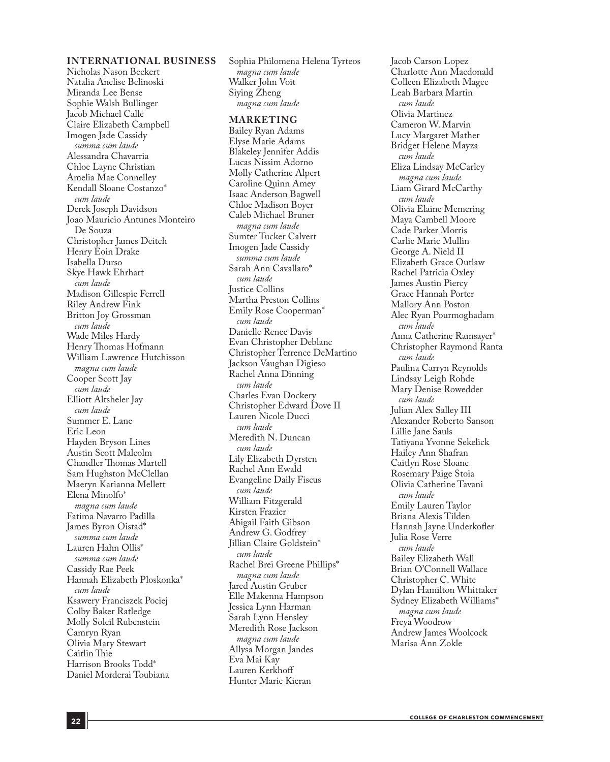### INTERNATIONAL BUSINESS

Nicholas Nason Beckert
Natalia Anelise Belinoski
Miranda Lee Bense
Sophie Walsh Bullinger
Jacob Michael Calle
Claire Elizabeth Campbell
Imogen Jade Cassidy
  *summa cum laude*
Alessandra Chavarria
Chloe Layne Christian
Amelia Mae Connelley
Kendall Sloane Costanzo*
  *cum laude*
Derek Joseph Davidson
Joao Mauricio Antunes Monteiro De Souza
Christopher James Deitch
Henry Eoin Drake
Isabella Durso
Skye Hawk Ehrhart
  *cum laude*
Madison Gillespie Ferrell
Riley Andrew Fink
Britton Joy Grossman
  *cum laude*
Wade Miles Hardy
Henry Thomas Hofmann
William Lawrence Hutchisson
  *magna cum laude*
Cooper Scott Jay
  *cum laude*
Elliott Altsheler Jay
  *cum laude*
Summer E. Lane
Eric Leon
Hayden Bryson Lines
Austin Scott Malcolm
Chandler Thomas Martell
Sam Hughston McClellan
Maeryn Karianna Mellett
Elena Minolfo*
  *magna cum laude*
Fatima Navarro Padilla
James Byron Oistad*
  *summa cum laude*
Lauren Hahn Ollis*
  *summa cum laude*
Cassidy Rae Peek
Hannah Elizabeth Ploskonka*
  *cum laude*
Ksawery Franciszek Pociej
Colby Baker Ratledge
Molly Soleil Rubenstein
Camryn Ryan
Olivia Mary Stewart
Caitlin Thie
Harrison Brooks Todd*
Daniel Morderai Toubiana
Sophia Philomena Helena Tyrteos
  *magna cum laude*
Walker John Voit
Siying Zheng
  *magna cum laude*

### MARKETING

Bailey Ryan Adams
Elyse Marie Adams
Blakeley Jennifer Addis
Lucas Nissim Adorno
Molly Catherine Alpert
Caroline Quinn Amey
Isaac Anderson Bagwell
Chloe Madison Boyer
Caleb Michael Bruner
  *magna cum laude*
Sumter Tucker Calvert
Imogen Jade Cassidy
  *summa cum laude*
Sarah Ann Cavallaro*
  *cum laude*
Justice Collins
Martha Preston Collins
Emily Rose Cooperman*
  *cum laude*
Danielle Renee Davis
Evan Christopher Deblanc
Christopher Terrence DeMartino
Jackson Vaughan Digieso
Rachel Anna Dinning
  *cum laude*
Charles Evan Dockery
Christopher Edward Dove II
Lauren Nicole Ducci
  *cum laude*
Meredith N. Duncan
  *cum laude*
Lily Elizabeth Dyrsten
Rachel Ann Ewald
Evangeline Daily Fiscus
  *cum laude*
William Fitzgerald
Kirsten Frazier
Abigail Faith Gibson
Andrew G. Godfrey
Jillian Claire Goldstein*
  *cum laude*
Rachel Brei Greene Phillips*
  *magna cum laude*
Jared Austin Gruber
Elle Makenna Hampson
Jessica Lynn Harman
Sarah Lynn Hensley
Meredith Rose Jackson
  *magna cum laude*
Allysa Morgan Jandes
Eva Mai Kay
Lauren Kerkhoff
Hunter Marie Kieran
Jacob Carson Lopez
Charlotte Ann Macdonald
Colleen Elizabeth Magee
Leah Barbara Martin
  *cum laude*
Olivia Martinez
Cameron W. Marvin
Lucy Margaret Mather
Bridget Helene Mayza
  *cum laude*
Eliza Lindsay McCarley
  *magna cum laude*
Liam Girard McCarthy
  *cum laude*
Olivia Elaine Memering
Maya Cambell Moore
Cade Parker Morris
Carlie Marie Mullin
George A. Nield II
Elizabeth Grace Outlaw
Rachel Patricia Oxley
James Austin Piercy
Grace Hannah Porter
Mallory Ann Poston
Alec Ryan Pourmoghadam
  *cum laude*
Anna Catherine Ramsayer*
Christopher Raymond Ranta
  *cum laude*
Paulina Carryn Reynolds
Lindsay Leigh Rohde
Mary Denise Rowedder
  *cum laude*
Julian Alex Salley III
Alexander Roberto Sanson
Lillie Jane Sauls
Tatiyana Yvonne Sekelick
Hailey Ann Shafran
Caitlyn Rose Sloane
Rosemary Paige Stoia
Olivia Catherine Tavani
  *cum laude*
Emily Lauren Taylor
Briana Alexis Tilden
Hannah Jayne Underkofler
Julia Rose Verre
  *cum laude*
Bailey Elizabeth Wall
Brian O'Connell Wallace
Christopher C. White
Dylan Hamilton Whittaker
Sydney Elizabeth Williams*
  *magna cum laude*
Freya Woodrow
Andrew James Woolcock
Marisa Ann Zokle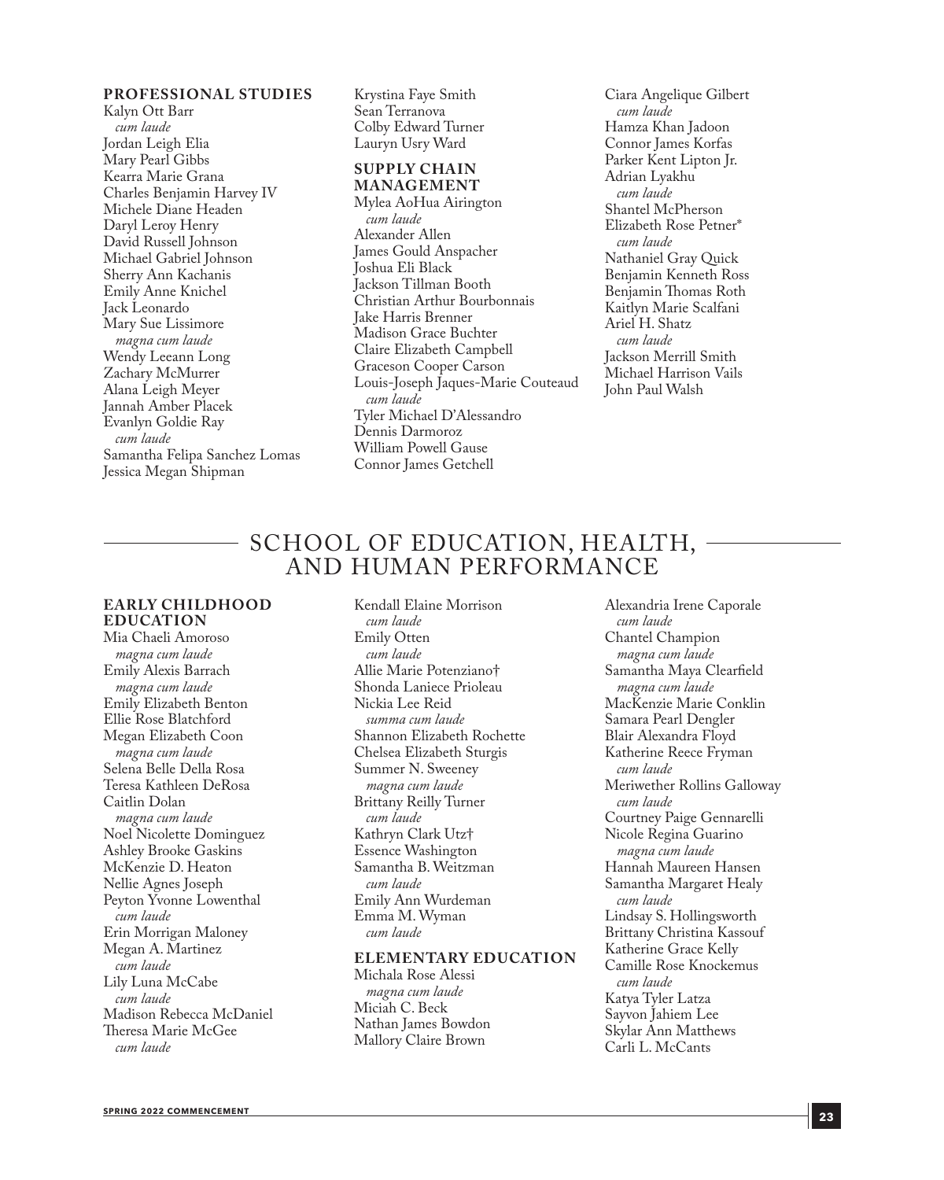### PROFESSIONAL STUDIES

Kalyn Ott Barr
*cum laude*
Jordan Leigh Elia
Mary Pearl Gibbs
Kearra Marie Grana
Charles Benjamin Harvey IV
Michele Diane Headen
Daryl Leroy Henry
David Russell Johnson
Michael Gabriel Johnson
Sherry Ann Kachanis
Emily Anne Knichel
Jack Leonardo
Mary Sue Lissimore
*magna cum laude*
Wendy Leeann Long
Zachary McMurrer
Alana Leigh Meyer
Jannah Amber Placek
Evanlyn Goldie Ray
*cum laude*
Samantha Felipa Sanchez Lomas
Jessica Megan Shipman
Krystina Faye Smith
Sean Terranova
Colby Edward Turner
Lauryn Usry Ward

### SUPPLY CHAIN MANAGEMENT

Mylea AoHua Airington
*cum laude*
Alexander Allen
James Gould Anspacher
Joshua Eli Black
Jackson Tillman Booth
Christian Arthur Bourbonnais
Jake Harris Brenner
Madison Grace Buchter
Claire Elizabeth Campbell
Graceson Cooper Carson
Louis-Joseph Jaques-Marie Couteaud
*cum laude*
Tyler Michael D'Alessandro
Dennis Darmoroz
William Powell Gause
Connor James Getchell
Ciara Angelique Gilbert
*cum laude*
Hamza Khan Jadoon
Connor James Korfas
Parker Kent Lipton Jr.
Adrian Lyakhu
*cum laude*
Shantel McPherson
Elizabeth Rose Petner*
*cum laude*
Nathaniel Gray Quick
Benjamin Kenneth Ross
Benjamin Thomas Roth
Kaitlyn Marie Scalfani
Ariel H. Shatz
*cum laude*
Jackson Merrill Smith
Michael Harrison Vails
John Paul Walsh

## SCHOOL OF EDUCATION, HEALTH, AND HUMAN PERFORMANCE

### EARLY CHILDHOOD EDUCATION

Mia Chaeli Amoroso
*magna cum laude*
Emily Alexis Barrach
*magna cum laude*
Emily Elizabeth Benton
Ellie Rose Blatchford
Megan Elizabeth Coon
*magna cum laude*
Selena Belle Della Rosa
Teresa Kathleen DeRosa
Caitlin Dolan
*magna cum laude*
Noel Nicolette Dominguez
Ashley Brooke Gaskins
McKenzie D. Heaton
Nellie Agnes Joseph
Peyton Yvonne Lowenthal
*cum laude*
Erin Morrigan Maloney
Megan A. Martinez
*cum laude*
Lily Luna McCabe
*cum laude*
Madison Rebecca McDaniel
Theresa Marie McGee
*cum laude*
Kendall Elaine Morrison
*cum laude*
Emily Otten
*cum laude*
Allie Marie Potenziano†
Shonda Laniece Prioleau
Nickia Lee Reid
*summa cum laude*
Shannon Elizabeth Rochette
Chelsea Elizabeth Sturgis
Summer N. Sweeney
*magna cum laude*
Brittany Reilly Turner
*cum laude*
Kathryn Clark Utz†
Essence Washington
Samantha B. Weitzman
*cum laude*
Emily Ann Wurdeman
Emma M. Wyman
*cum laude*

### ELEMENTARY EDUCATION

Michala Rose Alessi
*magna cum laude*
Miciah C. Beck
Nathan James Bowdon
Mallory Claire Brown
Alexandria Irene Caporale
*cum laude*
Chantel Champion
*magna cum laude*
Samantha Maya Clearfield
*magna cum laude*
MacKenzie Marie Conklin
Samara Pearl Dengler
Blair Alexandra Floyd
Katherine Reece Fryman
*cum laude*
Meriwether Rollins Galloway
*cum laude*
Courtney Paige Gennarelli
Nicole Regina Guarino
*magna cum laude*
Hannah Maureen Hansen
Samantha Margaret Healy
*cum laude*
Lindsay S. Hollingsworth
Brittany Christina Kassouf
Katherine Grace Kelly
Camille Rose Knockemus
*cum laude*
Katya Tyler Latza
Sayvon Jahiem Lee
Skylar Ann Matthews
Carli L. McCants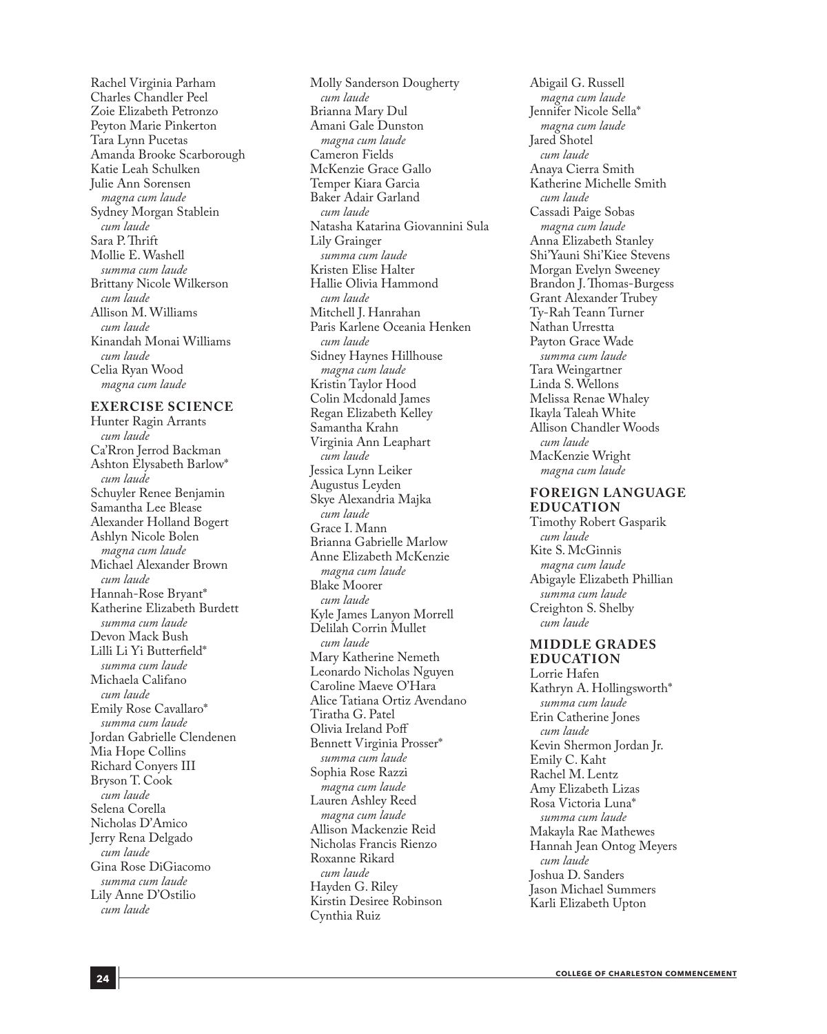Rachel Virginia Parham
Charles Chandler Peel
Zoie Elizabeth Petronzo
Peyton Marie Pinkerton
Tara Lynn Pucetas
Amanda Brooke Scarborough
Katie Leah Schulken
Julie Ann Sorensen
*magna cum laude*
Sydney Morgan Stablein
*cum laude*
Sara P. Thrift
Mollie E. Washell
*summa cum laude*
Brittany Nicole Wilkerson
*cum laude*
Allison M. Williams
*cum laude*
Kinandah Monai Williams
*cum laude*
Celia Ryan Wood
*magna cum laude*

### EXERCISE SCIENCE

Hunter Ragin Arrants
*cum laude*
Ca'Rron Jerrod Backman
Ashton Elysabeth Barlow*
*cum laude*
Schuyler Renee Benjamin
Samantha Lee Blease
Alexander Holland Bogert
Ashlyn Nicole Bolen
*magna cum laude*
Michael Alexander Brown
*cum laude*
Hannah-Rose Bryant*
Katherine Elizabeth Burdett
*summa cum laude*
Devon Mack Bush
Lilli Li Yi Butterfield*
*summa cum laude*
Michaela Califano
*cum laude*
Emily Rose Cavallaro*
*summa cum laude*
Jordan Gabrielle Clendenen
Mia Hope Collins
Richard Conyers III
Bryson T. Cook
*cum laude*
Selena Corella
Nicholas D'Amico
Jerry Rena Delgado
*cum laude*
Gina Rose DiGiacomo
*summa cum laude*
Lily Anne D'Ostilio
*cum laude*
Molly Sanderson Dougherty
*cum laude*
Brianna Mary Dul
Amani Gale Dunston
*magna cum laude*
Cameron Fields
McKenzie Grace Gallo
Temper Kiara Garcia
Baker Adair Garland
*cum laude*
Natasha Katarina Giovannini Sula
Lily Grainger
*summa cum laude*
Kristen Elise Halter
Hallie Olivia Hammond
*cum laude*
Mitchell J. Hanrahan
Paris Karlene Oceania Henken
*cum laude*
Sidney Haynes Hillhouse
*magna cum laude*
Kristin Taylor Hood
Colin Mcdonald James
Regan Elizabeth Kelley
Samantha Krahn
Virginia Ann Leaphart
*cum laude*
Jessica Lynn Leiker
Augustus Leyden
Skye Alexandria Majka
*cum laude*
Grace I. Mann
Brianna Gabrielle Marlow
Anne Elizabeth McKenzie
*magna cum laude*
Blake Moorer
*cum laude*
Kyle James Lanyon Morrell
Delilah Corrin Mullet
*cum laude*
Mary Katherine Nemeth
Leonardo Nicholas Nguyen
Caroline Maeve O'Hara
Alice Tatiana Ortiz Avendano
Tiratha G. Patel
Olivia Ireland Poff
Bennett Virginia Prosser*
*summa cum laude*
Sophia Rose Razzi
*magna cum laude*
Lauren Ashley Reed
*magna cum laude*
Allison Mackenzie Reid
Nicholas Francis Rienzo
Roxanne Rikard
*cum laude*
Hayden G. Riley
Kirstin Desiree Robinson
Cynthia Ruiz
Abigail G. Russell
*magna cum laude*
Jennifer Nicole Sella*
*magna cum laude*
Jared Shotel
*cum laude*
Anaya Cierra Smith
Katherine Michelle Smith
*cum laude*
Cassadi Paige Sobas
*magna cum laude*
Anna Elizabeth Stanley
Shi'Yauni Shi'Kiee Stevens
Morgan Evelyn Sweeney
Brandon J. Thomas-Burgess
Grant Alexander Trubey
Ty-Rah Teann Turner
Nathan Urrestta
Payton Grace Wade
*summa cum laude*
Tara Weingartner
Linda S. Wellons
Melissa Renae Whaley
Ikayla Taleah White
Allison Chandler Woods
*cum laude*
MacKenzie Wright
*magna cum laude*

### FOREIGN LANGUAGE EDUCATION

Timothy Robert Gasparik
*cum laude*
Kite S. McGinnis
*magna cum laude*
Abigayle Elizabeth Phillian
*summa cum laude*
Creighton S. Shelby
*cum laude*

### MIDDLE GRADES EDUCATION

Lorrie Hafen
Kathryn A. Hollingsworth*
*summa cum laude*
Erin Catherine Jones
*cum laude*
Kevin Shermon Jordan Jr.
Emily C. Kaht
Rachel M. Lentz
Amy Elizabeth Lizas
Rosa Victoria Luna*
*summa cum laude*
Makayla Rae Mathewes
Hannah Jean Ontog Meyers
*cum laude*
Joshua D. Sanders
Jason Michael Summers
Karli Elizabeth Upton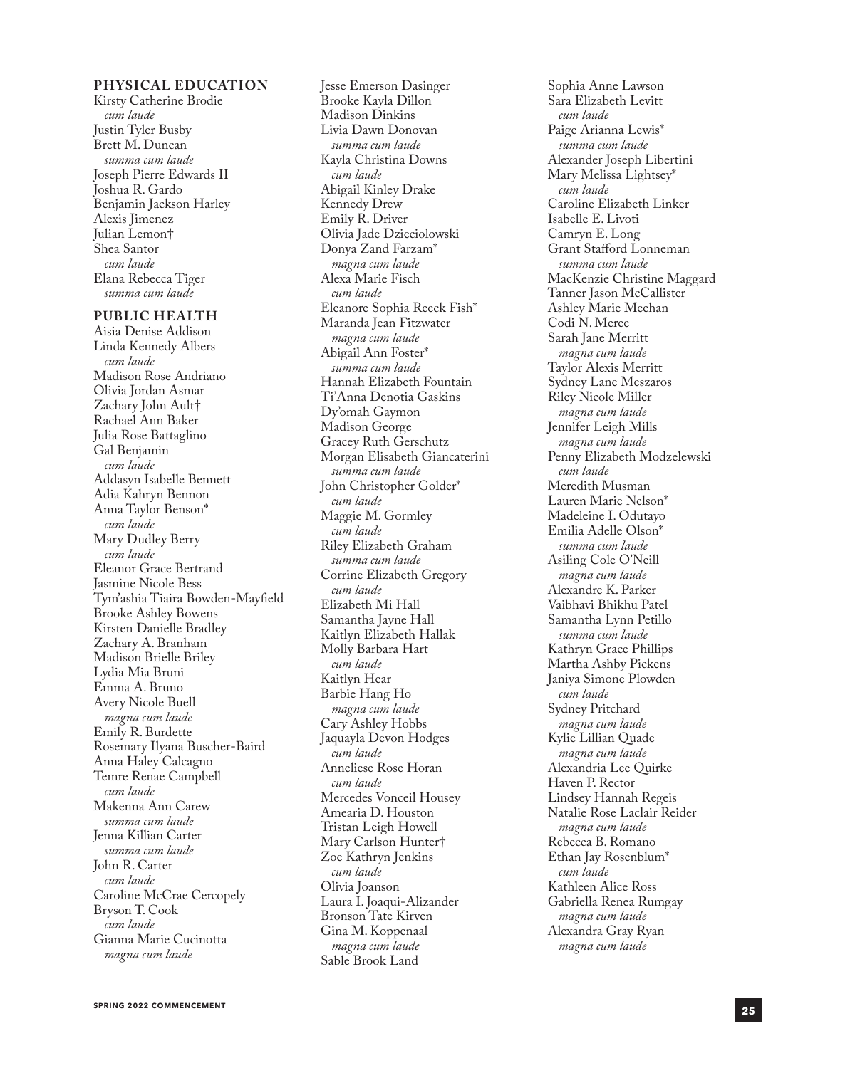## PHYSICAL EDUCATION

Kirsty Catherine Brodie
*cum laude*
Justin Tyler Busby
Brett M. Duncan
*summa cum laude*
Joseph Pierre Edwards II
Joshua R. Gardo
Benjamin Jackson Harley
Alexis Jimenez
Julian Lemon†
Shea Santor
*cum laude*
Elana Rebecca Tiger
*summa cum laude*

## PUBLIC HEALTH

Aisia Denise Addison
Linda Kennedy Albers
*cum laude*
Madison Rose Andriano
Olivia Jordan Asmar
Zachary John Ault†
Rachael Ann Baker
Julia Rose Battaglino
Gal Benjamin
*cum laude*
Addasyn Isabelle Bennett
Adia Kahryn Bennon
Anna Taylor Benson*
*cum laude*
Mary Dudley Berry
*cum laude*
Eleanor Grace Bertrand
Jasmine Nicole Bess
Tym'ashia Tiaira Bowden-Mayfield
Brooke Ashley Bowens
Kirsten Danielle Bradley
Zachary A. Branham
Madison Brielle Briley
Lydia Mia Bruni
Emma A. Bruno
Avery Nicole Buell
*magna cum laude*
Emily R. Burdette
Rosemary Ilyana Buscher-Baird
Anna Haley Calcagno
Temre Renae Campbell
*cum laude*
Makenna Ann Carew
*summa cum laude*
Jenna Killian Carter
*summa cum laude*
John R. Carter
*cum laude*
Caroline McCrae Cercopely
Bryson T. Cook
*cum laude*
Gianna Marie Cucinotta
*magna cum laude*
Jesse Emerson Dasinger
Brooke Kayla Dillon
Madison Dinkins
Livia Dawn Donovan
*summa cum laude*
Kayla Christina Downs
*cum laude*
Abigail Kinley Drake
Kennedy Drew
Emily R. Driver
Olivia Jade Dzieciolowski
Donya Zand Farzam*
*magna cum laude*
Alexa Marie Fisch
*cum laude*
Eleanore Sophia Reeck Fish*
Maranda Jean Fitzwater
*magna cum laude*
Abigail Ann Foster*
*summa cum laude*
Hannah Elizabeth Fountain
Ti'Anna Denotia Gaskins
Dy'omah Gaymon
Madison George
Gracey Ruth Gerschutz
Morgan Elisabeth Giancaterini
*summa cum laude*
John Christopher Golder*
*cum laude*
Maggie M. Gormley
*cum laude*
Riley Elizabeth Graham
*summa cum laude*
Corrine Elizabeth Gregory
*cum laude*
Elizabeth Mi Hall
Samantha Jayne Hall
Kaitlyn Elizabeth Hallak
Molly Barbara Hart
*cum laude*
Kaitlyn Hear
Barbie Hang Ho
*magna cum laude*
Cary Ashley Hobbs
Jaquayla Devon Hodges
*cum laude*
Anneliese Rose Horan
*cum laude*
Mercedes Vonceil Housey
Amearia D. Houston
Tristan Leigh Howell
Mary Carlson Hunter†
Zoe Kathryn Jenkins
*cum laude*
Olivia Joanson
Laura I. Joaqui-Alizander
Bronson Tate Kirven
Gina M. Koppenaal
*magna cum laude*
Sable Brook Land
Sophia Anne Lawson
Sara Elizabeth Levitt
*cum laude*
Paige Arianna Lewis*
*summa cum laude*
Alexander Joseph Libertini
Mary Melissa Lightsey*
*cum laude*
Caroline Elizabeth Linker
Isabelle E. Livoti
Camryn E. Long
Grant Stafford Lonneman
*summa cum laude*
MacKenzie Christine Maggard
Tanner Jason McCallister
Ashley Marie Meehan
Codi N. Meree
Sarah Jane Merritt
*magna cum laude*
Taylor Alexis Merritt
Sydney Lane Meszaros
Riley Nicole Miller
*magna cum laude*
Jennifer Leigh Mills
*magna cum laude*
Penny Elizabeth Modzelewski
*cum laude*
Meredith Musman
Lauren Marie Nelson*
Madeleine I. Odutayo
Emilia Adelle Olson*
*summa cum laude*
Asiling Cole O'Neill
*magna cum laude*
Alexandre K. Parker
Vaibhavi Bhikhu Patel
Samantha Lynn Petillo
*summa cum laude*
Kathryn Grace Phillips
Martha Ashby Pickens
Janiya Simone Plowden
*cum laude*
Sydney Pritchard
*magna cum laude*
Kylie Lillian Quade
*magna cum laude*
Alexandria Lee Quirke
Haven P. Rector
Lindsey Hannah Regeis
Natalie Rose Laclair Reider
*magna cum laude*
Rebecca B. Romano
Ethan Jay Rosenblum*
*cum laude*
Kathleen Alice Ross
Gabriella Renea Rumgay
*magna cum laude*
Alexandra Gray Ryan
*magna cum laude*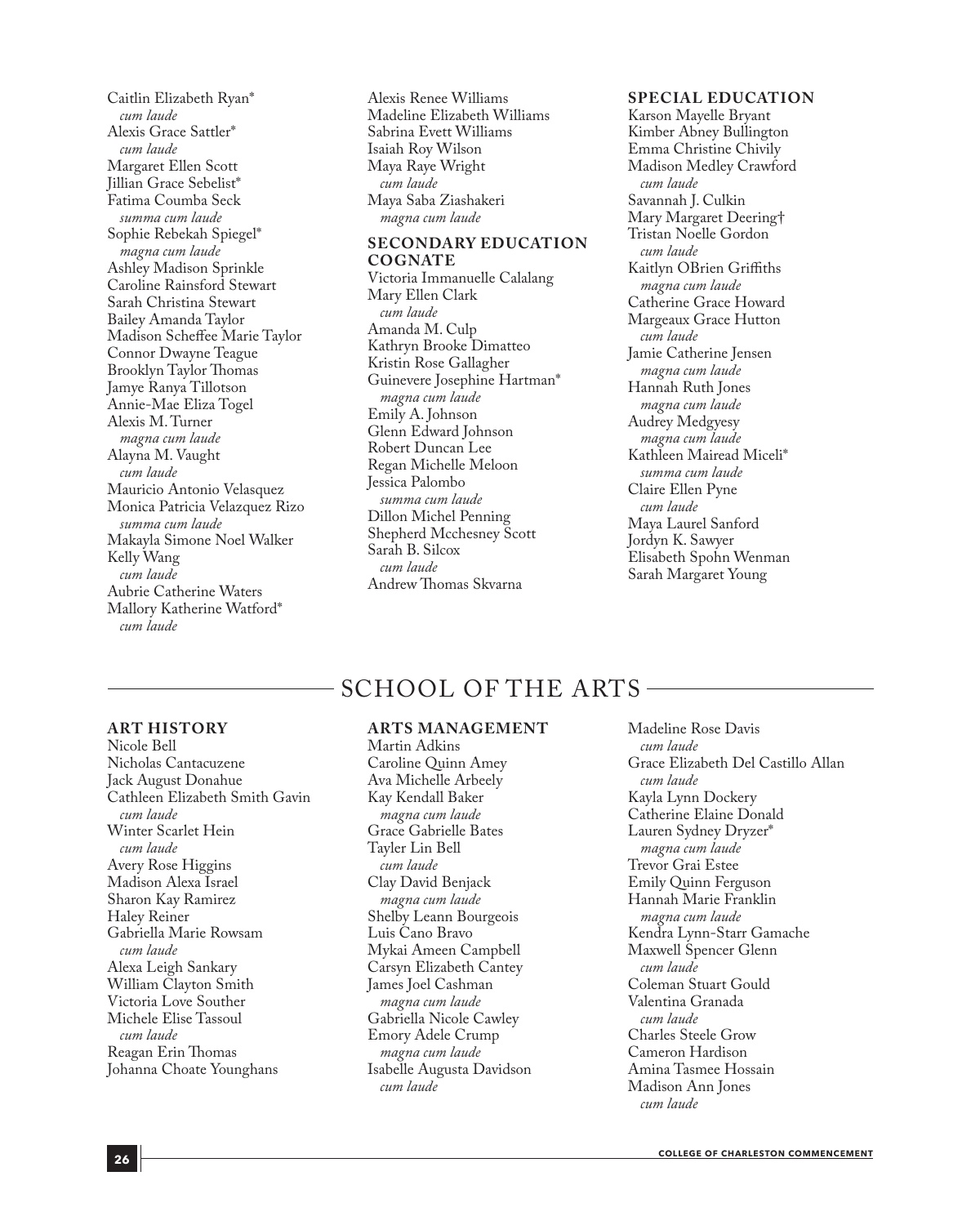Caitlin Elizabeth Ryan*
*cum laude*
Alexis Grace Sattler*
*cum laude*
Margaret Ellen Scott
Jillian Grace Sebelist*
Fatima Coumba Seck
*summa cum laude*
Sophie Rebekah Spiegel*
*magna cum laude*
Ashley Madison Sprinkle
Caroline Rainsford Stewart
Sarah Christina Stewart
Bailey Amanda Taylor
Madison Scheffee Marie Taylor
Connor Dwayne Teague
Brooklyn Taylor Thomas
Jamye Ranya Tillotson
Annie-Mae Eliza Togel
Alexis M. Turner
*magna cum laude*
Alayna M. Vaught
*cum laude*
Mauricio Antonio Velasquez
Monica Patricia Velazquez Rizo
*summa cum laude*
Makayla Simone Noel Walker
Kelly Wang
*cum laude*
Aubrie Catherine Waters
Mallory Katherine Watford*
*cum laude*
Alexis Renee Williams
Madeline Elizabeth Williams
Sabrina Evett Williams
Isaiah Roy Wilson
Maya Raye Wright
*cum laude*
Maya Saba Ziashakeri
*magna cum laude*

### SECONDARY EDUCATION COGNATE

Victoria Immanuelle Calalang
Mary Ellen Clark
*cum laude*
Amanda M. Culp
Kathryn Brooke Dimatteo
Kristin Rose Gallagher
Guinevere Josephine Hartman*
*magna cum laude*
Emily A. Johnson
Glenn Edward Johnson
Robert Duncan Lee
Regan Michelle Meloon
Jessica Palombo
*summa cum laude*
Dillon Michel Penning
Shepherd Mcchesney Scott
Sarah B. Silcox
*cum laude*
Andrew Thomas Skvarna

### SPECIAL EDUCATION

Karson Mayelle Bryant
Kimber Abney Bullington
Emma Christine Chivily
Madison Medley Crawford
*cum laude*
Savannah J. Culkin
Mary Margaret Deering†
Tristan Noelle Gordon
*cum laude*
Kaitlyn OBrien Griffiths
*magna cum laude*
Catherine Grace Howard
Margeaux Grace Hutton
*cum laude*
Jamie Catherine Jensen
*magna cum laude*
Hannah Ruth Jones
*magna cum laude*
Audrey Medgyesy
*magna cum laude*
Kathleen Mairead Miceli*
*summa cum laude*
Claire Ellen Pyne
*cum laude*
Maya Laurel Sanford
Jordyn K. Sawyer
Elisabeth Spohn Wenman
Sarah Margaret Young

## SCHOOL OF THE ARTS

### ART HISTORY

Nicole Bell
Nicholas Cantacuzene
Jack August Donahue
Cathleen Elizabeth Smith Gavin
*cum laude*
Winter Scarlet Hein
*cum laude*
Avery Rose Higgins
Madison Alexa Israel
Sharon Kay Ramirez
Haley Reiner
Gabriella Marie Rowsam
*cum laude*
Alexa Leigh Sankary
William Clayton Smith
Victoria Love Souther
Michele Elise Tassoul
*cum laude*
Reagan Erin Thomas
Johanna Choate Younghans

### ARTS MANAGEMENT

Martin Adkins
Caroline Quinn Amey
Ava Michelle Arbeely
Kay Kendall Baker
*magna cum laude*
Grace Gabrielle Bates
Tayler Lin Bell
*cum laude*
Clay David Benjack
*magna cum laude*
Shelby Leann Bourgeois
Luis Cano Bravo
Mykai Ameen Campbell
Carsyn Elizabeth Cantey
James Joel Cashman
*magna cum laude*
Gabriella Nicole Cawley
Emory Adele Crump
*magna cum laude*
Isabelle Augusta Davidson
*cum laude*
Madeline Rose Davis
*cum laude*
Grace Elizabeth Del Castillo Allan
*cum laude*
Kayla Lynn Dockery
Catherine Elaine Donald
Lauren Sydney Dryzer*
*magna cum laude*
Trevor Grai Estee
Emily Quinn Ferguson
Hannah Marie Franklin
*magna cum laude*
Kendra Lynn-Starr Gamache
Maxwell Spencer Glenn
*cum laude*
Coleman Stuart Gould
Valentina Granada
*cum laude*
Charles Steele Grow
Cameron Hardison
Amina Tasmee Hossain
Madison Ann Jones
*cum laude*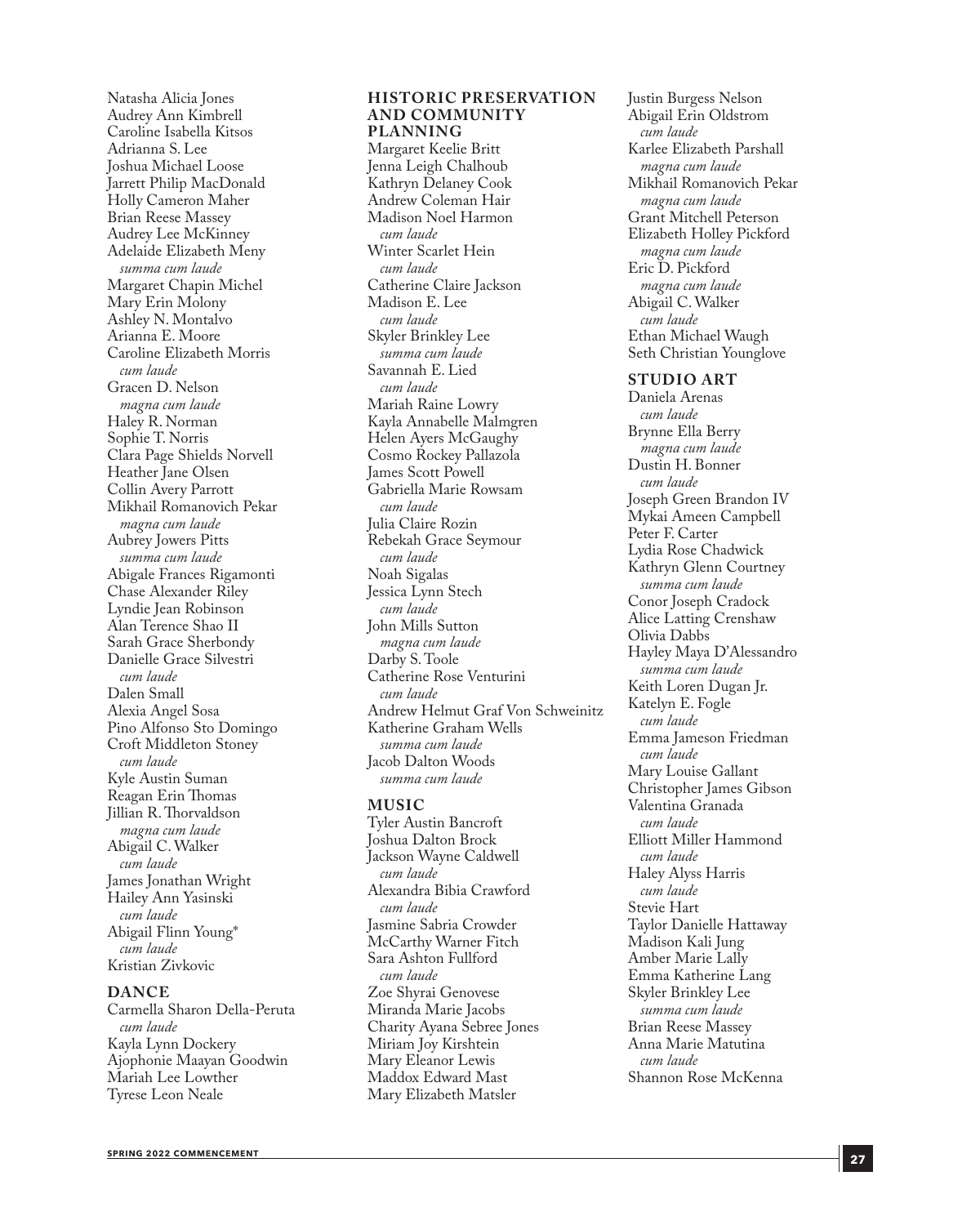Natasha Alicia Jones
Audrey Ann Kimbrell
Caroline Isabella Kitsos
Adrianna S. Lee
Joshua Michael Loose
Jarrett Philip MacDonald
Holly Cameron Maher
Brian Reese Massey
Audrey Lee McKinney
Adelaide Elizabeth Meny
*summa cum laude*
Margaret Chapin Michel
Mary Erin Molony
Ashley N. Montalvo
Arianna E. Moore
Caroline Elizabeth Morris
*cum laude*
Gracen D. Nelson
*magna cum laude*
Haley R. Norman
Sophie T. Norris
Clara Page Shields Norvell
Heather Jane Olsen
Collin Avery Parrott
Mikhail Romanovich Pekar
*magna cum laude*
Aubrey Jowers Pitts
*summa cum laude*
Abigale Frances Rigamonti
Chase Alexander Riley
Lyndie Jean Robinson
Alan Terence Shao II
Sarah Grace Sherbondy
Danielle Grace Silvestri
*cum laude*
Dalen Small
Alexia Angel Sosa
Pino Alfonso Sto Domingo
Croft Middleton Stoney
*cum laude*
Kyle Austin Suman
Reagan Erin Thomas
Jillian R. Thorvaldson
*magna cum laude*
Abigail C. Walker
*cum laude*
James Jonathan Wright
Hailey Ann Yasinski
*cum laude*
Abigail Flinn Young*
*cum laude*
Kristian Zivkovic

## DANCE

Carmella Sharon Della-Peruta
*cum laude*
Kayla Lynn Dockery
Ajophonie Maayan Goodwin
Mariah Lee Lowther
Tyrese Leon Neale

## HISTORIC PRESERVATION AND COMMUNITY PLANNING

Margaret Keelie Britt
Jenna Leigh Chalhoub
Kathryn Delaney Cook
Andrew Coleman Hair
Madison Noel Harmon
*cum laude*
Winter Scarlet Hein
*cum laude*
Catherine Claire Jackson
Madison E. Lee
*cum laude*
Skyler Brinkley Lee
*summa cum laude*
Savannah E. Lied
*cum laude*
Mariah Raine Lowry
Kayla Annabelle Malmgren
Helen Ayers McGaughy
Cosmo Rockey Pallazola
James Scott Powell
Gabriella Marie Rowsam
*cum laude*
Julia Claire Rozin
Rebekah Grace Seymour
*cum laude*
Noah Sigalas
Jessica Lynn Stech
*cum laude*
John Mills Sutton
*magna cum laude*
Darby S. Toole
Catherine Rose Venturini
*cum laude*
Andrew Helmut Graf Von Schweinitz
Katherine Graham Wells
*summa cum laude*
Jacob Dalton Woods
*summa cum laude*

## MUSIC

Tyler Austin Bancroft
Joshua Dalton Brock
Jackson Wayne Caldwell
*cum laude*
Alexandra Bibia Crawford
*cum laude*
Jasmine Sabria Crowder
McCarthy Warner Fitch
Sara Ashton Fullford
*cum laude*
Zoe Shyrai Genovese
Miranda Marie Jacobs
Charity Ayana Sebree Jones
Miriam Joy Kirshtein
Mary Eleanor Lewis
Maddox Edward Mast
Mary Elizabeth Matsler
Justin Burgess Nelson
Abigail Erin Oldstrom
*cum laude*
Karlee Elizabeth Parshall
*magna cum laude*
Mikhail Romanovich Pekar
*magna cum laude*
Grant Mitchell Peterson
Elizabeth Holley Pickford
*magna cum laude*
Eric D. Pickford
*magna cum laude*
Abigail C. Walker
*cum laude*
Ethan Michael Waugh
Seth Christian Younglove

## STUDIO ART

Daniela Arenas
*cum laude*
Brynne Ella Berry
*magna cum laude*
Dustin H. Bonner
*cum laude*
Joseph Green Brandon IV
Mykai Ameen Campbell
Peter F. Carter
Lydia Rose Chadwick
Kathryn Glenn Courtney
*summa cum laude*
Conor Joseph Cradock
Alice Latting Crenshaw
Olivia Dabbs
Hayley Maya D'Alessandro
*summa cum laude*
Keith Loren Dugan Jr.
Katelyn E. Fogle
*cum laude*
Emma Jameson Friedman
*cum laude*
Mary Louise Gallant
Christopher James Gibson
Valentina Granada
*cum laude*
Elliott Miller Hammond
*cum laude*
Haley Alyss Harris
*cum laude*
Stevie Hart
Taylor Danielle Hattaway
Madison Kali Jung
Amber Marie Lally
Emma Katherine Lang
Skyler Brinkley Lee
*summa cum laude*
Brian Reese Massey
Anna Marie Matutina
*cum laude*
Shannon Rose McKenna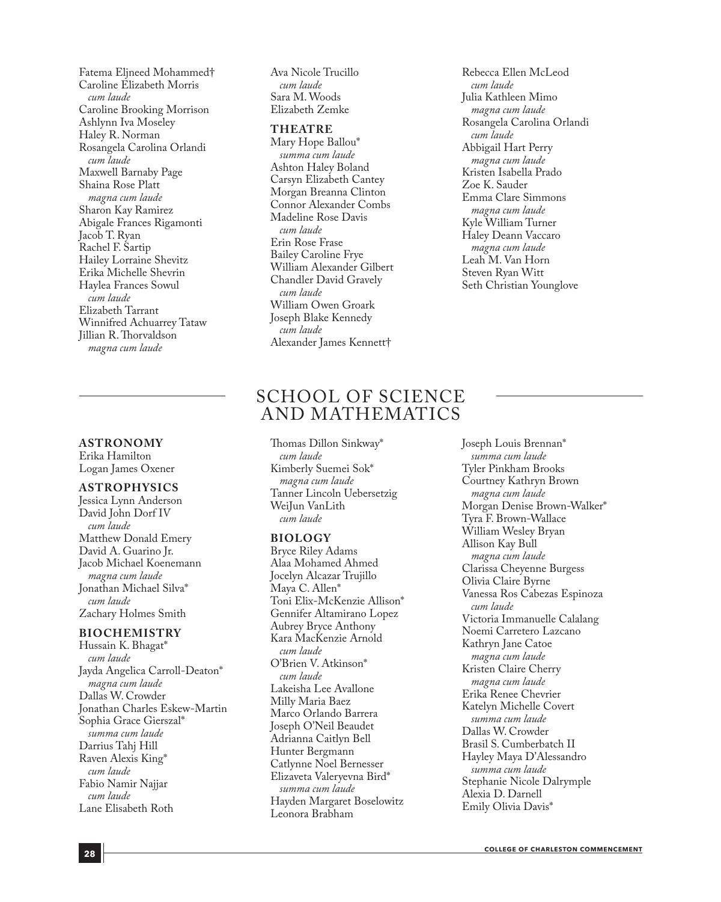Fatema Eljneed Mohammed†
Caroline Elizabeth Morris
*cum laude*
Caroline Brooking Morrison
Ashlynn Iva Moseley
Haley R. Norman
Rosangela Carolina Orlandi
*cum laude*
Maxwell Barnaby Page
Shaina Rose Platt
*magna cum laude*
Sharon Kay Ramirez
Abigale Frances Rigamonti
Jacob T. Ryan
Rachel F. Sartip
Hailey Lorraine Shevitz
Erika Michelle Shevrin
Haylea Frances Sowul
*cum laude*
Elizabeth Tarrant
Winnifred Achuarrey Tataw
Jillian R. Thorvaldson
*magna cum laude*

Ava Nicole Trucillo
*cum laude*
Sara M. Woods
Elizabeth Zemke

### THEATRE

Mary Hope Ballou*
*summa cum laude*
Ashton Haley Boland
Carsyn Elizabeth Cantey
Morgan Breanna Clinton
Connor Alexander Combs
Madeline Rose Davis
*cum laude*
Erin Rose Frase
Bailey Caroline Frye
William Alexander Gilbert
Chandler David Gravely
*cum laude*
William Owen Groark
Joseph Blake Kennedy
*cum laude*
Alexander James Kennett†
Rebecca Ellen McLeod
*cum laude*
Julia Kathleen Mimo
*magna cum laude*
Rosangela Carolina Orlandi
*cum laude*
Abbigail Hart Perry
*magna cum laude*
Kristen Isabella Prado
Zoe K. Sauder
Emma Clare Simmons
*magna cum laude*
Kyle William Turner
Haley Deann Vaccaro
*magna cum laude*
Leah M. Van Horn
Steven Ryan Witt
Seth Christian Younglove

## SCHOOL OF SCIENCE AND MATHEMATICS

### ASTRONOMY

Erika Hamilton
Logan James Oxener

### ASTROPHYSICS

Jessica Lynn Anderson
David John Dorf IV
*cum laude*
Matthew Donald Emery
David A. Guarino Jr.
Jacob Michael Koenemann
*magna cum laude*
Jonathan Michael Silva*
*cum laude*
Zachary Holmes Smith

### BIOCHEMISTRY

Hussain K. Bhagat*
*cum laude*
Jayda Angelica Carroll-Deaton*
*magna cum laude*
Dallas W. Crowder
Jonathan Charles Eskew-Martin
Sophia Grace Gierszal*
*summa cum laude*
Darrius Tahj Hill
Raven Alexis King*
*cum laude*
Fabio Namir Najjar
*cum laude*
Lane Elisabeth Roth
Thomas Dillon Sinkway*
*cum laude*
Kimberly Suemei Sok*
*magna cum laude*
Tanner Lincoln Uebersetzig
WeiJun VanLith
*cum laude*

### BIOLOGY

Bryce Riley Adams
Alaa Mohamed Ahmed
Jocelyn Alcazar Trujillo
Maya C. Allen*
Toni Elix-McKenzie Allison*
Gennifer Altamirano Lopez
Aubrey Bryce Anthony
Kara MacKenzie Arnold
*cum laude*
O'Brien V. Atkinson*
*cum laude*
Lakeisha Lee Avallone
Milly Maria Baez
Marco Orlando Barrera
Joseph O'Neil Beaudet
Adrianna Caitlyn Bell
Hunter Bergmann
Catlynne Noel Bernesser
Elizaveta Valeryevna Bird*
*summa cum laude*
Hayden Margaret Boselowitz
Leonora Brabham
Joseph Louis Brennan*
*summa cum laude*
Tyler Pinkham Brooks
Courtney Kathryn Brown
*magna cum laude*
Morgan Denise Brown-Walker*
Tyra F. Brown-Wallace
William Wesley Bryan
Allison Kay Bull
*magna cum laude*
Clarissa Cheyenne Burgess
Olivia Claire Byrne
Vanessa Ros Cabezas Espinoza
*cum laude*
Victoria Immanuelle Calalang
Noemi Carretero Lazcano
Kathryn Jane Catoe
*magna cum laude*
Kristen Claire Cherry
*magna cum laude*
Erika Renee Chevrier
Katelyn Michelle Covert
*summa cum laude*
Dallas W. Crowder
Brasil S. Cumberbatch II
Hayley Maya D'Alessandro
*summa cum laude*
Stephanie Nicole Dalrymple
Alexia D. Darnell
Emily Olivia Davis*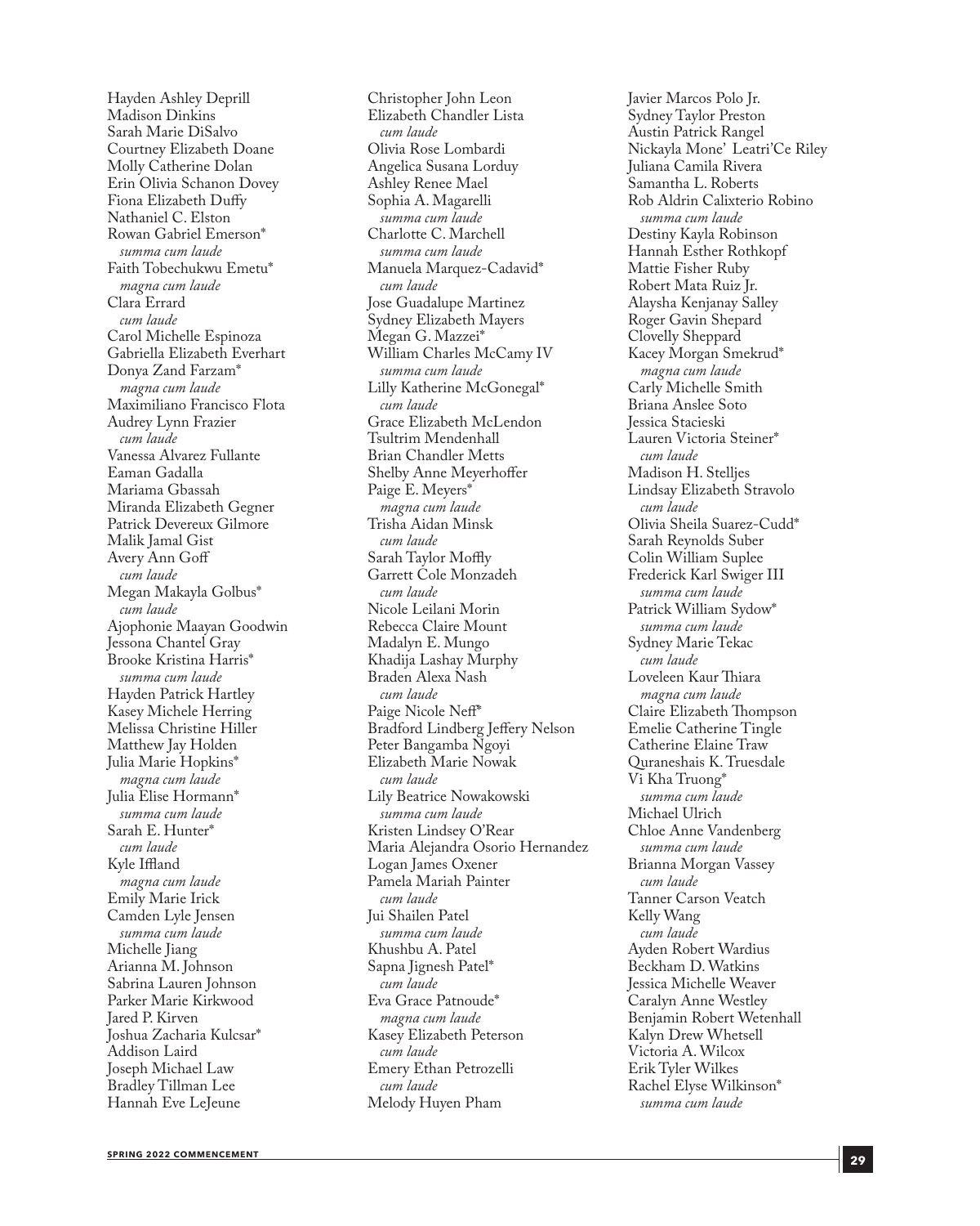Hayden Ashley Deprill
Madison Dinkins
Sarah Marie DiSalvo
Courtney Elizabeth Doane
Molly Catherine Dolan
Erin Olivia Schanon Dovey
Fiona Elizabeth Duffy
Nathaniel C. Elston
Rowan Gabriel Emerson*
*summa cum laude*
Faith Tobechukwu Emetu*
*magna cum laude*
Clara Errard
*cum laude*
Carol Michelle Espinoza
Gabriella Elizabeth Everhart
Donya Zand Farzam*
*magna cum laude*
Maximiliano Francisco Flota
Audrey Lynn Frazier
*cum laude*
Vanessa Alvarez Fullante
Eaman Gadalla
Mariama Gbassah
Miranda Elizabeth Gegner
Patrick Devereux Gilmore
Malik Jamal Gist
Avery Ann Goff
*cum laude*
Megan Makayla Golbus*
*cum laude*
Ajophonie Maayan Goodwin
Jessona Chantel Gray
Brooke Kristina Harris*
*summa cum laude*
Hayden Patrick Hartley
Kasey Michele Herring
Melissa Christine Hiller
Matthew Jay Holden
Julia Marie Hopkins*
*magna cum laude*
Julia Elise Hormann*
*summa cum laude*
Sarah E. Hunter*
*cum laude*
Kyle Iffland
*magna cum laude*
Emily Marie Irick
Camden Lyle Jensen
*summa cum laude*
Michelle Jiang
Arianna M. Johnson
Sabrina Lauren Johnson
Parker Marie Kirkwood
Jared P. Kirven
Joshua Zacharia Kulcsar*
Addison Laird
Joseph Michael Law
Bradley Tillman Lee
Hannah Eve LeJeune
Christopher John Leon
Elizabeth Chandler Lista
*cum laude*
Olivia Rose Lombardi
Angelica Susana Lorduy
Ashley Renee Mael
Sophia A. Magarelli
*summa cum laude*
Charlotte C. Marchell
*summa cum laude*
Manuela Marquez-Cadavid*
*cum laude*
Jose Guadalupe Martinez
Sydney Elizabeth Mayers
Megan G. Mazzei*
William Charles McCamy IV
*summa cum laude*
Lilly Katherine McGonegal*
*cum laude*
Grace Elizabeth McLendon
Tsultrim Mendenhall
Brian Chandler Metts
Shelby Anne Meyerhoffer
Paige E. Meyers*
*magna cum laude*
Trisha Aidan Minsk
*cum laude*
Sarah Taylor Mofflly
Garrett Cole Monzadeh
*cum laude*
Nicole Leilani Morin
Rebecca Claire Mount
Madalyn E. Mungo
Khadija Lashay Murphy
Braden Alexa Nash
*cum laude*
Paige Nicole Neff*
Bradford Lindberg Jeffery Nelson
Peter Bangamba Ngoyi
Elizabeth Marie Nowak
*cum laude*
Lily Beatrice Nowakowski
*summa cum laude*
Kristen Lindsey O'Rear
Maria Alejandra Osorio Hernandez
Logan James Oxener
Pamela Mariah Painter
*cum laude*
Jui Shailen Patel
*summa cum laude*
Khushbu A. Patel
Sapna Jignesh Patel*
*cum laude*
Eva Grace Patnoude*
*magna cum laude*
Kasey Elizabeth Peterson
*cum laude*
Emery Ethan Petrozelli
*cum laude*
Melody Huyen Pham
Javier Marcos Polo Jr.
Sydney Taylor Preston
Austin Patrick Rangel
Nickayla Mone' Leatri'Ce Riley
Juliana Camila Rivera
Samantha L. Roberts
Rob Aldrin Calixterio Robino
*summa cum laude*
Destiny Kayla Robinson
Hannah Esther Rothkopf
Mattie Fisher Ruby
Robert Mata Ruiz Jr.
Alaysha Kenjanay Salley
Roger Gavin Shepard
Clovelly Sheppard
Kacey Morgan Smekrud*
*magna cum laude*
Carly Michelle Smith
Briana Anslee Soto
Jessica Stacieski
Lauren Victoria Steiner*
*cum laude*
Madison H. Stelljes
Lindsay Elizabeth Stravolo
*cum laude*
Olivia Sheila Suarez-Cudd*
Sarah Reynolds Suber
Colin William Suplee
Frederick Karl Swiger III
*summa cum laude*
Patrick William Sydow*
*summa cum laude*
Sydney Marie Tekac
*cum laude*
Loveleen Kaur Thiara
*magna cum laude*
Claire Elizabeth Thompson
Emelie Catherine Tingle
Catherine Elaine Traw
Quraneshais K. Truesdale
Vi Kha Truong*
*summa cum laude*
Michael Ulrich
Chloe Anne Vandenberg
*summa cum laude*
Brianna Morgan Vassey
*cum laude*
Tanner Carson Veatch
Kelly Wang
*cum laude*
Ayden Robert Wardius
Beckham D. Watkins
Jessica Michelle Weaver
Caralyn Anne Westley
Benjamin Robert Wetenhall
Kalyn Drew Whetsell
Victoria A. Wilcox
Erik Tyler Wilkes
Rachel Elyse Wilkinson*
*summa cum laude*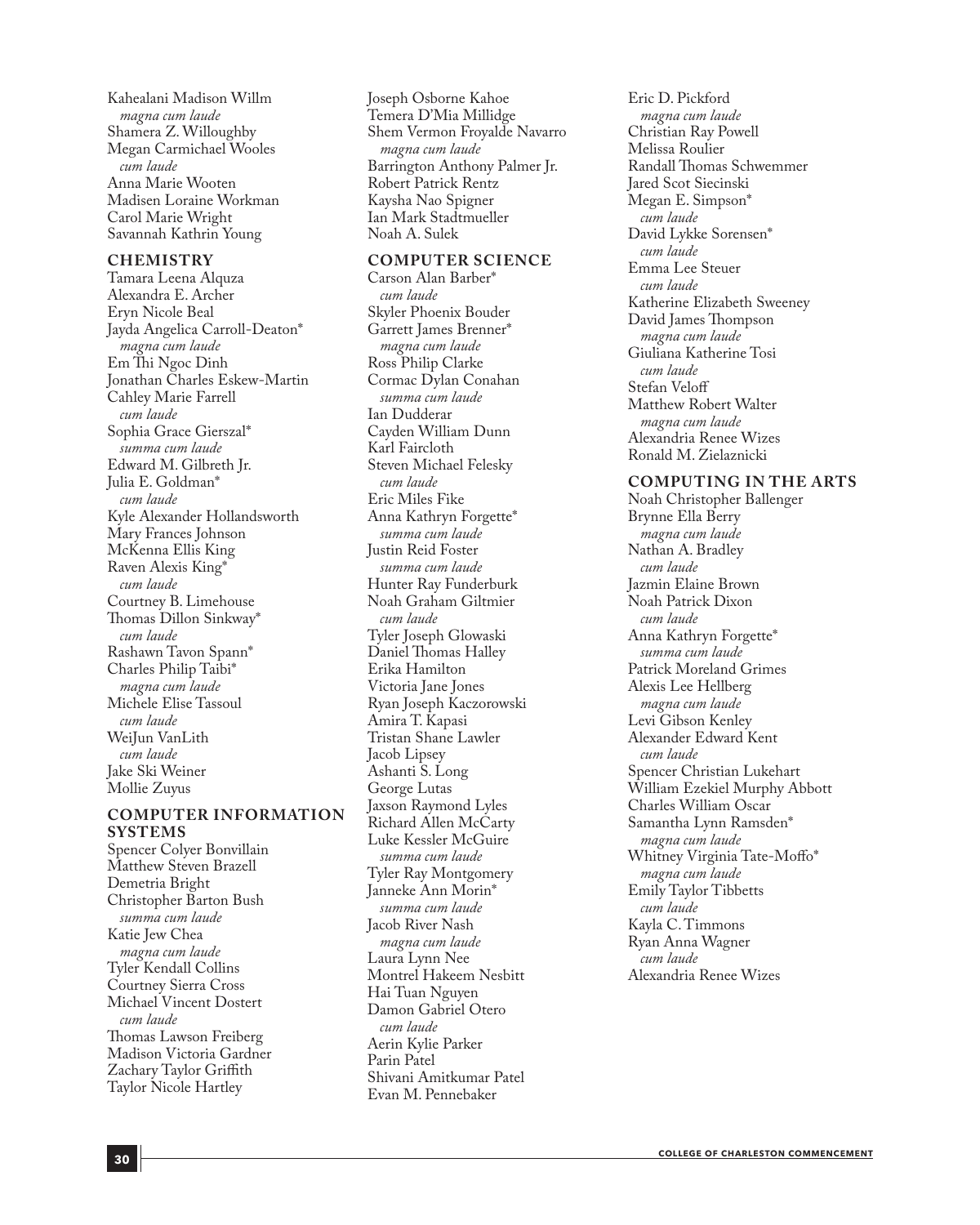Kahealani Madison Willm
*magna cum laude*
Shamera Z. Willoughby
Megan Carmichael Wooles
*cum laude*
Anna Marie Wooten
Madisen Loraine Workman
Carol Marie Wright
Savannah Kathrin Young

## CHEMISTRY

Tamara Leena Alquza
Alexandra E. Archer
Eryn Nicole Beal
Jayda Angelica Carroll-Deaton*
*magna cum laude*
Em Thi Ngoc Dinh
Jonathan Charles Eskew-Martin
Cahley Marie Farrell
*cum laude*
Sophia Grace Gierszal*
*summa cum laude*
Edward M. Gilbreth Jr.
Julia E. Goldman*
*cum laude*
Kyle Alexander Hollandsworth
Mary Frances Johnson
McKenna Ellis King
Raven Alexis King*
*cum laude*
Courtney B. Limehouse
Thomas Dillon Sinkway*
*cum laude*
Rashawn Tavon Spann*
Charles Philip Taibi*
*magna cum laude*
Michele Elise Tassoul
*cum laude*
WeiJun VanLith
*cum laude*
Jake Ski Weiner
Mollie Zuyus

## COMPUTER INFORMATION SYSTEMS

Spencer Colyer Bonvillain
Matthew Steven Brazell
Demetria Bright
Christopher Barton Bush
*summa cum laude*
Katie Jew Chea
*magna cum laude*
Tyler Kendall Collins
Courtney Sierra Cross
Michael Vincent Dostert
*cum laude*
Thomas Lawson Freiberg
Madison Victoria Gardner
Zachary Taylor Griffith
Taylor Nicole Hartley
Joseph Osborne Kahoe
Temera D'Mia Millidge
Shem Vermon Froyalde Navarro
*magna cum laude*
Barrington Anthony Palmer Jr.
Robert Patrick Rentz
Kaysha Nao Spigner
Ian Mark Stadtmueller
Noah A. Sulek

## COMPUTER SCIENCE

Carson Alan Barber*
*cum laude*
Skyler Phoenix Bouder
Garrett James Brenner*
*magna cum laude*
Ross Philip Clarke
Cormac Dylan Conahan
*summa cum laude*
Ian Dudderar
Cayden William Dunn
Karl Faircloth
Steven Michael Felesky
*cum laude*
Eric Miles Fike
Anna Kathryn Forgette*
*summa cum laude*
Justin Reid Foster
*summa cum laude*
Hunter Ray Funderburk
Noah Graham Giltmier
*cum laude*
Tyler Joseph Glowaski
Daniel Thomas Halley
Erika Hamilton
Victoria Jane Jones
Ryan Joseph Kaczorowski
Amira T. Kapasi
Tristan Shane Lawler
Jacob Lipsey
Ashanti S. Long
George Lutas
Jaxson Raymond Lyles
Richard Allen McCarty
Luke Kessler McGuire
*summa cum laude*
Tyler Ray Montgomery
Janneke Ann Morin*
*summa cum laude*
Jacob River Nash
*magna cum laude*
Laura Lynn Nee
Montrel Hakeem Nesbitt
Hai Tuan Nguyen
Damon Gabriel Otero
*cum laude*
Aerin Kylie Parker
Parin Patel
Shivani Amitkumar Patel
Evan M. Pennebaker
Eric D. Pickford
*magna cum laude*
Christian Ray Powell
Melissa Roulier
Randall Thomas Schwemmer
Jared Scot Siecinski
Megan E. Simpson*
*cum laude*
David Lykke Sorensen*
*cum laude*
Emma Lee Steuer
*cum laude*
Katherine Elizabeth Sweeney
David James Thompson
*magna cum laude*
Giuliana Katherine Tosi
*cum laude*
Stefan Veloff
Matthew Robert Walter
*magna cum laude*
Alexandria Renee Wizes
Ronald M. Zielaznicki

## COMPUTING IN THE ARTS

Noah Christopher Ballenger
Brynne Ella Berry
*magna cum laude*
Nathan A. Bradley
*cum laude*
Jazmin Elaine Brown
Noah Patrick Dixon
*cum laude*
Anna Kathryn Forgette*
*summa cum laude*
Patrick Moreland Grimes
Alexis Lee Hellberg
*magna cum laude*
Levi Gibson Kenley
Alexander Edward Kent
*cum laude*
Spencer Christian Lukehart
William Ezekiel Murphy Abbott
Charles William Oscar
Samantha Lynn Ramsden*
*magna cum laude*
Whitney Virginia Tate-Moffo*
*magna cum laude*
Emily Taylor Tibbetts
*cum laude*
Kayla C. Timmons
Ryan Anna Wagner
*cum laude*
Alexandria Renee Wizes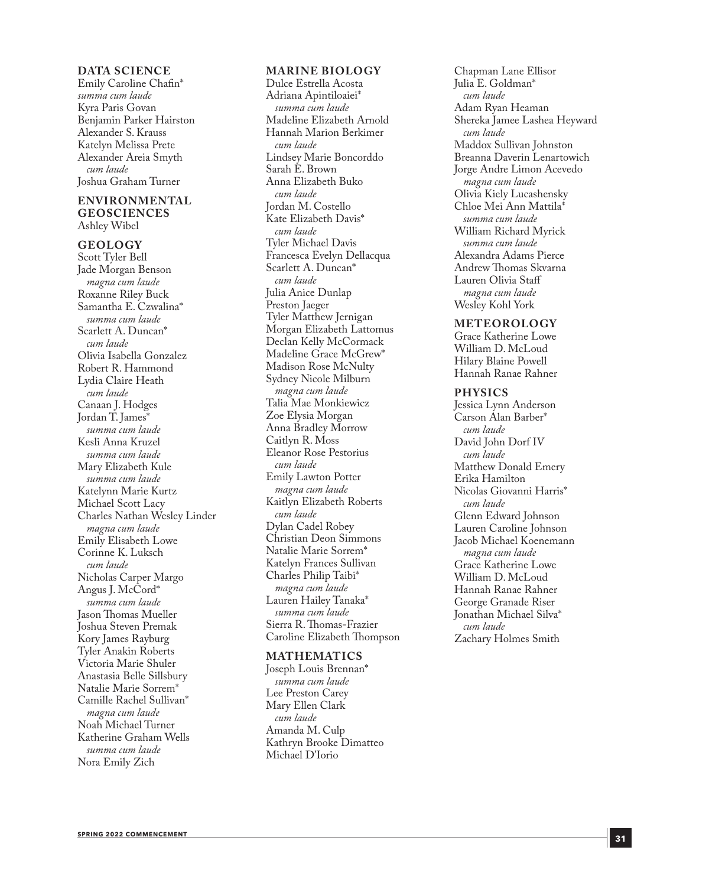### DATA SCIENCE

Emily Caroline Chafin*
*summa cum laude*
Kyra Paris Govan
Benjamin Parker Hairston
Alexander S. Krauss
Katelyn Melissa Prete
Alexander Areia Smyth
*cum laude*
Joshua Graham Turner

### ENVIRONMENTAL GEOSCIENCES

Ashley Wibel

### GEOLOGY

Scott Tyler Bell
Jade Morgan Benson
*magna cum laude*
Roxanne Riley Buck
Samantha E. Czwalina*
*summa cum laude*
Scarlett A. Duncan*
*cum laude*
Olivia Isabella Gonzalez
Robert R. Hammond
Lydia Claire Heath
*cum laude*
Canaan J. Hodges
Jordan T. James*
*summa cum laude*
Kesli Anna Kruzel
*summa cum laude*
Mary Elizabeth Kule
*summa cum laude*
Katelynn Marie Kurtz
Michael Scott Lacy
Charles Nathan Wesley Linder
*magna cum laude*
Emily Elisabeth Lowe
Corinne K. Luksch
*cum laude*
Nicholas Carper Margo
Angus J. McCord*
*summa cum laude*
Jason Thomas Mueller
Joshua Steven Premak
Kory James Rayburg
Tyler Anakin Roberts
Victoria Marie Shuler
Anastasia Belle Sillsbury
Natalie Marie Sorrem*
Camille Rachel Sullivan*
*magna cum laude*
Noah Michael Turner
Katherine Graham Wells
*summa cum laude*
Nora Emily Zich

### MARINE BIOLOGY

Dulce Estrella Acosta
Adriana Apintiloaiei*
*summa cum laude*
Madeline Elizabeth Arnold
Hannah Marion Berkimer
*cum laude*
Lindsey Marie Boncorddo
Sarah E. Brown
Anna Elizabeth Buko
*cum laude*
Jordan M. Costello
Kate Elizabeth Davis*
*cum laude*
Tyler Michael Davis
Francesca Evelyn Dellacqua
Scarlett A. Duncan*
*cum laude*
Julia Anice Dunlap
Preston Jaeger
Tyler Matthew Jernigan
Morgan Elizabeth Lattomus
Declan Kelly McCormack
Madeline Grace McGrew*
Madison Rose McNulty
Sydney Nicole Milburn
*magna cum laude*
Talia Mae Monkiewicz
Zoe Elysia Morgan
Anna Bradley Morrow
Caitlyn R. Moss
Eleanor Rose Pestorius
*cum laude*
Emily Lawton Potter
*magna cum laude*
Kaitlyn Elizabeth Roberts
*cum laude*
Dylan Cadel Robey
Christian Deon Simmons
Natalie Marie Sorrem*
Katelyn Frances Sullivan
Charles Philip Taibi*
*magna cum laude*
Lauren Hailey Tanaka*
*summa cum laude*
Sierra R. Thomas-Frazier
Caroline Elizabeth Thompson

### MATHEMATICS

Joseph Louis Brennan*
*summa cum laude*
Lee Preston Carey
Mary Ellen Clark
*cum laude*
Amanda M. Culp
Kathryn Brooke Dimatteo
Michael D'Iorio
Chapman Lane Ellisor
Julia E. Goldman*
*cum laude*
Adam Ryan Heaman
Shereka Jamee Lashea Heyward
*cum laude*
Maddox Sullivan Johnston
Breanna Daverin Lenartowich
Jorge Andre Limon Acevedo
*magna cum laude*
Olivia Kiely Lucashensky
Chloe Mei Ann Mattila*
*summa cum laude*
William Richard Myrick
*summa cum laude*
Alexandra Adams Pierce
Andrew Thomas Skvarna
Lauren Olivia Staff
*magna cum laude*
Wesley Kohl York

### METEOROLOGY

Grace Katherine Lowe
William D. McLoud
Hilary Blaine Powell
Hannah Ranae Rahner

### PHYSICS

Jessica Lynn Anderson
Carson Alan Barber*
*cum laude*
David John Dorf IV
*cum laude*
Matthew Donald Emery
Erika Hamilton
Nicolas Giovanni Harris*
*cum laude*
Glenn Edward Johnson
Lauren Caroline Johnson
Jacob Michael Koenemann
*magna cum laude*
Grace Katherine Lowe
William D. McLoud
Hannah Ranae Rahner
George Granade Riser
Jonathan Michael Silva*
*cum laude*
Zachary Holmes Smith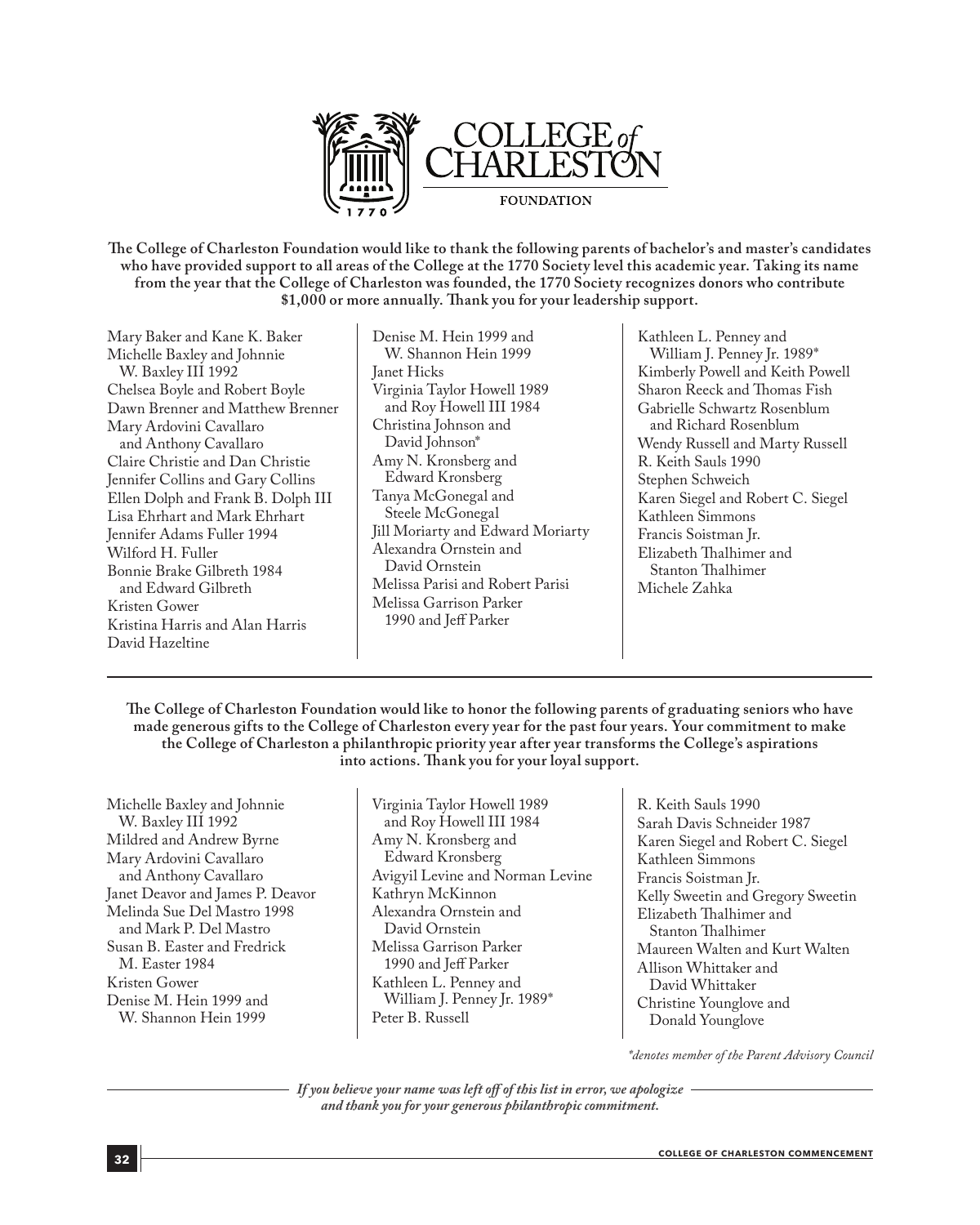COLLEGE of CHARLESTON

FOUNDATION

1770

**The College of Charleston Foundation would like to thank the following parents of bachelor's and master's candidates who have provided support to all areas of the College at the 1770 Society level this academic year. Taking its name from the year that the College of Charleston was founded, the 1770 Society recognizes donors who contribute $1,000 or more annually. Thank you for your leadership support.**

Mary Baker and Kane K. Baker
Michelle Baxley and Johnnie W. Baxley III 1992
Chelsea Boyle and Robert Boyle
Dawn Brenner and Matthew Brenner
Mary Ardovini Cavallaro and Anthony Cavallaro
Claire Christie and Dan Christie
Jennifer Collins and Gary Collins
Ellen Dolph and Frank B. Dolph III
Lisa Ehrhart and Mark Ehrhart
Jennifer Adams Fuller 1994
Wilford H. Fuller
Bonnie Brake Gilbreth 1984 and Edward Gilbreth
Kristen Gower
Kristina Harris and Alan Harris
David Hazeltine
Denise M. Hein 1999 and W. Shannon Hein 1999
Janet Hicks
Virginia Taylor Howell 1989 and Roy Howell III 1984
Christina Johnson and David Johnson*
Amy N. Kronsberg and Edward Kronsberg
Tanya McGonegal and Steele McGonegal
Jill Moriarty and Edward Moriarty
Alexandra Ornstein and David Ornstein
Melissa Parisi and Robert Parisi
Melissa Garrison Parker 1990 and Jeff Parker
Kathleen L. Penney and William J. Penney Jr. 1989*
Kimberly Powell and Keith Powell
Sharon Reeck and Thomas Fish
Gabrielle Schwartz Rosenblum and Richard Rosenblum
Wendy Russell and Marty Russell
R. Keith Sauls 1990
Stephen Schweich
Karen Siegel and Robert C. Siegel
Kathleen Simmons
Francis Soistman Jr.
Elizabeth Thalhimer and Stanton Thalhimer
Michele Zahka

---

**The College of Charleston Foundation would like to honor the following parents of graduating seniors who have made generous gifts to the College of Charleston every year for the past four years. Your commitment to make the College of Charleston a philanthropic priority year after year transforms the College's aspirations into actions. Thank you for your loyal support.**

Michelle Baxley and Johnnie W. Baxley III 1992
Mildred and Andrew Byrne
Mary Ardovini Cavallaro and Anthony Cavallaro
Janet Deavor and James P. Deavor
Melinda Sue Del Mastro 1998 and Mark P. Del Mastro
Susan B. Easter and Fredrick M. Easter 1984
Kristen Gower
Denise M. Hein 1999 and W. Shannon Hein 1999
Virginia Taylor Howell 1989 and Roy Howell III 1984
Amy N. Kronsberg and Edward Kronsberg
Avigyil Levine and Norman Levine
Kathryn McKinnon
Alexandra Ornstein and David Ornstein
Melissa Garrison Parker 1990 and Jeff Parker
Kathleen L. Penney and William J. Penney Jr. 1989*
Peter B. Russell
R. Keith Sauls 1990
Sarah Davis Schneider 1987
Karen Siegel and Robert C. Siegel
Kathleen Simmons
Francis Soistman Jr.
Kelly Sweetin and Gregory Sweetin
Elizabeth Thalhimer and Stanton Thalhimer
Maureen Walten and Kurt Walten
Allison Whittaker and David Whittaker
Christine Younglove and Donald Younglove

*\*denotes member of the Parent Advisory Council*

***If you believe your name was left off of this list in error, we apologize and thank you for your generous philanthropic commitment.***